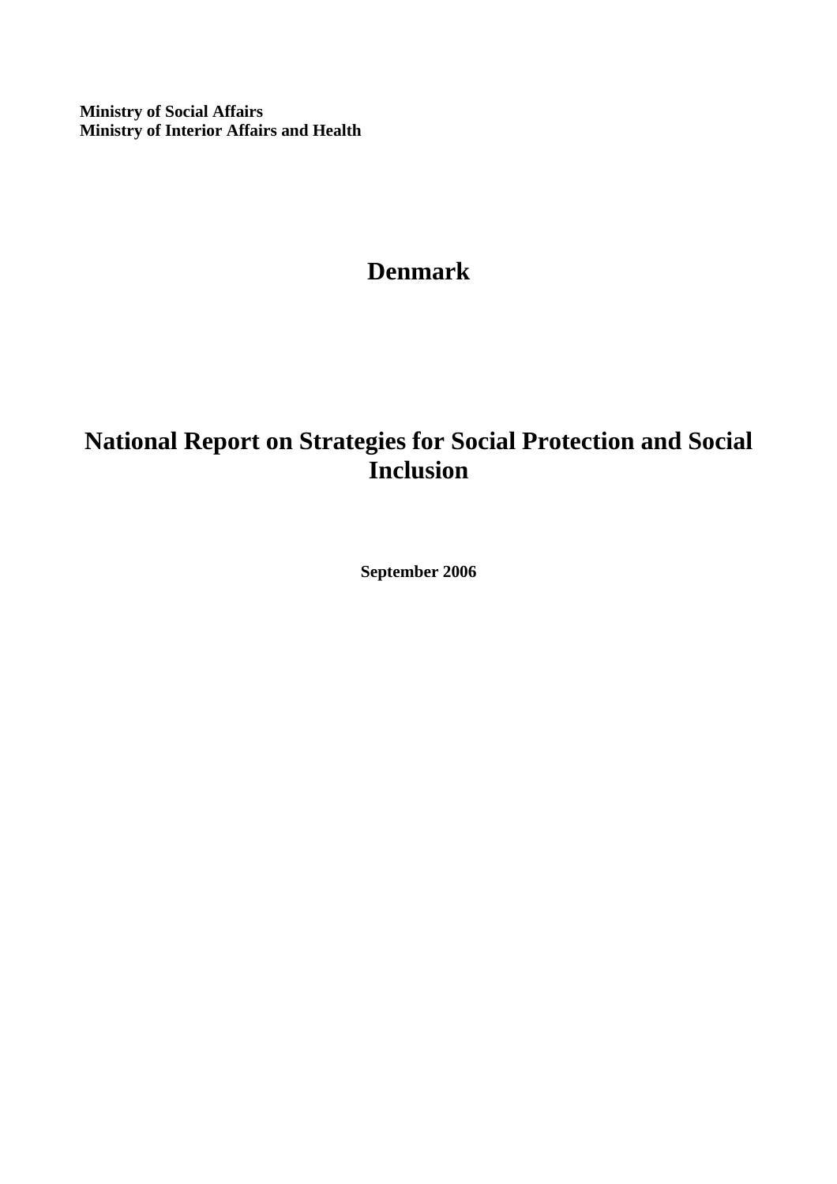**Ministry of Social Affairs**
**Ministry of Interior Affairs and Health**

# Denmark

# National Report on Strategies for Social Protection and Social Inclusion

**September 2006**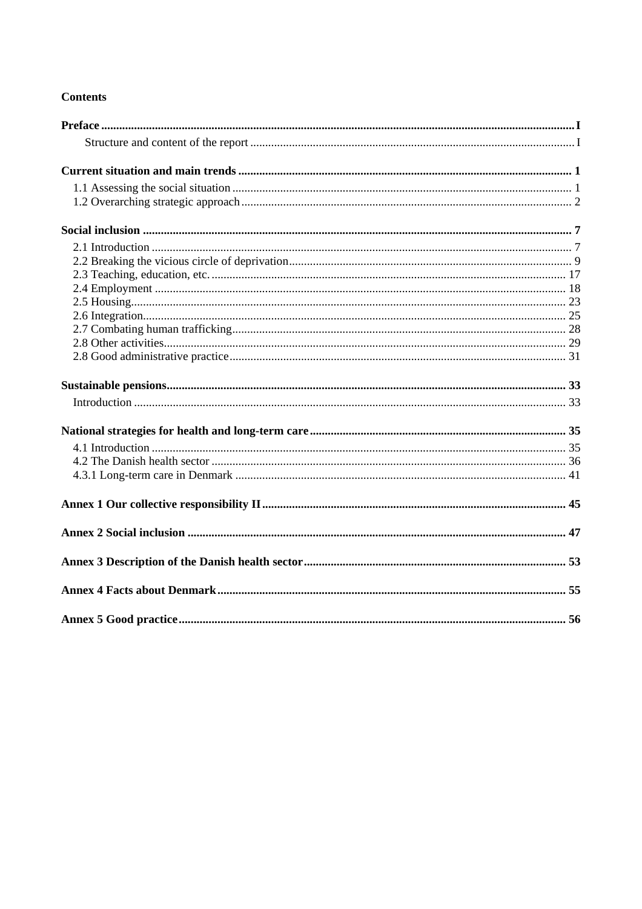**Contents**

**Preface** ..... **I**

Structure and content of the report ..... I

**Current situation and main trends** ..... **1**

1.1 Assessing the social situation ..... 1
1.2 Overarching strategic approach ..... 2

**Social inclusion** ..... **7**

2.1 Introduction ..... 7
2.2 Breaking the vicious circle of deprivation ..... 9
2.3 Teaching, education, etc. ..... 17
2.4 Employment ..... 18
2.5 Housing ..... 23
2.6 Integration ..... 25
2.7 Combating human trafficking ..... 28
2.8 Other activities ..... 29
2.8 Good administrative practice ..... 31

**Sustainable pensions** ..... **33**

Introduction ..... 33

**National strategies for health and long-term care** ..... **35**

4.1 Introduction ..... 35
4.2 The Danish health sector ..... 36
4.3.1 Long-term care in Denmark ..... 41

**Annex 1 Our collective responsibility II** ..... **45**

**Annex 2 Social inclusion** ..... **47**

**Annex 3 Description of the Danish health sector** ..... **53**

**Annex 4 Facts about Denmark** ..... **55**

**Annex 5 Good practice** ..... **56**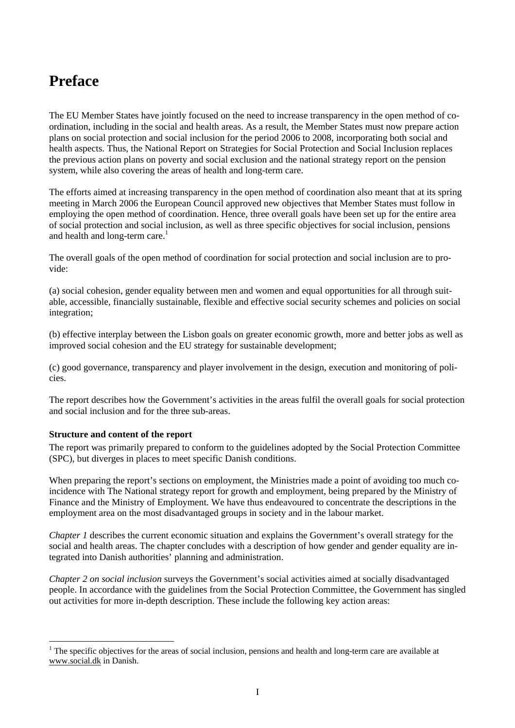# Preface

The EU Member States have jointly focused on the need to increase transparency in the open method of coordination, including in the social and health areas. As a result, the Member States must now prepare action plans on social protection and social inclusion for the period 2006 to 2008, incorporating both social and health aspects. Thus, the National Report on Strategies for Social Protection and Social Inclusion replaces the previous action plans on poverty and social exclusion and the national strategy report on the pension system, while also covering the areas of health and long-term care.

The efforts aimed at increasing transparency in the open method of coordination also meant that at its spring meeting in March 2006 the European Council approved new objectives that Member States must follow in employing the open method of coordination. Hence, three overall goals have been set up for the entire area of social protection and social inclusion, as well as three specific objectives for social inclusion, pensions and health and long-term care.[1]

The overall goals of the open method of coordination for social protection and social inclusion are to provide:

(a) social cohesion, gender equality between men and women and equal opportunities for all through suitable, accessible, financially sustainable, flexible and effective social security schemes and policies on social integration;

(b) effective interplay between the Lisbon goals on greater economic growth, more and better jobs as well as improved social cohesion and the EU strategy for sustainable development;

(c) good governance, transparency and player involvement in the design, execution and monitoring of policies.

The report describes how the Government's activities in the areas fulfil the overall goals for social protection and social inclusion and for the three sub-areas.

**Structure and content of the report**

The report was primarily prepared to conform to the guidelines adopted by the Social Protection Committee (SPC), but diverges in places to meet specific Danish conditions.

When preparing the report's sections on employment, the Ministries made a point of avoiding too much coincidence with The National strategy report for growth and employment, being prepared by the Ministry of Finance and the Ministry of Employment. We have thus endeavoured to concentrate the descriptions in the employment area on the most disadvantaged groups in society and in the labour market.

*Chapter 1* describes the current economic situation and explains the Government's overall strategy for the social and health areas. The chapter concludes with a description of how gender and gender equality are integrated into Danish authorities' planning and administration.

*Chapter 2 on social inclusion* surveys the Government's social activities aimed at socially disadvantaged people. In accordance with the guidelines from the Social Protection Committee, the Government has singled out activities for more in-depth description. These include the following key action areas:

[1] The specific objectives for the areas of social inclusion, pensions and health and long-term care are available at www.social.dk in Danish.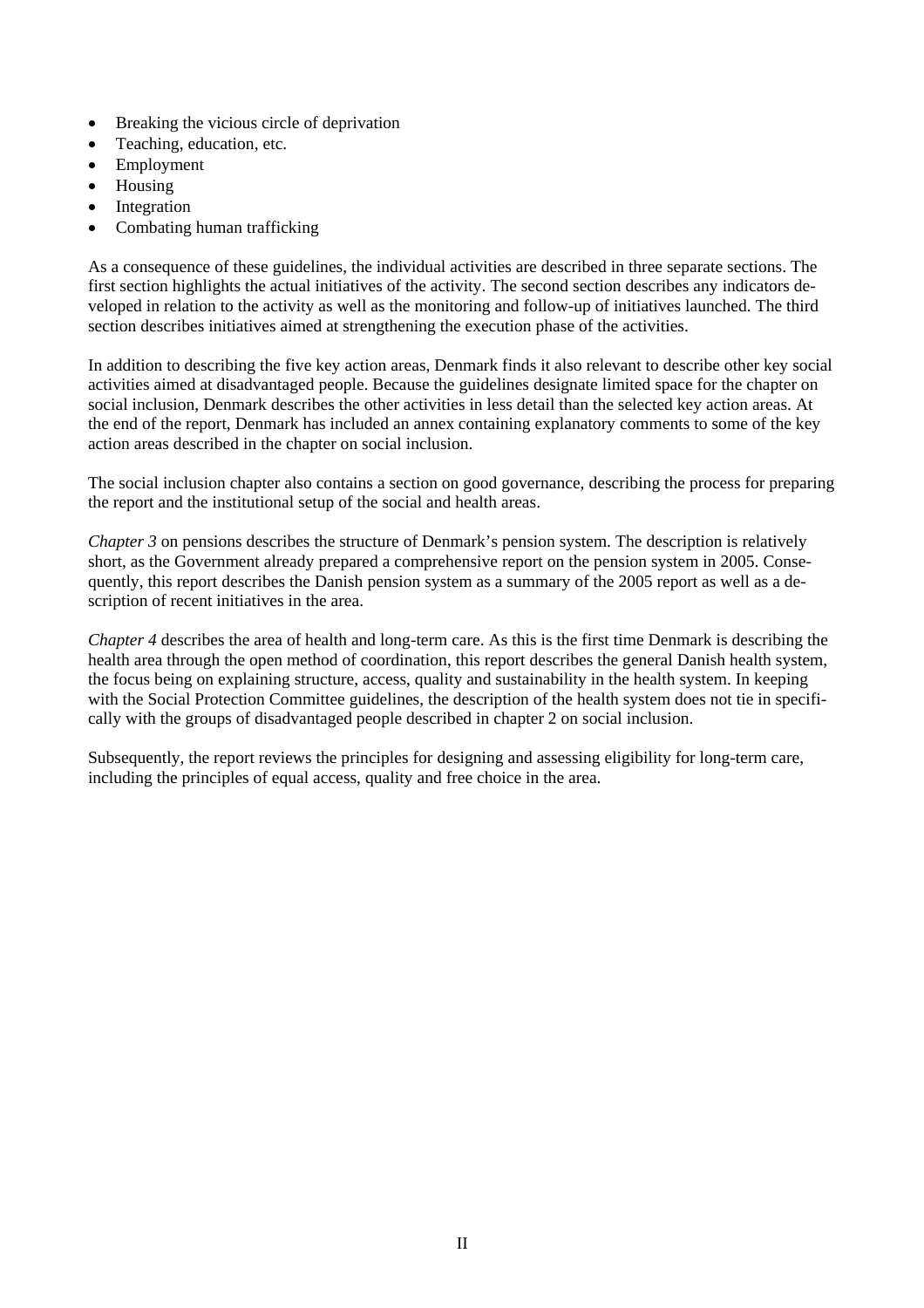- Breaking the vicious circle of deprivation
- Teaching, education, etc.
- Employment
- Housing
- Integration
- Combating human trafficking

As a consequence of these guidelines, the individual activities are described in three separate sections. The first section highlights the actual initiatives of the activity. The second section describes any indicators developed in relation to the activity as well as the monitoring and follow-up of initiatives launched. The third section describes initiatives aimed at strengthening the execution phase of the activities.

In addition to describing the five key action areas, Denmark finds it also relevant to describe other key social activities aimed at disadvantaged people. Because the guidelines designate limited space for the chapter on social inclusion, Denmark describes the other activities in less detail than the selected key action areas. At the end of the report, Denmark has included an annex containing explanatory comments to some of the key action areas described in the chapter on social inclusion.

The social inclusion chapter also contains a section on good governance, describing the process for preparing the report and the institutional setup of the social and health areas.

*Chapter 3* on pensions describes the structure of Denmark's pension system. The description is relatively short, as the Government already prepared a comprehensive report on the pension system in 2005. Consequently, this report describes the Danish pension system as a summary of the 2005 report as well as a description of recent initiatives in the area.

*Chapter 4* describes the area of health and long-term care. As this is the first time Denmark is describing the health area through the open method of coordination, this report describes the general Danish health system, the focus being on explaining structure, access, quality and sustainability in the health system. In keeping with the Social Protection Committee guidelines, the description of the health system does not tie in specifically with the groups of disadvantaged people described in chapter 2 on social inclusion.

Subsequently, the report reviews the principles for designing and assessing eligibility for long-term care, including the principles of equal access, quality and free choice in the area.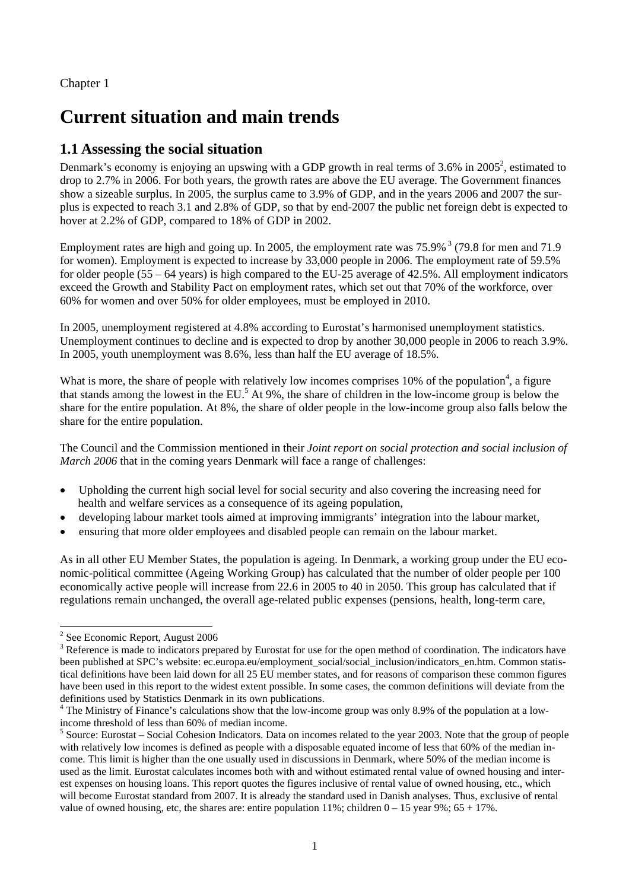Chapter 1

# Current situation and main trends

## 1.1 Assessing the social situation

Denmark's economy is enjoying an upswing with a GDP growth in real terms of 3.6% in 2005[2], estimated to drop to 2.7% in 2006. For both years, the growth rates are above the EU average. The Government finances show a sizeable surplus. In 2005, the surplus came to 3.9% of GDP, and in the years 2006 and 2007 the surplus is expected to reach 3.1 and 2.8% of GDP, so that by end-2007 the public net foreign debt is expected to hover at 2.2% of GDP, compared to 18% of GDP in 2002.

Employment rates are high and going up. In 2005, the employment rate was 75.9%[3] (79.8 for men and 71.9 for women). Employment is expected to increase by 33,000 people in 2006. The employment rate of 59.5% for older people (55 – 64 years) is high compared to the EU-25 average of 42.5%. All employment indicators exceed the Growth and Stability Pact on employment rates, which set out that 70% of the workforce, over 60% for women and over 50% for older employees, must be employed in 2010.

In 2005, unemployment registered at 4.8% according to Eurostat's harmonised unemployment statistics. Unemployment continues to decline and is expected to drop by another 30,000 people in 2006 to reach 3.9%. In 2005, youth unemployment was 8.6%, less than half the EU average of 18.5%.

What is more, the share of people with relatively low incomes comprises 10% of the population[4], a figure that stands among the lowest in the EU.[5] At 9%, the share of children in the low-income group is below the share for the entire population. At 8%, the share of older people in the low-income group also falls below the share for the entire population.

The Council and the Commission mentioned in their *Joint report on social protection and social inclusion of March 2006* that in the coming years Denmark will face a range of challenges:

- Upholding the current high social level for social security and also covering the increasing need for health and welfare services as a consequence of its ageing population,
- developing labour market tools aimed at improving immigrants' integration into the labour market,
- ensuring that more older employees and disabled people can remain on the labour market.

As in all other EU Member States, the population is ageing. In Denmark, a working group under the EU economic-political committee (Ageing Working Group) has calculated that the number of older people per 100 economically active people will increase from 22.6 in 2005 to 40 in 2050. This group has calculated that if regulations remain unchanged, the overall age-related public expenses (pensions, health, long-term care,

---

[2] See Economic Report, August 2006

[3] Reference is made to indicators prepared by Eurostat for use for the open method of coordination. The indicators have been published at SPC's website: ec.europa.eu/employment_social/social_inclusion/indicators_en.htm. Common statistical definitions have been laid down for all 25 EU member states, and for reasons of comparison these common figures have been used in this report to the widest extent possible. In some cases, the common definitions will deviate from the definitions used by Statistics Denmark in its own publications.

[4] The Ministry of Finance's calculations show that the low-income group was only 8.9% of the population at a low-income threshold of less than 60% of median income.

[5] Source: Eurostat – Social Cohesion Indicators. Data on incomes related to the year 2003. Note that the group of people with relatively low incomes is defined as people with a disposable equated income of less that 60% of the median income. This limit is higher than the one usually used in discussions in Denmark, where 50% of the median income is used as the limit. Eurostat calculates incomes both with and without estimated rental value of owned housing and interest expenses on housing loans. This report quotes the figures inclusive of rental value of owned housing, etc., which will become Eurostat standard from 2007. It is already the standard used in Danish analyses. Thus, exclusive of rental value of owned housing, etc, the shares are: entire population 11%; children 0 – 15 year 9%; 65 + 17%.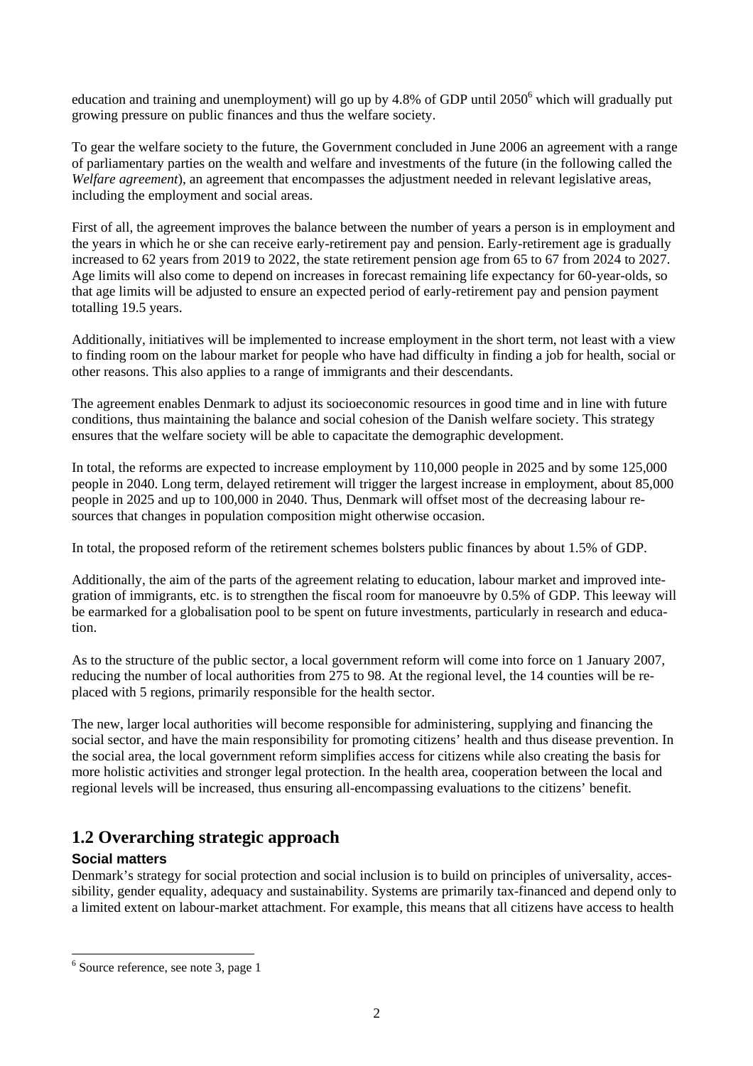education and training and unemployment) will go up by 4.8% of GDP until 2050[6] which will gradually put growing pressure on public finances and thus the welfare society.

To gear the welfare society to the future, the Government concluded in June 2006 an agreement with a range of parliamentary parties on the wealth and welfare and investments of the future (in the following called the *Welfare agreement*), an agreement that encompasses the adjustment needed in relevant legislative areas, including the employment and social areas.

First of all, the agreement improves the balance between the number of years a person is in employment and the years in which he or she can receive early-retirement pay and pension. Early-retirement age is gradually increased to 62 years from 2019 to 2022, the state retirement pension age from 65 to 67 from 2024 to 2027. Age limits will also come to depend on increases in forecast remaining life expectancy for 60-year-olds, so that age limits will be adjusted to ensure an expected period of early-retirement pay and pension payment totalling 19.5 years.

Additionally, initiatives will be implemented to increase employment in the short term, not least with a view to finding room on the labour market for people who have had difficulty in finding a job for health, social or other reasons. This also applies to a range of immigrants and their descendants.

The agreement enables Denmark to adjust its socioeconomic resources in good time and in line with future conditions, thus maintaining the balance and social cohesion of the Danish welfare society. This strategy ensures that the welfare society will be able to capacitate the demographic development.

In total, the reforms are expected to increase employment by 110,000 people in 2025 and by some 125,000 people in 2040. Long term, delayed retirement will trigger the largest increase in employment, about 85,000 people in 2025 and up to 100,000 in 2040. Thus, Denmark will offset most of the decreasing labour resources that changes in population composition might otherwise occasion.

In total, the proposed reform of the retirement schemes bolsters public finances by about 1.5% of GDP.

Additionally, the aim of the parts of the agreement relating to education, labour market and improved integration of immigrants, etc. is to strengthen the fiscal room for manoeuvre by 0.5% of GDP. This leeway will be earmarked for a globalisation pool to be spent on future investments, particularly in research and education.

As to the structure of the public sector, a local government reform will come into force on 1 January 2007, reducing the number of local authorities from 275 to 98. At the regional level, the 14 counties will be replaced with 5 regions, primarily responsible for the health sector.

The new, larger local authorities will become responsible for administering, supplying and financing the social sector, and have the main responsibility for promoting citizens' health and thus disease prevention. In the social area, the local government reform simplifies access for citizens while also creating the basis for more holistic activities and stronger legal protection. In the health area, cooperation between the local and regional levels will be increased, thus ensuring all-encompassing evaluations to the citizens' benefit.

## 1.2 Overarching strategic approach

### Social matters

Denmark's strategy for social protection and social inclusion is to build on principles of universality, accessibility, gender equality, adequacy and sustainability. Systems are primarily tax-financed and depend only to a limited extent on labour-market attachment. For example, this means that all citizens have access to health

---

[6] Source reference, see note 3, page 1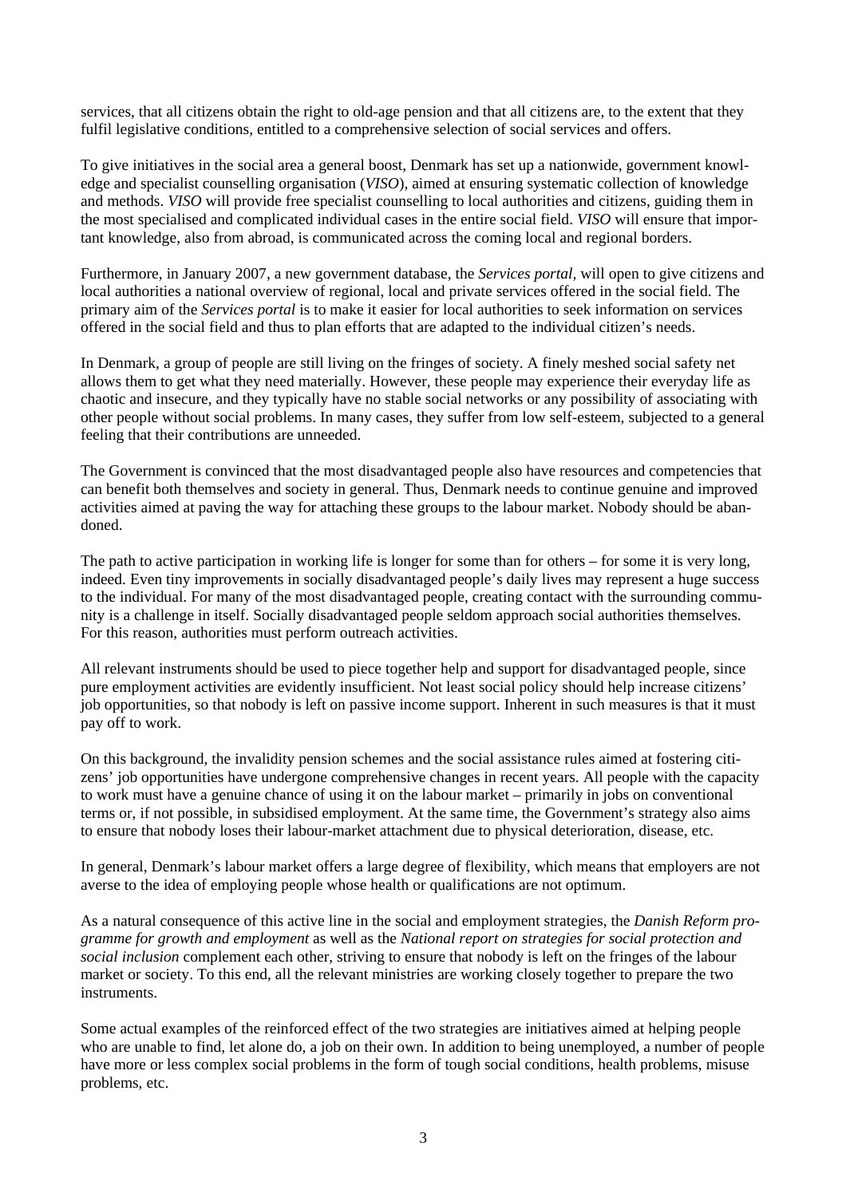services, that all citizens obtain the right to old-age pension and that all citizens are, to the extent that they fulfil legislative conditions, entitled to a comprehensive selection of social services and offers.

To give initiatives in the social area a general boost, Denmark has set up a nationwide, government knowledge and specialist counselling organisation (*VISO*), aimed at ensuring systematic collection of knowledge and methods. *VISO* will provide free specialist counselling to local authorities and citizens, guiding them in the most specialised and complicated individual cases in the entire social field. *VISO* will ensure that important knowledge, also from abroad, is communicated across the coming local and regional borders.

Furthermore, in January 2007, a new government database, the *Services portal,* will open to give citizens and local authorities a national overview of regional, local and private services offered in the social field. The primary aim of the *Services portal* is to make it easier for local authorities to seek information on services offered in the social field and thus to plan efforts that are adapted to the individual citizen's needs.

In Denmark, a group of people are still living on the fringes of society. A finely meshed social safety net allows them to get what they need materially. However, these people may experience their everyday life as chaotic and insecure, and they typically have no stable social networks or any possibility of associating with other people without social problems. In many cases, they suffer from low self-esteem, subjected to a general feeling that their contributions are unneeded.

The Government is convinced that the most disadvantaged people also have resources and competencies that can benefit both themselves and society in general. Thus, Denmark needs to continue genuine and improved activities aimed at paving the way for attaching these groups to the labour market. Nobody should be abandoned.

The path to active participation in working life is longer for some than for others – for some it is very long, indeed. Even tiny improvements in socially disadvantaged people's daily lives may represent a huge success to the individual. For many of the most disadvantaged people, creating contact with the surrounding community is a challenge in itself. Socially disadvantaged people seldom approach social authorities themselves. For this reason, authorities must perform outreach activities.

All relevant instruments should be used to piece together help and support for disadvantaged people, since pure employment activities are evidently insufficient. Not least social policy should help increase citizens' job opportunities, so that nobody is left on passive income support. Inherent in such measures is that it must pay off to work.

On this background, the invalidity pension schemes and the social assistance rules aimed at fostering citizens' job opportunities have undergone comprehensive changes in recent years. All people with the capacity to work must have a genuine chance of using it on the labour market – primarily in jobs on conventional terms or, if not possible, in subsidised employment. At the same time, the Government's strategy also aims to ensure that nobody loses their labour-market attachment due to physical deterioration, disease, etc.

In general, Denmark's labour market offers a large degree of flexibility, which means that employers are not averse to the idea of employing people whose health or qualifications are not optimum.

As a natural consequence of this active line in the social and employment strategies, the *Danish Reform programme for growth and employment* as well as the *National report on strategies for social protection and social inclusion* complement each other, striving to ensure that nobody is left on the fringes of the labour market or society. To this end, all the relevant ministries are working closely together to prepare the two instruments.

Some actual examples of the reinforced effect of the two strategies are initiatives aimed at helping people who are unable to find, let alone do, a job on their own. In addition to being unemployed, a number of people have more or less complex social problems in the form of tough social conditions, health problems, misuse problems, etc.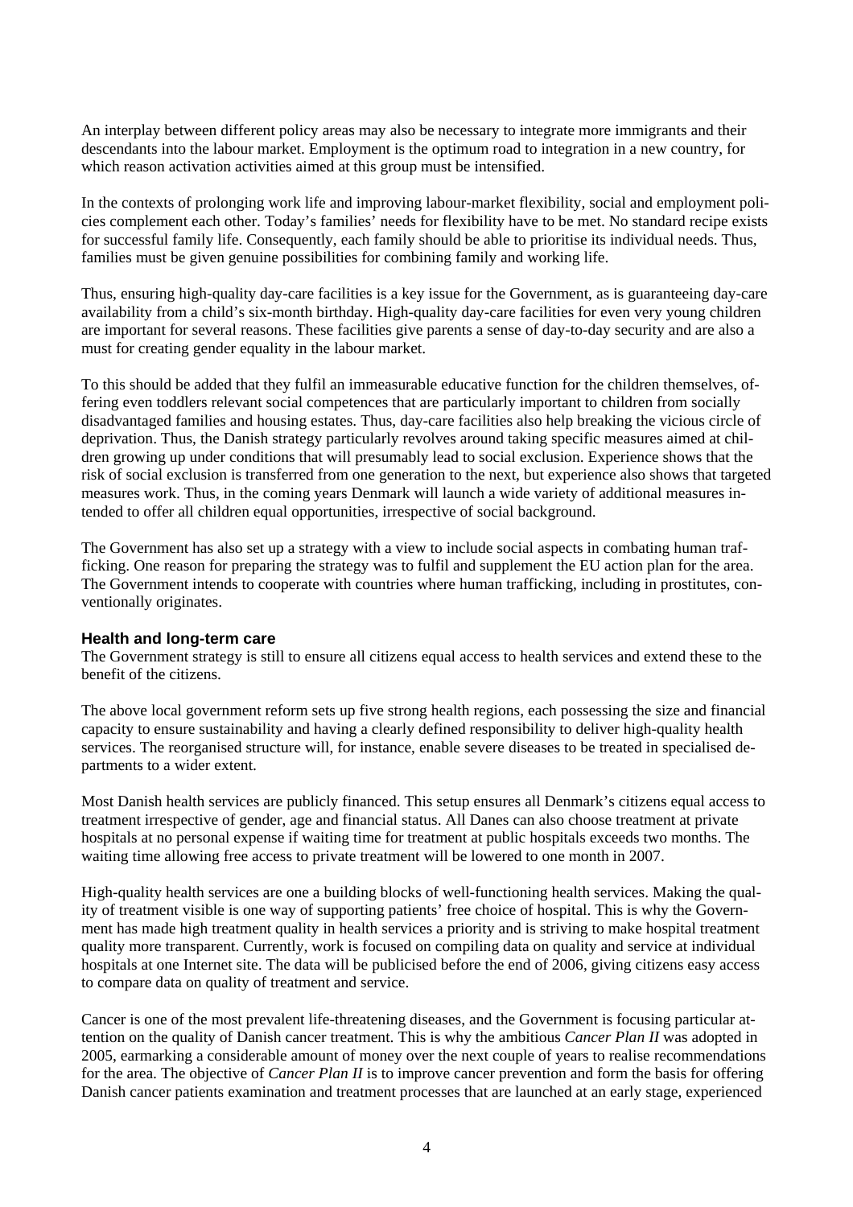An interplay between different policy areas may also be necessary to integrate more immigrants and their descendants into the labour market. Employment is the optimum road to integration in a new country, for which reason activation activities aimed at this group must be intensified.

In the contexts of prolonging work life and improving labour-market flexibility, social and employment policies complement each other. Today's families' needs for flexibility have to be met. No standard recipe exists for successful family life. Consequently, each family should be able to prioritise its individual needs. Thus, families must be given genuine possibilities for combining family and working life.

Thus, ensuring high-quality day-care facilities is a key issue for the Government, as is guaranteeing day-care availability from a child's six-month birthday. High-quality day-care facilities for even very young children are important for several reasons. These facilities give parents a sense of day-to-day security and are also a must for creating gender equality in the labour market.

To this should be added that they fulfil an immeasurable educative function for the children themselves, offering even toddlers relevant social competences that are particularly important to children from socially disadvantaged families and housing estates. Thus, day-care facilities also help breaking the vicious circle of deprivation. Thus, the Danish strategy particularly revolves around taking specific measures aimed at children growing up under conditions that will presumably lead to social exclusion. Experience shows that the risk of social exclusion is transferred from one generation to the next, but experience also shows that targeted measures work. Thus, in the coming years Denmark will launch a wide variety of additional measures intended to offer all children equal opportunities, irrespective of social background.

The Government has also set up a strategy with a view to include social aspects in combating human trafficking. One reason for preparing the strategy was to fulfil and supplement the EU action plan for the area. The Government intends to cooperate with countries where human trafficking, including in prostitutes, conventionally originates.

### Health and long-term care

The Government strategy is still to ensure all citizens equal access to health services and extend these to the benefit of the citizens.

The above local government reform sets up five strong health regions, each possessing the size and financial capacity to ensure sustainability and having a clearly defined responsibility to deliver high-quality health services. The reorganised structure will, for instance, enable severe diseases to be treated in specialised departments to a wider extent.

Most Danish health services are publicly financed. This setup ensures all Denmark's citizens equal access to treatment irrespective of gender, age and financial status. All Danes can also choose treatment at private hospitals at no personal expense if waiting time for treatment at public hospitals exceeds two months. The waiting time allowing free access to private treatment will be lowered to one month in 2007.

High-quality health services are one a building blocks of well-functioning health services. Making the quality of treatment visible is one way of supporting patients' free choice of hospital. This is why the Government has made high treatment quality in health services a priority and is striving to make hospital treatment quality more transparent. Currently, work is focused on compiling data on quality and service at individual hospitals at one Internet site. The data will be publicised before the end of 2006, giving citizens easy access to compare data on quality of treatment and service.

Cancer is one of the most prevalent life-threatening diseases, and the Government is focusing particular attention on the quality of Danish cancer treatment. This is why the ambitious *Cancer Plan II* was adopted in 2005, earmarking a considerable amount of money over the next couple of years to realise recommendations for the area. The objective of *Cancer Plan II* is to improve cancer prevention and form the basis for offering Danish cancer patients examination and treatment processes that are launched at an early stage, experienced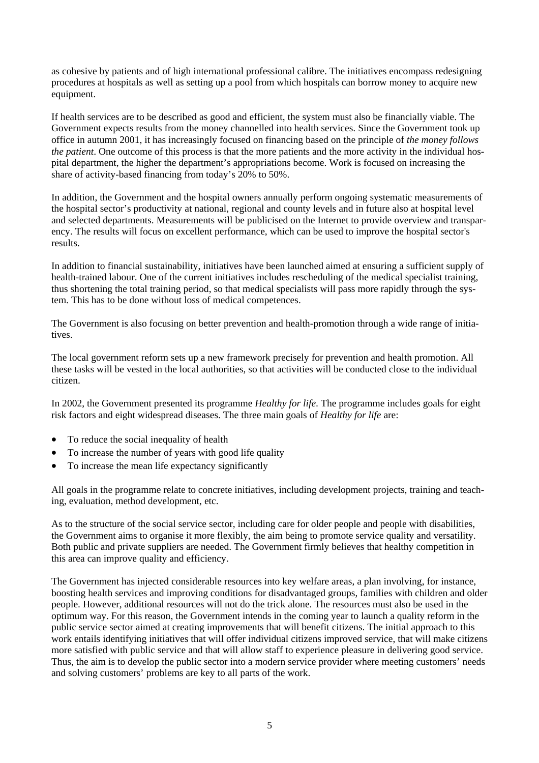as cohesive by patients and of high international professional calibre. The initiatives encompass redesigning procedures at hospitals as well as setting up a pool from which hospitals can borrow money to acquire new equipment.

If health services are to be described as good and efficient, the system must also be financially viable. The Government expects results from the money channelled into health services. Since the Government took up office in autumn 2001, it has increasingly focused on financing based on the principle of *the money follows the patient*. One outcome of this process is that the more patients and the more activity in the individual hospital department, the higher the department's appropriations become. Work is focused on increasing the share of activity-based financing from today's 20% to 50%.

In addition, the Government and the hospital owners annually perform ongoing systematic measurements of the hospital sector's productivity at national, regional and county levels and in future also at hospital level and selected departments. Measurements will be publicised on the Internet to provide overview and transparency. The results will focus on excellent performance, which can be used to improve the hospital sector's results.

In addition to financial sustainability, initiatives have been launched aimed at ensuring a sufficient supply of health-trained labour. One of the current initiatives includes rescheduling of the medical specialist training, thus shortening the total training period, so that medical specialists will pass more rapidly through the system. This has to be done without loss of medical competences.

The Government is also focusing on better prevention and health-promotion through a wide range of initiatives.

The local government reform sets up a new framework precisely for prevention and health promotion. All these tasks will be vested in the local authorities, so that activities will be conducted close to the individual citizen.

In 2002, the Government presented its programme *Healthy for life*. The programme includes goals for eight risk factors and eight widespread diseases. The three main goals of *Healthy for life* are:

- To reduce the social inequality of health
- To increase the number of years with good life quality
- To increase the mean life expectancy significantly

All goals in the programme relate to concrete initiatives, including development projects, training and teaching, evaluation, method development, etc.

As to the structure of the social service sector, including care for older people and people with disabilities, the Government aims to organise it more flexibly, the aim being to promote service quality and versatility. Both public and private suppliers are needed. The Government firmly believes that healthy competition in this area can improve quality and efficiency.

The Government has injected considerable resources into key welfare areas, a plan involving, for instance, boosting health services and improving conditions for disadvantaged groups, families with children and older people. However, additional resources will not do the trick alone. The resources must also be used in the optimum way. For this reason, the Government intends in the coming year to launch a quality reform in the public service sector aimed at creating improvements that will benefit citizens. The initial approach to this work entails identifying initiatives that will offer individual citizens improved service, that will make citizens more satisfied with public service and that will allow staff to experience pleasure in delivering good service. Thus, the aim is to develop the public sector into a modern service provider where meeting customers' needs and solving customers' problems are key to all parts of the work.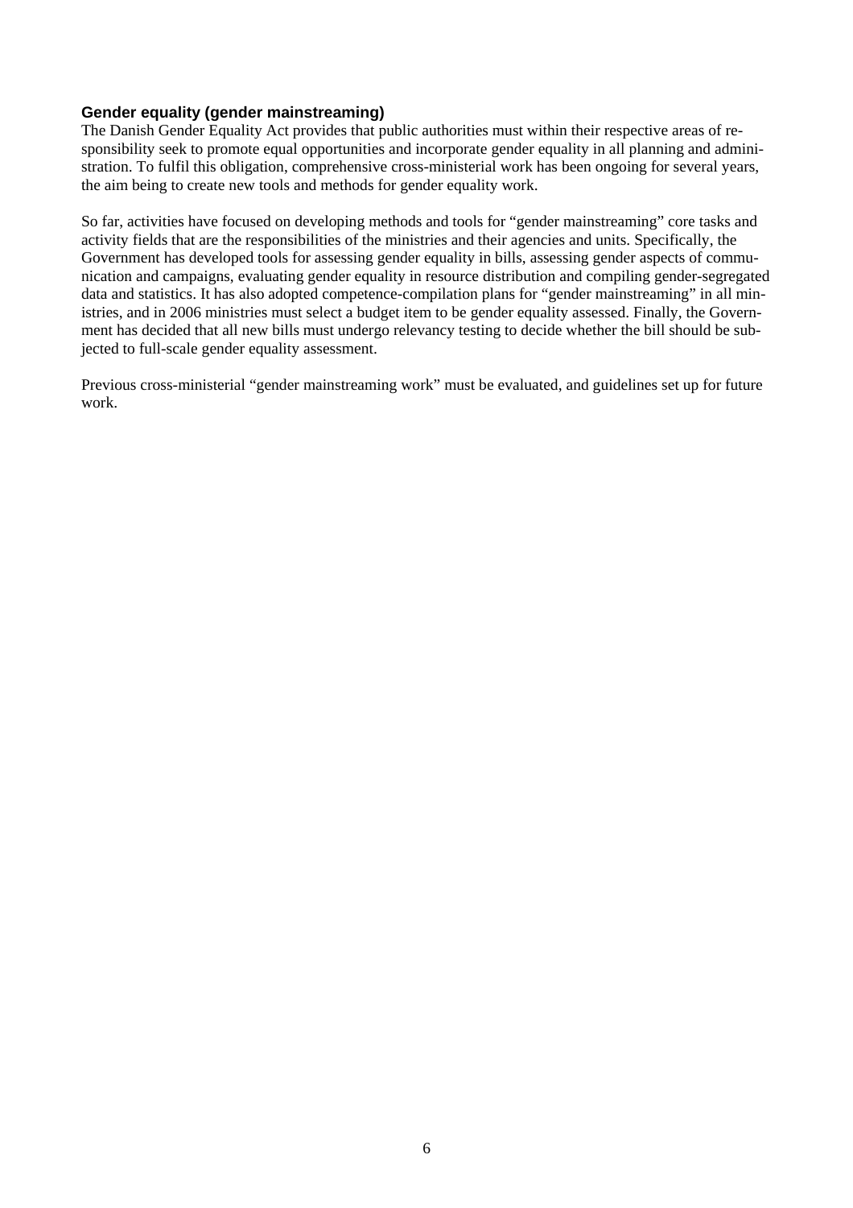### Gender equality (gender mainstreaming)

The Danish Gender Equality Act provides that public authorities must within their respective areas of responsibility seek to promote equal opportunities and incorporate gender equality in all planning and administration. To fulfil this obligation, comprehensive cross-ministerial work has been ongoing for several years, the aim being to create new tools and methods for gender equality work.

So far, activities have focused on developing methods and tools for "gender mainstreaming" core tasks and activity fields that are the responsibilities of the ministries and their agencies and units. Specifically, the Government has developed tools for assessing gender equality in bills, assessing gender aspects of communication and campaigns, evaluating gender equality in resource distribution and compiling gender-segregated data and statistics. It has also adopted competence-compilation plans for "gender mainstreaming" in all ministries, and in 2006 ministries must select a budget item to be gender equality assessed. Finally, the Government has decided that all new bills must undergo relevancy testing to decide whether the bill should be subjected to full-scale gender equality assessment.

Previous cross-ministerial "gender mainstreaming work" must be evaluated, and guidelines set up for future work.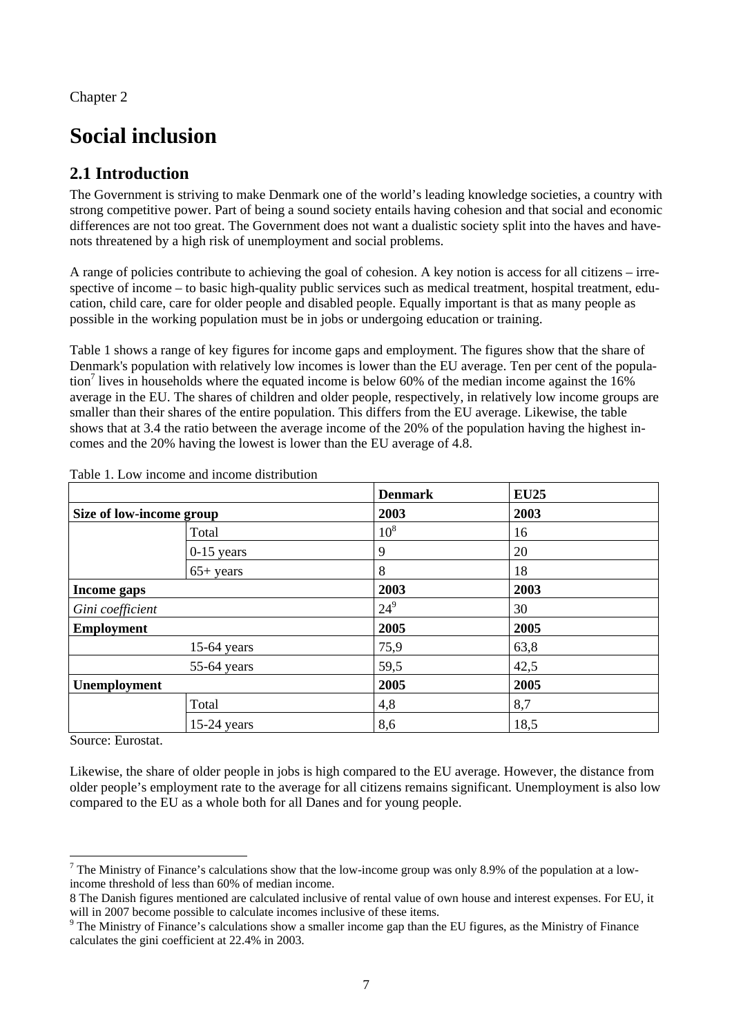Chapter 2

# Social inclusion

## 2.1 Introduction

The Government is striving to make Denmark one of the world's leading knowledge societies, a country with strong competitive power. Part of being a sound society entails having cohesion and that social and economic differences are not too great. The Government does not want a dualistic society split into the haves and have-nots threatened by a high risk of unemployment and social problems.

A range of policies contribute to achieving the goal of cohesion. A key notion is access for all citizens – irrespective of income – to basic high-quality public services such as medical treatment, hospital treatment, education, child care, care for older people and disabled people. Equally important is that as many people as possible in the working population must be in jobs or undergoing education or training.

Table 1 shows a range of key figures for income gaps and employment. The figures show that the share of Denmark's population with relatively low incomes is lower than the EU average. Ten per cent of the population[7] lives in households where the equated income is below 60% of the median income against the 16% average in the EU. The shares of children and older people, respectively, in relatively low income groups are smaller than their shares of the entire population. This differs from the EU average. Likewise, the table shows that at 3.4 the ratio between the average income of the 20% of the population having the highest incomes and the 20% having the lowest is lower than the EU average of 4.8.

Table 1. Low income and income distribution

| | | Denmark | EU25 |
|---|---|---|---|
| **Size of low-income group** | | **2003** | **2003** |
| | Total | 10[8] | 16 |
| | 0-15 years | 9 | 20 |
| | 65+ years | 8 | 18 |
| **Income gaps** | | **2003** | **2003** |
| *Gini coefficient* | | 24[9] | 30 |
| **Employment** | | **2005** | **2005** |
| | 15-64 years | 75,9 | 63,8 |
| | 55-64 years | 59,5 | 42,5 |
| **Unemployment** | | **2005** | **2005** |
| | Total | 4,8 | 8,7 |
| | 15-24 years | 8,6 | 18,5 |

Source: Eurostat.

Likewise, the share of older people in jobs is high compared to the EU average. However, the distance from older people's employment rate to the average for all citizens remains significant. Unemployment is also low compared to the EU as a whole both for all Danes and for young people.

---

[7] The Ministry of Finance's calculations show that the low-income group was only 8.9% of the population at a low-income threshold of less than 60% of median income.

8 The Danish figures mentioned are calculated inclusive of rental value of own house and interest expenses. For EU, it will in 2007 become possible to calculate incomes inclusive of these items.

[9] The Ministry of Finance's calculations show a smaller income gap than the EU figures, as the Ministry of Finance calculates the gini coefficient at 22.4% in 2003.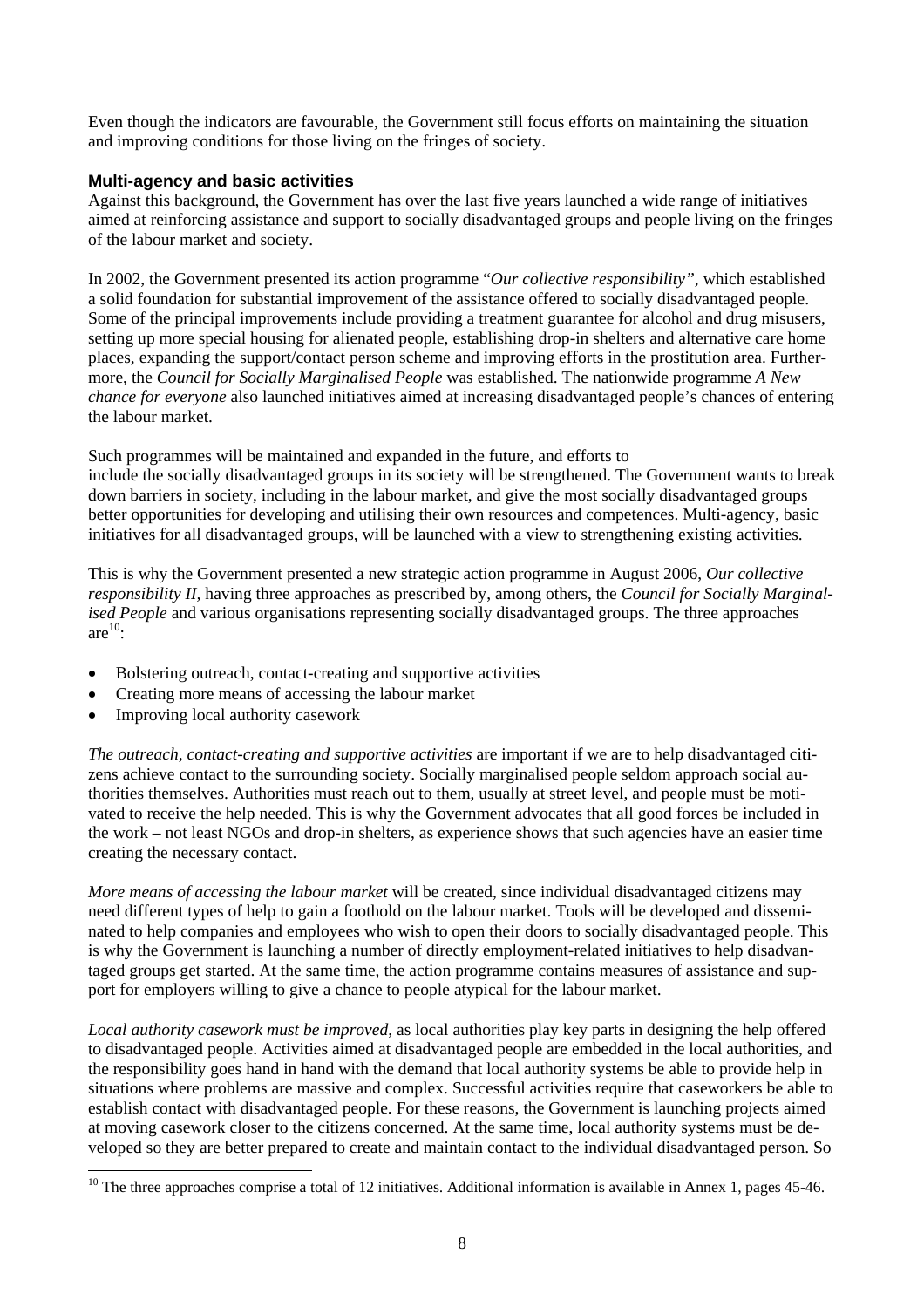Even though the indicators are favourable, the Government still focus efforts on maintaining the situation and improving conditions for those living on the fringes of society.

### Multi-agency and basic activities

Against this background, the Government has over the last five years launched a wide range of initiatives aimed at reinforcing assistance and support to socially disadvantaged groups and people living on the fringes of the labour market and society.

In 2002, the Government presented its action programme "*Our collective responsibility"*, which established a solid foundation for substantial improvement of the assistance offered to socially disadvantaged people. Some of the principal improvements include providing a treatment guarantee for alcohol and drug misusers, setting up more special housing for alienated people, establishing drop-in shelters and alternative care home places, expanding the support/contact person scheme and improving efforts in the prostitution area. Furthermore, the *Council for Socially Marginalised People* was established. The nationwide programme *A New chance for everyone* also launched initiatives aimed at increasing disadvantaged people's chances of entering the labour market.

Such programmes will be maintained and expanded in the future, and efforts to include the socially disadvantaged groups in its society will be strengthened. The Government wants to break down barriers in society, including in the labour market, and give the most socially disadvantaged groups better opportunities for developing and utilising their own resources and competences. Multi-agency, basic initiatives for all disadvantaged groups, will be launched with a view to strengthening existing activities.

This is why the Government presented a new strategic action programme in August 2006, *Our collective responsibility II*, having three approaches as prescribed by, among others, the *Council for Socially Marginalised People* and various organisations representing socially disadvantaged groups. The three approaches are[10]:

- Bolstering outreach, contact-creating and supportive activities
- Creating more means of accessing the labour market
- Improving local authority casework

*The outreach, contact-creating and supportive activities* are important if we are to help disadvantaged citizens achieve contact to the surrounding society. Socially marginalised people seldom approach social authorities themselves. Authorities must reach out to them, usually at street level, and people must be motivated to receive the help needed. This is why the Government advocates that all good forces be included in the work – not least NGOs and drop-in shelters, as experience shows that such agencies have an easier time creating the necessary contact.

*More means of accessing the labour market* will be created, since individual disadvantaged citizens may need different types of help to gain a foothold on the labour market. Tools will be developed and disseminated to help companies and employees who wish to open their doors to socially disadvantaged people. This is why the Government is launching a number of directly employment-related initiatives to help disadvantaged groups get started. At the same time, the action programme contains measures of assistance and support for employers willing to give a chance to people atypical for the labour market.

*Local authority casework must be improved*, as local authorities play key parts in designing the help offered to disadvantaged people. Activities aimed at disadvantaged people are embedded in the local authorities, and the responsibility goes hand in hand with the demand that local authority systems be able to provide help in situations where problems are massive and complex. Successful activities require that caseworkers be able to establish contact with disadvantaged people. For these reasons, the Government is launching projects aimed at moving casework closer to the citizens concerned. At the same time, local authority systems must be developed so they are better prepared to create and maintain contact to the individual disadvantaged person. So

[10] The three approaches comprise a total of 12 initiatives. Additional information is available in Annex 1, pages 45-46.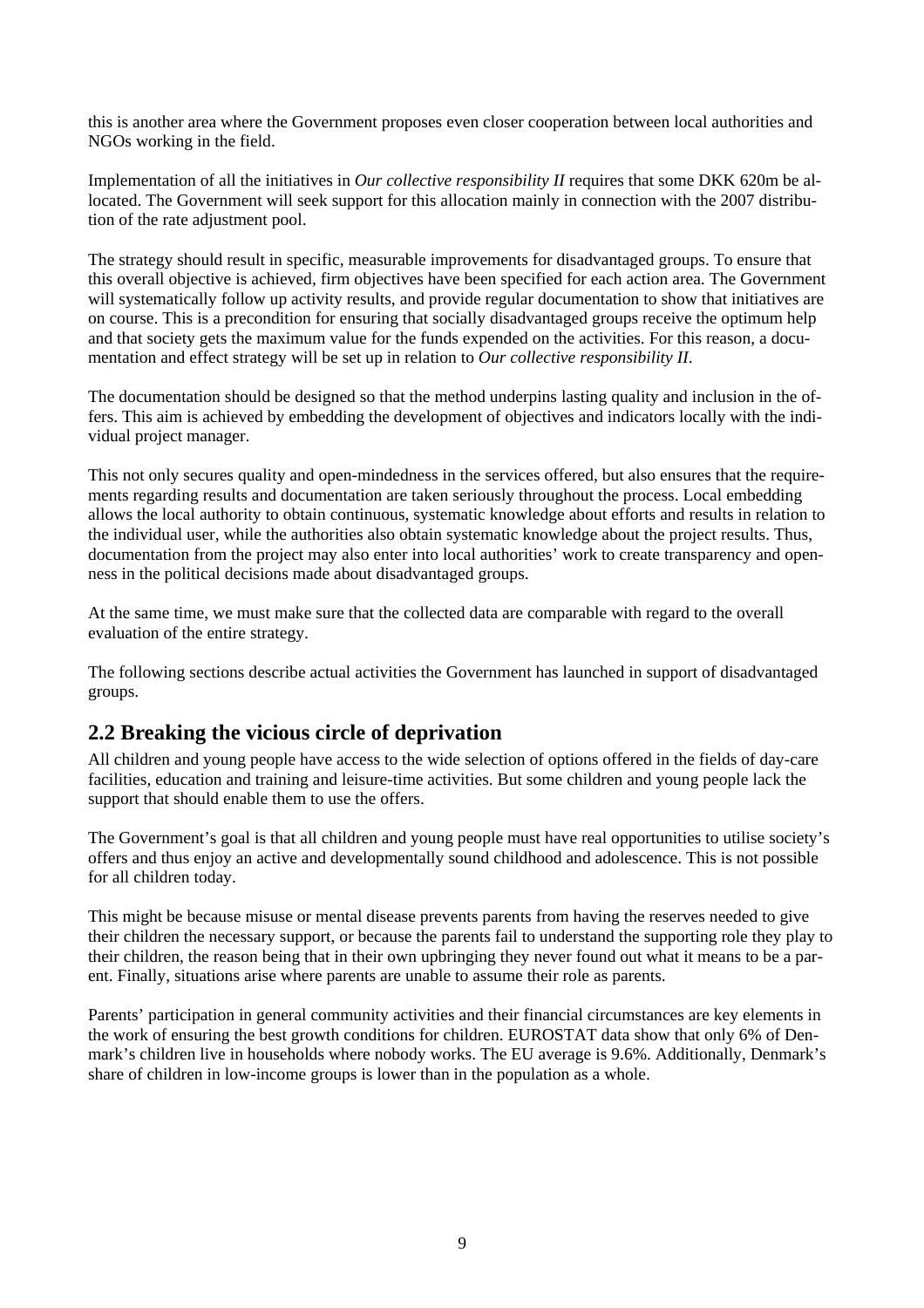this is another area where the Government proposes even closer cooperation between local authorities and NGOs working in the field.

Implementation of all the initiatives in *Our collective responsibility II* requires that some DKK 620m be allocated. The Government will seek support for this allocation mainly in connection with the 2007 distribution of the rate adjustment pool.

The strategy should result in specific, measurable improvements for disadvantaged groups. To ensure that this overall objective is achieved, firm objectives have been specified for each action area. The Government will systematically follow up activity results, and provide regular documentation to show that initiatives are on course. This is a precondition for ensuring that socially disadvantaged groups receive the optimum help and that society gets the maximum value for the funds expended on the activities. For this reason, a documentation and effect strategy will be set up in relation to *Our collective responsibility II*.

The documentation should be designed so that the method underpins lasting quality and inclusion in the offers. This aim is achieved by embedding the development of objectives and indicators locally with the individual project manager.

This not only secures quality and open-mindedness in the services offered, but also ensures that the requirements regarding results and documentation are taken seriously throughout the process. Local embedding allows the local authority to obtain continuous, systematic knowledge about efforts and results in relation to the individual user, while the authorities also obtain systematic knowledge about the project results. Thus, documentation from the project may also enter into local authorities' work to create transparency and openness in the political decisions made about disadvantaged groups.

At the same time, we must make sure that the collected data are comparable with regard to the overall evaluation of the entire strategy.

The following sections describe actual activities the Government has launched in support of disadvantaged groups.

## 2.2 Breaking the vicious circle of deprivation

All children and young people have access to the wide selection of options offered in the fields of day-care facilities, education and training and leisure-time activities. But some children and young people lack the support that should enable them to use the offers.

The Government's goal is that all children and young people must have real opportunities to utilise society's offers and thus enjoy an active and developmentally sound childhood and adolescence. This is not possible for all children today.

This might be because misuse or mental disease prevents parents from having the reserves needed to give their children the necessary support, or because the parents fail to understand the supporting role they play to their children, the reason being that in their own upbringing they never found out what it means to be a parent. Finally, situations arise where parents are unable to assume their role as parents.

Parents' participation in general community activities and their financial circumstances are key elements in the work of ensuring the best growth conditions for children. EUROSTAT data show that only 6% of Denmark's children live in households where nobody works. The EU average is 9.6%. Additionally, Denmark's share of children in low-income groups is lower than in the population as a whole.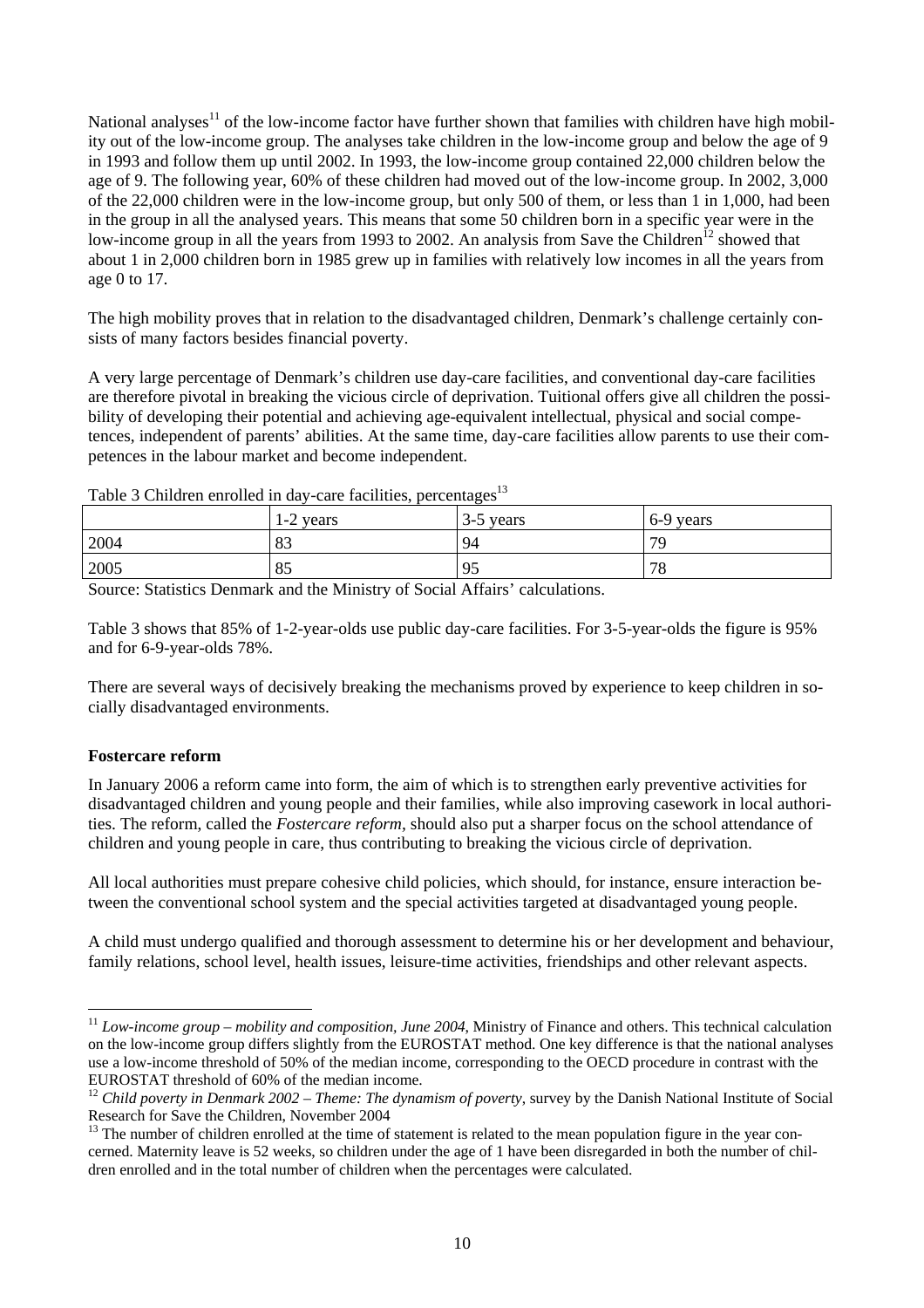National analyses[11] of the low-income factor have further shown that families with children have high mobility out of the low-income group. The analyses take children in the low-income group and below the age of 9 in 1993 and follow them up until 2002. In 1993, the low-income group contained 22,000 children below the age of 9. The following year, 60% of these children had moved out of the low-income group. In 2002, 3,000 of the 22,000 children were in the low-income group, but only 500 of them, or less than 1 in 1,000, had been in the group in all the analysed years. This means that some 50 children born in a specific year were in the low-income group in all the years from 1993 to 2002. An analysis from Save the Children[12] showed that about 1 in 2,000 children born in 1985 grew up in families with relatively low incomes in all the years from age 0 to 17.

The high mobility proves that in relation to the disadvantaged children, Denmark's challenge certainly consists of many factors besides financial poverty.

A very large percentage of Denmark's children use day-care facilities, and conventional day-care facilities are therefore pivotal in breaking the vicious circle of deprivation. Tuitional offers give all children the possibility of developing their potential and achieving age-equivalent intellectual, physical and social competences, independent of parents' abilities. At the same time, day-care facilities allow parents to use their competences in the labour market and become independent.

Table 3 Children enrolled in day-care facilities, percentages[13]

| | 1-2 years | 3-5 years | 6-9 years |
|---|---|---|---|
| 2004 | 83 | 94 | 79 |
| 2005 | 85 | 95 | 78 |

Source: Statistics Denmark and the Ministry of Social Affairs' calculations.

Table 3 shows that 85% of 1-2-year-olds use public day-care facilities. For 3-5-year-olds the figure is 95% and for 6-9-year-olds 78%.

There are several ways of decisively breaking the mechanisms proved by experience to keep children in socially disadvantaged environments.

**Fostercare reform**

In January 2006 a reform came into form, the aim of which is to strengthen early preventive activities for disadvantaged children and young people and their families, while also improving casework in local authorities. The reform, called the *Fostercare reform*, should also put a sharper focus on the school attendance of children and young people in care, thus contributing to breaking the vicious circle of deprivation.

All local authorities must prepare cohesive child policies, which should, for instance, ensure interaction between the conventional school system and the special activities targeted at disadvantaged young people.

A child must undergo qualified and thorough assessment to determine his or her development and behaviour, family relations, school level, health issues, leisure-time activities, friendships and other relevant aspects.

[11] *Low-income group – mobility and composition, June 2004*, Ministry of Finance and others. This technical calculation on the low-income group differs slightly from the EUROSTAT method. One key difference is that the national analyses use a low-income threshold of 50% of the median income, corresponding to the OECD procedure in contrast with the EUROSTAT threshold of 60% of the median income.

[12] *Child poverty in Denmark 2002 – Theme: The dynamism of poverty*, survey by the Danish National Institute of Social Research for Save the Children, November 2004

[13] The number of children enrolled at the time of statement is related to the mean population figure in the year concerned. Maternity leave is 52 weeks, so children under the age of 1 have been disregarded in both the number of children enrolled and in the total number of children when the percentages were calculated.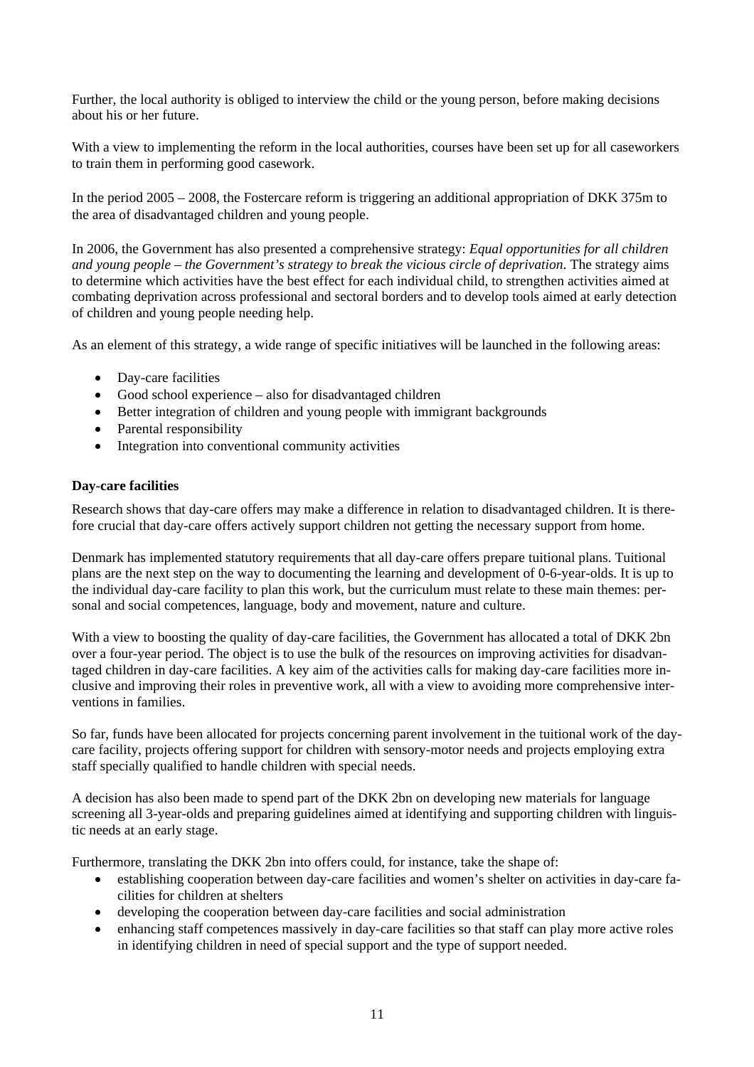Further, the local authority is obliged to interview the child or the young person, before making decisions about his or her future.

With a view to implementing the reform in the local authorities, courses have been set up for all caseworkers to train them in performing good casework.

In the period 2005 – 2008, the Fostercare reform is triggering an additional appropriation of DKK 375m to the area of disadvantaged children and young people.

In 2006, the Government has also presented a comprehensive strategy: *Equal opportunities for all children and young people – the Government's strategy to break the vicious circle of deprivation*. The strategy aims to determine which activities have the best effect for each individual child, to strengthen activities aimed at combating deprivation across professional and sectoral borders and to develop tools aimed at early detection of children and young people needing help.

As an element of this strategy, a wide range of specific initiatives will be launched in the following areas:

- Day-care facilities
- Good school experience – also for disadvantaged children
- Better integration of children and young people with immigrant backgrounds
- Parental responsibility
- Integration into conventional community activities

**Day-care facilities**

Research shows that day-care offers may make a difference in relation to disadvantaged children. It is therefore crucial that day-care offers actively support children not getting the necessary support from home.

Denmark has implemented statutory requirements that all day-care offers prepare tuitional plans. Tuitional plans are the next step on the way to documenting the learning and development of 0-6-year-olds. It is up to the individual day-care facility to plan this work, but the curriculum must relate to these main themes: personal and social competences, language, body and movement, nature and culture.

With a view to boosting the quality of day-care facilities, the Government has allocated a total of DKK 2bn over a four-year period. The object is to use the bulk of the resources on improving activities for disadvantaged children in day-care facilities. A key aim of the activities calls for making day-care facilities more inclusive and improving their roles in preventive work, all with a view to avoiding more comprehensive interventions in families.

So far, funds have been allocated for projects concerning parent involvement in the tuitional work of the day-care facility, projects offering support for children with sensory-motor needs and projects employing extra staff specially qualified to handle children with special needs.

A decision has also been made to spend part of the DKK 2bn on developing new materials for language screening all 3-year-olds and preparing guidelines aimed at identifying and supporting children with linguistic needs at an early stage.

Furthermore, translating the DKK 2bn into offers could, for instance, take the shape of:

- establishing cooperation between day-care facilities and women's shelter on activities in day-care facilities for children at shelters
- developing the cooperation between day-care facilities and social administration
- enhancing staff competences massively in day-care facilities so that staff can play more active roles in identifying children in need of special support and the type of support needed.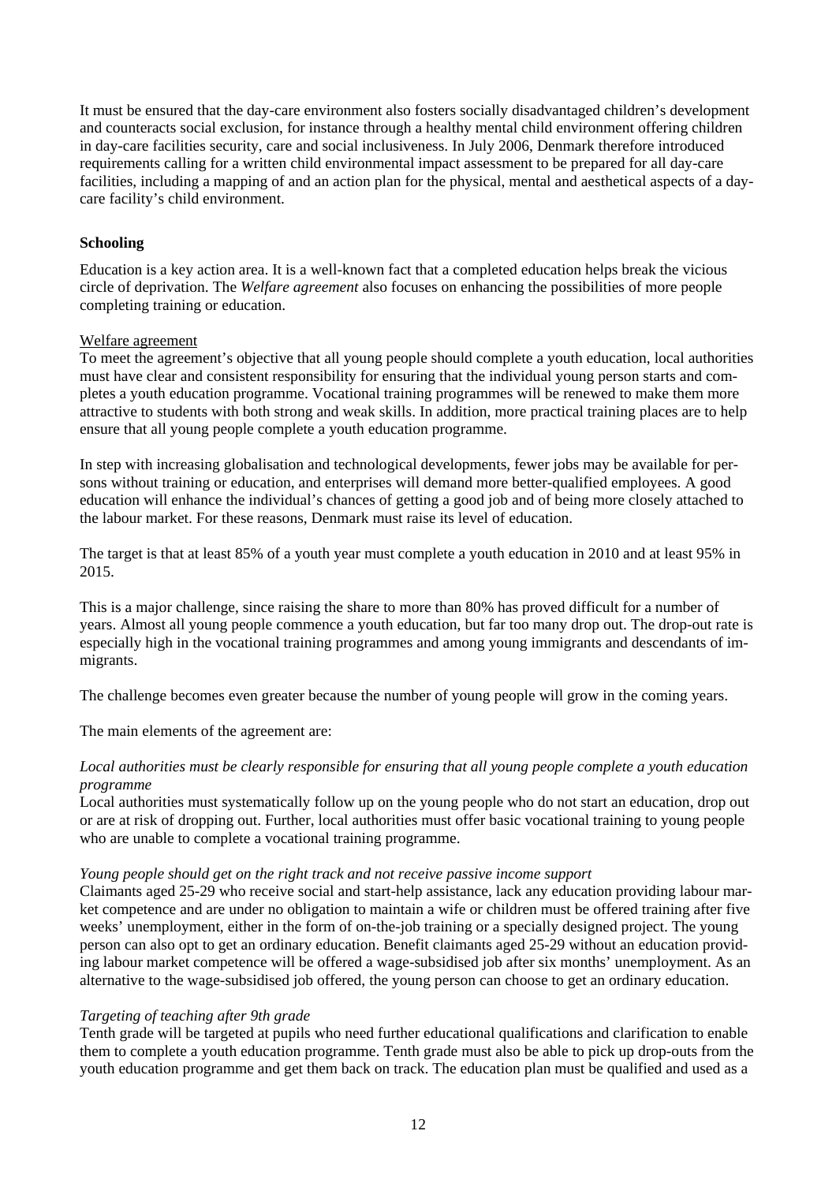It must be ensured that the day-care environment also fosters socially disadvantaged children's development and counteracts social exclusion, for instance through a healthy mental child environment offering children in day-care facilities security, care and social inclusiveness. In July 2006, Denmark therefore introduced requirements calling for a written child environmental impact assessment to be prepared for all day-care facilities, including a mapping of and an action plan for the physical, mental and aesthetical aspects of a day-care facility's child environment.

**Schooling**

Education is a key action area. It is a well-known fact that a completed education helps break the vicious circle of deprivation. The *Welfare agreement* also focuses on enhancing the possibilities of more people completing training or education.

Welfare agreement

To meet the agreement's objective that all young people should complete a youth education, local authorities must have clear and consistent responsibility for ensuring that the individual young person starts and completes a youth education programme. Vocational training programmes will be renewed to make them more attractive to students with both strong and weak skills. In addition, more practical training places are to help ensure that all young people complete a youth education programme.

In step with increasing globalisation and technological developments, fewer jobs may be available for persons without training or education, and enterprises will demand more better-qualified employees. A good education will enhance the individual's chances of getting a good job and of being more closely attached to the labour market. For these reasons, Denmark must raise its level of education.

The target is that at least 85% of a youth year must complete a youth education in 2010 and at least 95% in 2015.

This is a major challenge, since raising the share to more than 80% has proved difficult for a number of years. Almost all young people commence a youth education, but far too many drop out. The drop-out rate is especially high in the vocational training programmes and among young immigrants and descendants of immigrants.

The challenge becomes even greater because the number of young people will grow in the coming years.

The main elements of the agreement are:

*Local authorities must be clearly responsible for ensuring that all young people complete a youth education programme*

Local authorities must systematically follow up on the young people who do not start an education, drop out or are at risk of dropping out. Further, local authorities must offer basic vocational training to young people who are unable to complete a vocational training programme.

*Young people should get on the right track and not receive passive income support*

Claimants aged 25-29 who receive social and start-help assistance, lack any education providing labour market competence and are under no obligation to maintain a wife or children must be offered training after five weeks' unemployment, either in the form of on-the-job training or a specially designed project. The young person can also opt to get an ordinary education. Benefit claimants aged 25-29 without an education providing labour market competence will be offered a wage-subsidised job after six months' unemployment. As an alternative to the wage-subsidised job offered, the young person can choose to get an ordinary education.

*Targeting of teaching after 9th grade*

Tenth grade will be targeted at pupils who need further educational qualifications and clarification to enable them to complete a youth education programme. Tenth grade must also be able to pick up drop-outs from the youth education programme and get them back on track. The education plan must be qualified and used as a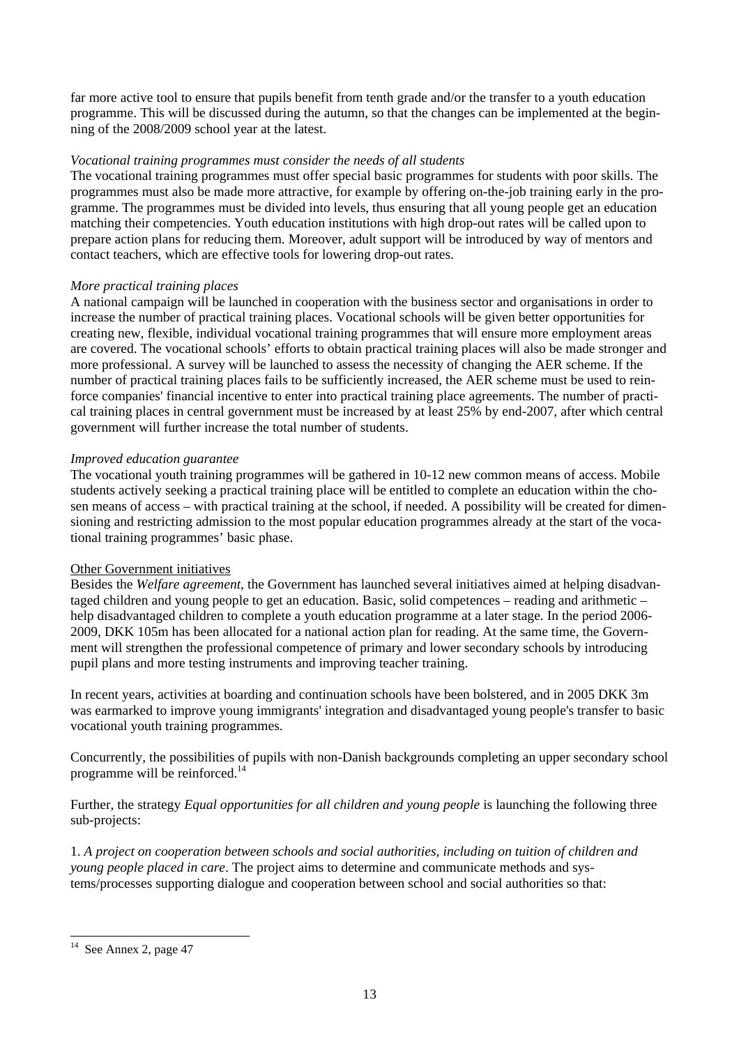far more active tool to ensure that pupils benefit from tenth grade and/or the transfer to a youth education programme. This will be discussed during the autumn, so that the changes can be implemented at the beginning of the 2008/2009 school year at the latest.

*Vocational training programmes must consider the needs of all students*

The vocational training programmes must offer special basic programmes for students with poor skills. The programmes must also be made more attractive, for example by offering on-the-job training early in the programme. The programmes must be divided into levels, thus ensuring that all young people get an education matching their competencies. Youth education institutions with high drop-out rates will be called upon to prepare action plans for reducing them. Moreover, adult support will be introduced by way of mentors and contact teachers, which are effective tools for lowering drop-out rates.

*More practical training places*

A national campaign will be launched in cooperation with the business sector and organisations in order to increase the number of practical training places. Vocational schools will be given better opportunities for creating new, flexible, individual vocational training programmes that will ensure more employment areas are covered. The vocational schools' efforts to obtain practical training places will also be made stronger and more professional. A survey will be launched to assess the necessity of changing the AER scheme. If the number of practical training places fails to be sufficiently increased, the AER scheme must be used to reinforce companies' financial incentive to enter into practical training place agreements. The number of practical training places in central government must be increased by at least 25% by end-2007, after which central government will further increase the total number of students.

*Improved education guarantee*

The vocational youth training programmes will be gathered in 10-12 new common means of access. Mobile students actively seeking a practical training place will be entitled to complete an education within the chosen means of access – with practical training at the school, if needed. A possibility will be created for dimensioning and restricting admission to the most popular education programmes already at the start of the vocational training programmes' basic phase.

Other Government initiatives

Besides the *Welfare agreement*, the Government has launched several initiatives aimed at helping disadvantaged children and young people to get an education. Basic, solid competences – reading and arithmetic – help disadvantaged children to complete a youth education programme at a later stage. In the period 2006-2009, DKK 105m has been allocated for a national action plan for reading. At the same time, the Government will strengthen the professional competence of primary and lower secondary schools by introducing pupil plans and more testing instruments and improving teacher training.

In recent years, activities at boarding and continuation schools have been bolstered, and in 2005 DKK 3m was earmarked to improve young immigrants' integration and disadvantaged young people's transfer to basic vocational youth training programmes.

Concurrently, the possibilities of pupils with non-Danish backgrounds completing an upper secondary school programme will be reinforced.[14]

Further, the strategy *Equal opportunities for all children and young people* is launching the following three sub-projects:

1. *A project on cooperation between schools and social authorities, including on tuition of children and young people placed in care*. The project aims to determine and communicate methods and systems/processes supporting dialogue and cooperation between school and social authorities so that:

[14] See Annex 2, page 47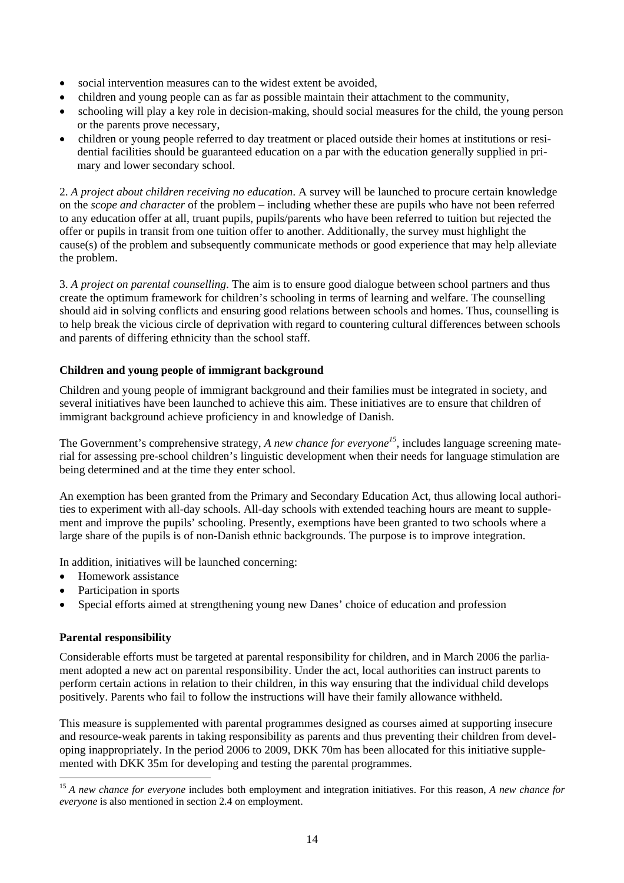- social intervention measures can to the widest extent be avoided,
- children and young people can as far as possible maintain their attachment to the community,
- schooling will play a key role in decision-making, should social measures for the child, the young person or the parents prove necessary,
- children or young people referred to day treatment or placed outside their homes at institutions or residential facilities should be guaranteed education on a par with the education generally supplied in primary and lower secondary school.

2. *A project about children receiving no education*. A survey will be launched to procure certain knowledge on the *scope and character* of the problem – including whether these are pupils who have not been referred to any education offer at all, truant pupils, pupils/parents who have been referred to tuition but rejected the offer or pupils in transit from one tuition offer to another. Additionally, the survey must highlight the cause(s) of the problem and subsequently communicate methods or good experience that may help alleviate the problem.

3. *A project on parental counselling*. The aim is to ensure good dialogue between school partners and thus create the optimum framework for children's schooling in terms of learning and welfare. The counselling should aid in solving conflicts and ensuring good relations between schools and homes. Thus, counselling is to help break the vicious circle of deprivation with regard to countering cultural differences between schools and parents of differing ethnicity than the school staff.

**Children and young people of immigrant background**

Children and young people of immigrant background and their families must be integrated in society, and several initiatives have been launched to achieve this aim. These initiatives are to ensure that children of immigrant background achieve proficiency in and knowledge of Danish.

The Government's comprehensive strategy, *A new chance for everyone*[15], includes language screening material for assessing pre-school children's linguistic development when their needs for language stimulation are being determined and at the time they enter school.

An exemption has been granted from the Primary and Secondary Education Act, thus allowing local authorities to experiment with all-day schools. All-day schools with extended teaching hours are meant to supplement and improve the pupils' schooling. Presently, exemptions have been granted to two schools where a large share of the pupils is of non-Danish ethnic backgrounds. The purpose is to improve integration.

In addition, initiatives will be launched concerning:

- Homework assistance
- Participation in sports
- Special efforts aimed at strengthening young new Danes' choice of education and profession

**Parental responsibility**

Considerable efforts must be targeted at parental responsibility for children, and in March 2006 the parliament adopted a new act on parental responsibility. Under the act, local authorities can instruct parents to perform certain actions in relation to their children, in this way ensuring that the individual child develops positively. Parents who fail to follow the instructions will have their family allowance withheld.

This measure is supplemented with parental programmes designed as courses aimed at supporting insecure and resource-weak parents in taking responsibility as parents and thus preventing their children from developing inappropriately. In the period 2006 to 2009, DKK 70m has been allocated for this initiative supplemented with DKK 35m for developing and testing the parental programmes.

[15] *A new chance for everyone* includes both employment and integration initiatives. For this reason, *A new chance for everyone* is also mentioned in section 2.4 on employment.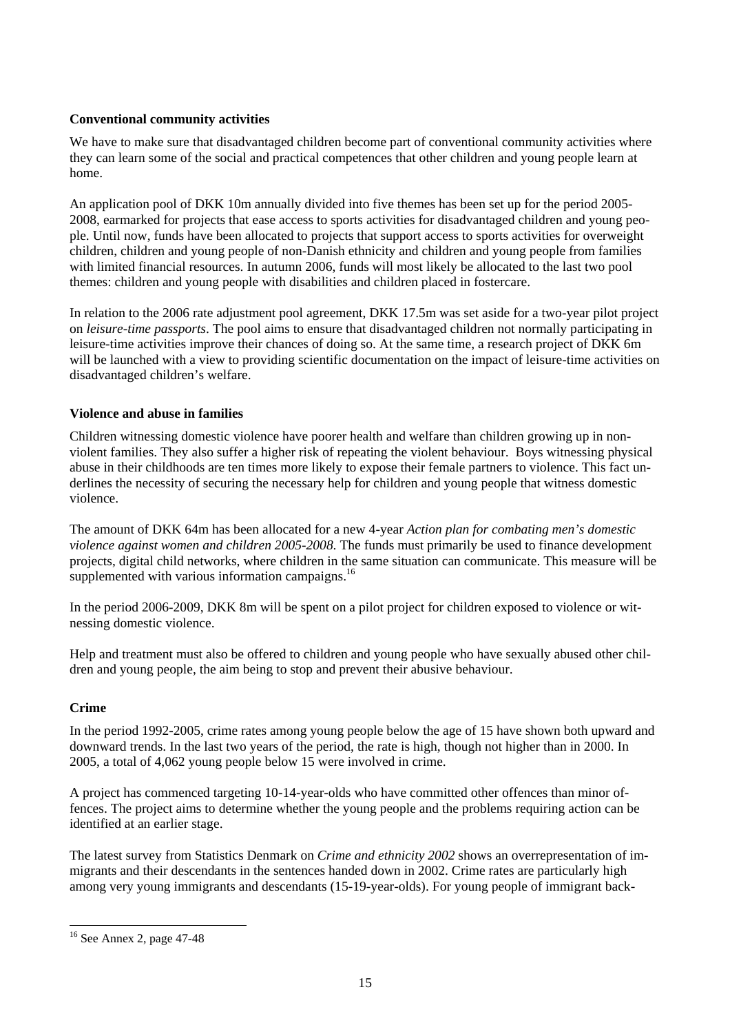**Conventional community activities**

We have to make sure that disadvantaged children become part of conventional community activities where they can learn some of the social and practical competences that other children and young people learn at home.

An application pool of DKK 10m annually divided into five themes has been set up for the period 2005-2008, earmarked for projects that ease access to sports activities for disadvantaged children and young people. Until now, funds have been allocated to projects that support access to sports activities for overweight children, children and young people of non-Danish ethnicity and children and young people from families with limited financial resources. In autumn 2006, funds will most likely be allocated to the last two pool themes: children and young people with disabilities and children placed in fostercare.

In relation to the 2006 rate adjustment pool agreement, DKK 17.5m was set aside for a two-year pilot project on *leisure-time passports*. The pool aims to ensure that disadvantaged children not normally participating in leisure-time activities improve their chances of doing so. At the same time, a research project of DKK 6m will be launched with a view to providing scientific documentation on the impact of leisure-time activities on disadvantaged children's welfare.

**Violence and abuse in families**

Children witnessing domestic violence have poorer health and welfare than children growing up in non-violent families. They also suffer a higher risk of repeating the violent behaviour. Boys witnessing physical abuse in their childhoods are ten times more likely to expose their female partners to violence. This fact underlines the necessity of securing the necessary help for children and young people that witness domestic violence.

The amount of DKK 64m has been allocated for a new 4-year *Action plan for combating men's domestic violence against women and children 2005-2008*. The funds must primarily be used to finance development projects, digital child networks, where children in the same situation can communicate. This measure will be supplemented with various information campaigns.[16]

In the period 2006-2009, DKK 8m will be spent on a pilot project for children exposed to violence or witnessing domestic violence.

Help and treatment must also be offered to children and young people who have sexually abused other children and young people, the aim being to stop and prevent their abusive behaviour.

**Crime**

In the period 1992-2005, crime rates among young people below the age of 15 have shown both upward and downward trends. In the last two years of the period, the rate is high, though not higher than in 2000. In 2005, a total of 4,062 young people below 15 were involved in crime.

A project has commenced targeting 10-14-year-olds who have committed other offences than minor offences. The project aims to determine whether the young people and the problems requiring action can be identified at an earlier stage.

The latest survey from Statistics Denmark on *Crime and ethnicity 2002* shows an overrepresentation of immigrants and their descendants in the sentences handed down in 2002. Crime rates are particularly high among very young immigrants and descendants (15-19-year-olds). For young people of immigrant back-

---

[16] See Annex 2, page 47-48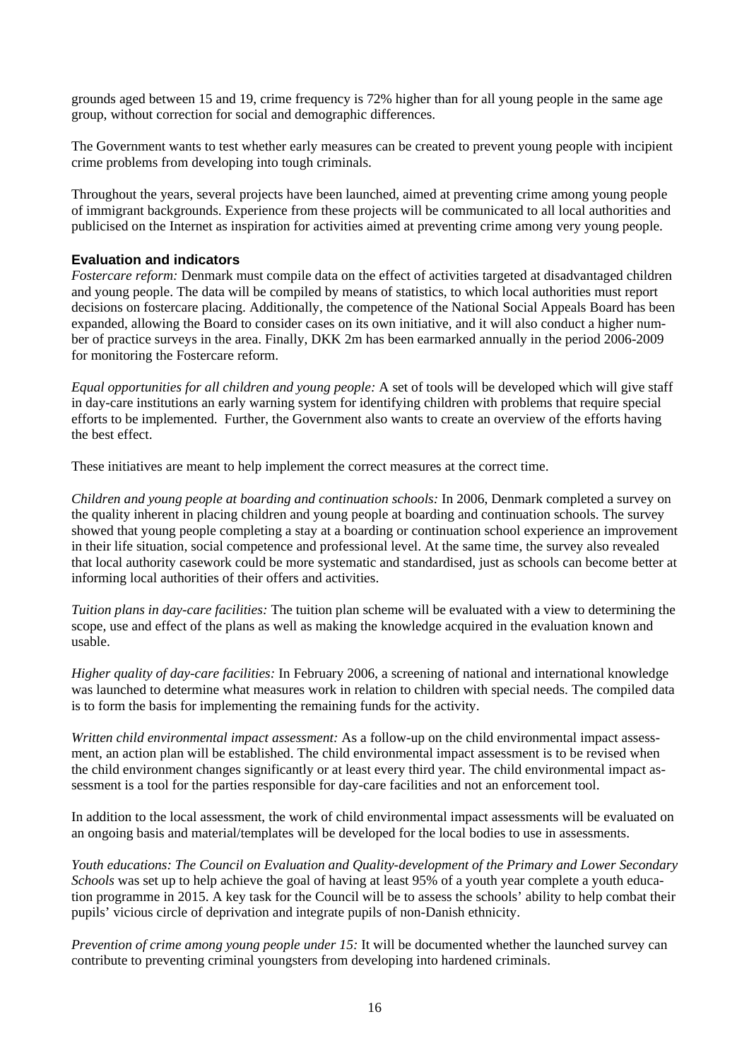grounds aged between 15 and 19, crime frequency is 72% higher than for all young people in the same age group, without correction for social and demographic differences.

The Government wants to test whether early measures can be created to prevent young people with incipient crime problems from developing into tough criminals.

Throughout the years, several projects have been launched, aimed at preventing crime among young people of immigrant backgrounds. Experience from these projects will be communicated to all local authorities and publicised on the Internet as inspiration for activities aimed at preventing crime among very young people.

### Evaluation and indicators

*Fostercare reform:* Denmark must compile data on the effect of activities targeted at disadvantaged children and young people. The data will be compiled by means of statistics, to which local authorities must report decisions on fostercare placing. Additionally, the competence of the National Social Appeals Board has been expanded, allowing the Board to consider cases on its own initiative, and it will also conduct a higher number of practice surveys in the area. Finally, DKK 2m has been earmarked annually in the period 2006-2009 for monitoring the Fostercare reform.

*Equal opportunities for all children and young people:* A set of tools will be developed which will give staff in day-care institutions an early warning system for identifying children with problems that require special efforts to be implemented. Further, the Government also wants to create an overview of the efforts having the best effect.

These initiatives are meant to help implement the correct measures at the correct time.

*Children and young people at boarding and continuation schools:* In 2006, Denmark completed a survey on the quality inherent in placing children and young people at boarding and continuation schools. The survey showed that young people completing a stay at a boarding or continuation school experience an improvement in their life situation, social competence and professional level. At the same time, the survey also revealed that local authority casework could be more systematic and standardised, just as schools can become better at informing local authorities of their offers and activities.

*Tuition plans in day-care facilities:* The tuition plan scheme will be evaluated with a view to determining the scope, use and effect of the plans as well as making the knowledge acquired in the evaluation known and usable.

*Higher quality of day-care facilities:* In February 2006, a screening of national and international knowledge was launched to determine what measures work in relation to children with special needs. The compiled data is to form the basis for implementing the remaining funds for the activity.

*Written child environmental impact assessment:* As a follow-up on the child environmental impact assessment, an action plan will be established. The child environmental impact assessment is to be revised when the child environment changes significantly or at least every third year. The child environmental impact assessment is a tool for the parties responsible for day-care facilities and not an enforcement tool.

In addition to the local assessment, the work of child environmental impact assessments will be evaluated on an ongoing basis and material/templates will be developed for the local bodies to use in assessments.

*Youth educations: The Council on Evaluation and Quality-development of the Primary and Lower Secondary Schools* was set up to help achieve the goal of having at least 95% of a youth year complete a youth education programme in 2015. A key task for the Council will be to assess the schools' ability to help combat their pupils' vicious circle of deprivation and integrate pupils of non-Danish ethnicity.

*Prevention of crime among young people under 15:* It will be documented whether the launched survey can contribute to preventing criminal youngsters from developing into hardened criminals.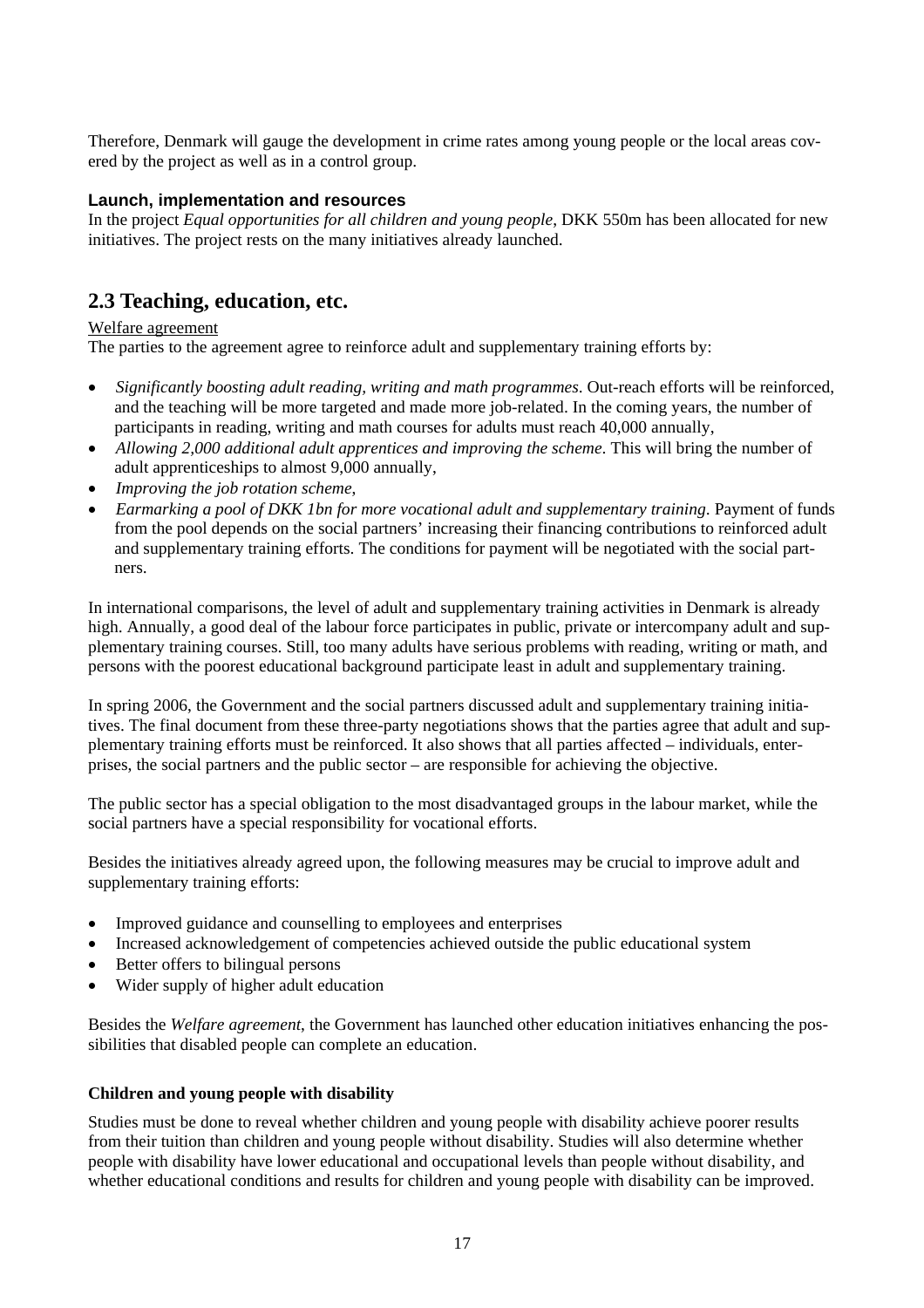Therefore, Denmark will gauge the development in crime rates among young people or the local areas covered by the project as well as in a control group.

### Launch, implementation and resources

In the project *Equal opportunities for all children and young people*, DKK 550m has been allocated for new initiatives. The project rests on the many initiatives already launched.

## 2.3 Teaching, education, etc.

Welfare agreement

The parties to the agreement agree to reinforce adult and supplementary training efforts by:

- *Significantly boosting adult reading, writing and math programmes*. Out-reach efforts will be reinforced, and the teaching will be more targeted and made more job-related. In the coming years, the number of participants in reading, writing and math courses for adults must reach 40,000 annually,
- *Allowing 2,000 additional adult apprentices and improving the scheme*. This will bring the number of adult apprenticeships to almost 9,000 annually,
- *Improving the job rotation scheme*,
- *Earmarking a pool of DKK 1bn for more vocational adult and supplementary training*. Payment of funds from the pool depends on the social partners' increasing their financing contributions to reinforced adult and supplementary training efforts. The conditions for payment will be negotiated with the social partners.

In international comparisons, the level of adult and supplementary training activities in Denmark is already high. Annually, a good deal of the labour force participates in public, private or intercompany adult and supplementary training courses. Still, too many adults have serious problems with reading, writing or math, and persons with the poorest educational background participate least in adult and supplementary training.

In spring 2006, the Government and the social partners discussed adult and supplementary training initiatives. The final document from these three-party negotiations shows that the parties agree that adult and supplementary training efforts must be reinforced. It also shows that all parties affected – individuals, enterprises, the social partners and the public sector – are responsible for achieving the objective.

The public sector has a special obligation to the most disadvantaged groups in the labour market, while the social partners have a special responsibility for vocational efforts.

Besides the initiatives already agreed upon, the following measures may be crucial to improve adult and supplementary training efforts:

- Improved guidance and counselling to employees and enterprises
- Increased acknowledgement of competencies achieved outside the public educational system
- Better offers to bilingual persons
- Wider supply of higher adult education

Besides the *Welfare agreement*, the Government has launched other education initiatives enhancing the possibilities that disabled people can complete an education.

**Children and young people with disability**

Studies must be done to reveal whether children and young people with disability achieve poorer results from their tuition than children and young people without disability. Studies will also determine whether people with disability have lower educational and occupational levels than people without disability, and whether educational conditions and results for children and young people with disability can be improved.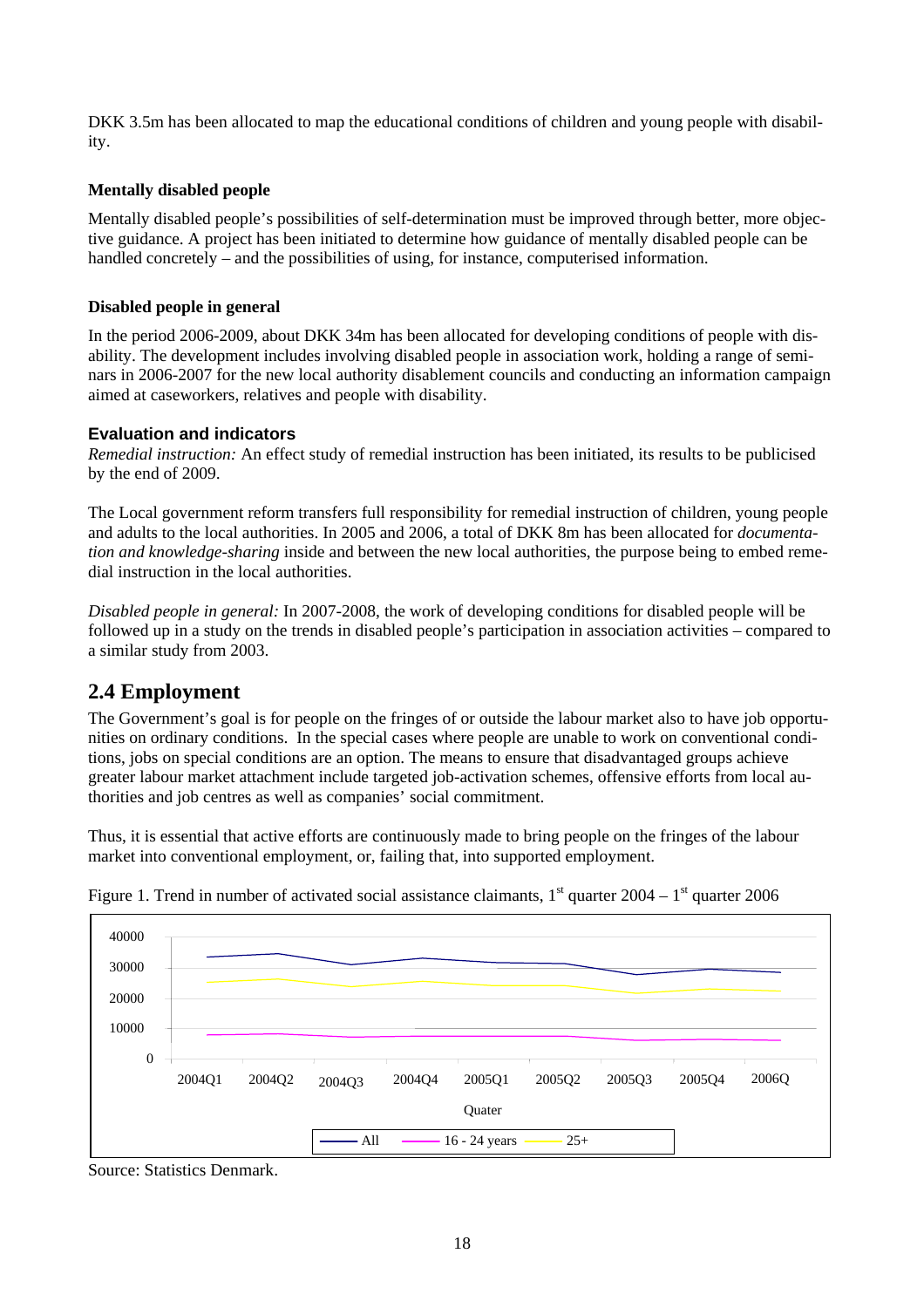DKK 3.5m has been allocated to map the educational conditions of children and young people with disability.

**Mentally disabled people**

Mentally disabled people's possibilities of self-determination must be improved through better, more objective guidance. A project has been initiated to determine how guidance of mentally disabled people can be handled concretely – and the possibilities of using, for instance, computerised information.

**Disabled people in general**

In the period 2006-2009, about DKK 34m has been allocated for developing conditions of people with disability. The development includes involving disabled people in association work, holding a range of seminars in 2006-2007 for the new local authority disablement councils and conducting an information campaign aimed at caseworkers, relatives and people with disability.

### Evaluation and indicators

*Remedial instruction:* An effect study of remedial instruction has been initiated, its results to be publicised by the end of 2009.

The Local government reform transfers full responsibility for remedial instruction of children, young people and adults to the local authorities. In 2005 and 2006, a total of DKK 8m has been allocated for *documentation and knowledge-sharing* inside and between the new local authorities, the purpose being to embed remedial instruction in the local authorities.

*Disabled people in general:* In 2007-2008, the work of developing conditions for disabled people will be followed up in a study on the trends in disabled people's participation in association activities – compared to a similar study from 2003.

## 2.4 Employment

The Government's goal is for people on the fringes of or outside the labour market also to have job opportunities on ordinary conditions. In the special cases where people are unable to work on conventional conditions, jobs on special conditions are an option. The means to ensure that disadvantaged groups achieve greater labour market attachment include targeted job-activation schemes, offensive efforts from local authorities and job centres as well as companies' social commitment.

Thus, it is essential that active efforts are continuously made to bring people on the fringes of the labour market into conventional employment, or, failing that, into supported employment.

Figure 1. Trend in number of activated social assistance claimants, 1st quarter 2004 – 1st quarter 2006

Source: Statistics Denmark.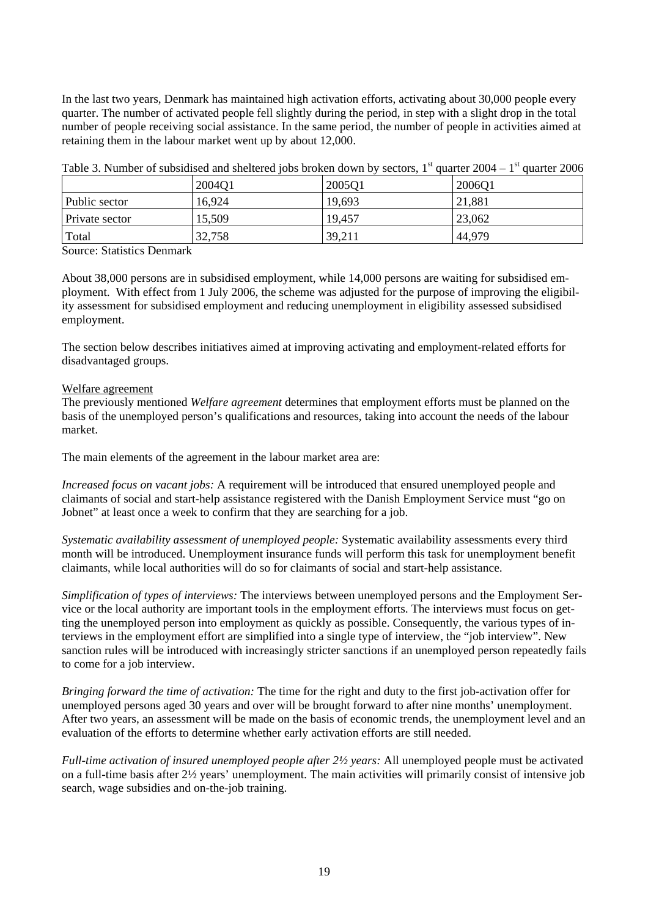In the last two years, Denmark has maintained high activation efforts, activating about 30,000 people every quarter. The number of activated people fell slightly during the period, in step with a slight drop in the total number of people receiving social assistance. In the same period, the number of people in activities aimed at retaining them in the labour market went up by about 12,000.

Table 3. Number of subsidised and sheltered jobs broken down by sectors, 1st quarter 2004 – 1st quarter 2006

| | 2004Q1 | 2005Q1 | 2006Q1 |
|---|---|---|---|
| Public sector | 16,924 | 19,693 | 21,881 |
| Private sector | 15,509 | 19,457 | 23,062 |
| Total | 32,758 | 39,211 | 44,979 |

Source: Statistics Denmark

About 38,000 persons are in subsidised employment, while 14,000 persons are waiting for subsidised employment. With effect from 1 July 2006, the scheme was adjusted for the purpose of improving the eligibility assessment for subsidised employment and reducing unemployment in eligibility assessed subsidised employment.

The section below describes initiatives aimed at improving activating and employment-related efforts for disadvantaged groups.

Welfare agreement

The previously mentioned *Welfare agreement* determines that employment efforts must be planned on the basis of the unemployed person's qualifications and resources, taking into account the needs of the labour market.

The main elements of the agreement in the labour market area are:

*Increased focus on vacant jobs:* A requirement will be introduced that ensured unemployed people and claimants of social and start-help assistance registered with the Danish Employment Service must "go on Jobnet" at least once a week to confirm that they are searching for a job.

*Systematic availability assessment of unemployed people:* Systematic availability assessments every third month will be introduced. Unemployment insurance funds will perform this task for unemployment benefit claimants, while local authorities will do so for claimants of social and start-help assistance.

*Simplification of types of interviews:* The interviews between unemployed persons and the Employment Service or the local authority are important tools in the employment efforts. The interviews must focus on getting the unemployed person into employment as quickly as possible. Consequently, the various types of interviews in the employment effort are simplified into a single type of interview, the "job interview". New sanction rules will be introduced with increasingly stricter sanctions if an unemployed person repeatedly fails to come for a job interview.

*Bringing forward the time of activation:* The time for the right and duty to the first job-activation offer for unemployed persons aged 30 years and over will be brought forward to after nine months' unemployment. After two years, an assessment will be made on the basis of economic trends, the unemployment level and an evaluation of the efforts to determine whether early activation efforts are still needed.

*Full-time activation of insured unemployed people after 2½ years:* All unemployed people must be activated on a full-time basis after 2½ years' unemployment. The main activities will primarily consist of intensive job search, wage subsidies and on-the-job training.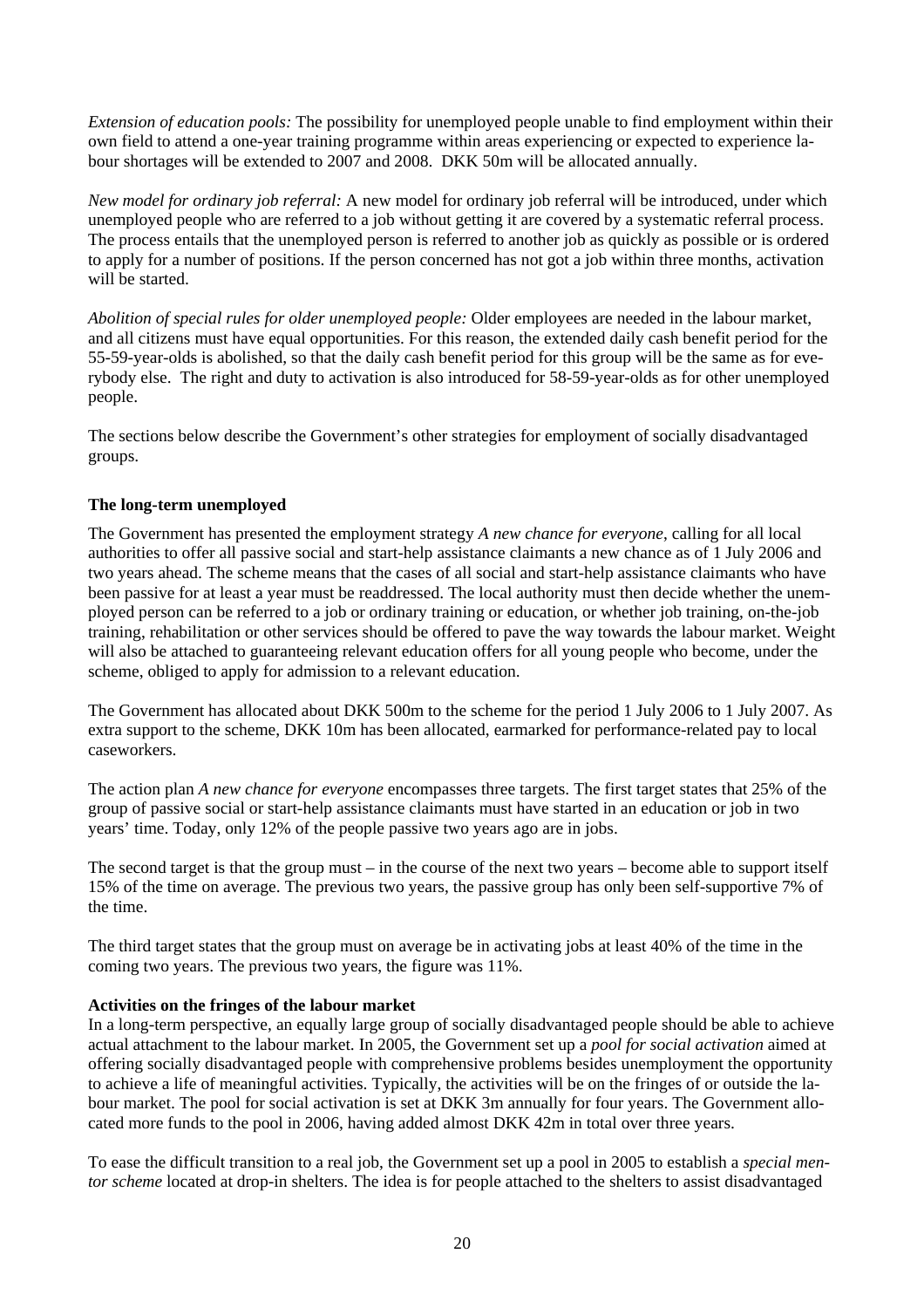*Extension of education pools:* The possibility for unemployed people unable to find employment within their own field to attend a one-year training programme within areas experiencing or expected to experience labour shortages will be extended to 2007 and 2008. DKK 50m will be allocated annually.

*New model for ordinary job referral:* A new model for ordinary job referral will be introduced, under which unemployed people who are referred to a job without getting it are covered by a systematic referral process. The process entails that the unemployed person is referred to another job as quickly as possible or is ordered to apply for a number of positions. If the person concerned has not got a job within three months, activation will be started.

*Abolition of special rules for older unemployed people:* Older employees are needed in the labour market, and all citizens must have equal opportunities. For this reason, the extended daily cash benefit period for the 55-59-year-olds is abolished, so that the daily cash benefit period for this group will be the same as for everybody else. The right and duty to activation is also introduced for 58-59-year-olds as for other unemployed people.

The sections below describe the Government's other strategies for employment of socially disadvantaged groups.

**The long-term unemployed**

The Government has presented the employment strategy *A new chance for everyone*, calling for all local authorities to offer all passive social and start-help assistance claimants a new chance as of 1 July 2006 and two years ahead. The scheme means that the cases of all social and start-help assistance claimants who have been passive for at least a year must be readdressed. The local authority must then decide whether the unemployed person can be referred to a job or ordinary training or education, or whether job training, on-the-job training, rehabilitation or other services should be offered to pave the way towards the labour market. Weight will also be attached to guaranteeing relevant education offers for all young people who become, under the scheme, obliged to apply for admission to a relevant education.

The Government has allocated about DKK 500m to the scheme for the period 1 July 2006 to 1 July 2007. As extra support to the scheme, DKK 10m has been allocated, earmarked for performance-related pay to local caseworkers.

The action plan *A new chance for everyone* encompasses three targets. The first target states that 25% of the group of passive social or start-help assistance claimants must have started in an education or job in two years' time. Today, only 12% of the people passive two years ago are in jobs.

The second target is that the group must – in the course of the next two years – become able to support itself 15% of the time on average. The previous two years, the passive group has only been self-supportive 7% of the time.

The third target states that the group must on average be in activating jobs at least 40% of the time in the coming two years. The previous two years, the figure was 11%.

**Activities on the fringes of the labour market**

In a long-term perspective, an equally large group of socially disadvantaged people should be able to achieve actual attachment to the labour market. In 2005, the Government set up a *pool for social activation* aimed at offering socially disadvantaged people with comprehensive problems besides unemployment the opportunity to achieve a life of meaningful activities. Typically, the activities will be on the fringes of or outside the labour market. The pool for social activation is set at DKK 3m annually for four years. The Government allocated more funds to the pool in 2006, having added almost DKK 42m in total over three years.

To ease the difficult transition to a real job, the Government set up a pool in 2005 to establish a *special mentor scheme* located at drop-in shelters. The idea is for people attached to the shelters to assist disadvantaged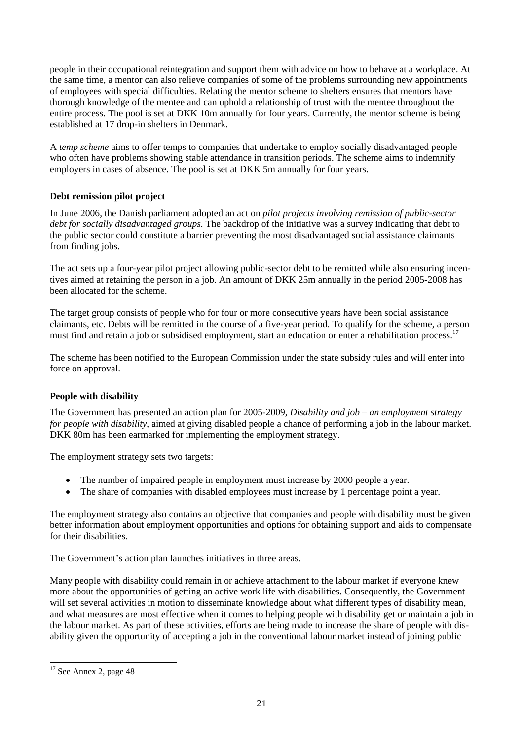people in their occupational reintegration and support them with advice on how to behave at a workplace. At the same time, a mentor can also relieve companies of some of the problems surrounding new appointments of employees with special difficulties. Relating the mentor scheme to shelters ensures that mentors have thorough knowledge of the mentee and can uphold a relationship of trust with the mentee throughout the entire process. The pool is set at DKK 10m annually for four years. Currently, the mentor scheme is being established at 17 drop-in shelters in Denmark.

A *temp scheme* aims to offer temps to companies that undertake to employ socially disadvantaged people who often have problems showing stable attendance in transition periods. The scheme aims to indemnify employers in cases of absence. The pool is set at DKK 5m annually for four years.

**Debt remission pilot project**

In June 2006, the Danish parliament adopted an act on *pilot projects involving remission of public-sector debt for socially disadvantaged groups.* The backdrop of the initiative was a survey indicating that debt to the public sector could constitute a barrier preventing the most disadvantaged social assistance claimants from finding jobs.

The act sets up a four-year pilot project allowing public-sector debt to be remitted while also ensuring incentives aimed at retaining the person in a job. An amount of DKK 25m annually in the period 2005-2008 has been allocated for the scheme.

The target group consists of people who for four or more consecutive years have been social assistance claimants, etc. Debts will be remitted in the course of a five-year period. To qualify for the scheme, a person must find and retain a job or subsidised employment, start an education or enter a rehabilitation process.[17]

The scheme has been notified to the European Commission under the state subsidy rules and will enter into force on approval.

**People with disability**

The Government has presented an action plan for 2005-2009, *Disability and job – an employment strategy for people with disability*, aimed at giving disabled people a chance of performing a job in the labour market. DKK 80m has been earmarked for implementing the employment strategy.

The employment strategy sets two targets:

- The number of impaired people in employment must increase by 2000 people a year.
- The share of companies with disabled employees must increase by 1 percentage point a year.

The employment strategy also contains an objective that companies and people with disability must be given better information about employment opportunities and options for obtaining support and aids to compensate for their disabilities.

The Government's action plan launches initiatives in three areas.

Many people with disability could remain in or achieve attachment to the labour market if everyone knew more about the opportunities of getting an active work life with disabilities. Consequently, the Government will set several activities in motion to disseminate knowledge about what different types of disability mean, and what measures are most effective when it comes to helping people with disability get or maintain a job in the labour market. As part of these activities, efforts are being made to increase the share of people with disability given the opportunity of accepting a job in the conventional labour market instead of joining public

---

[17] See Annex 2, page 48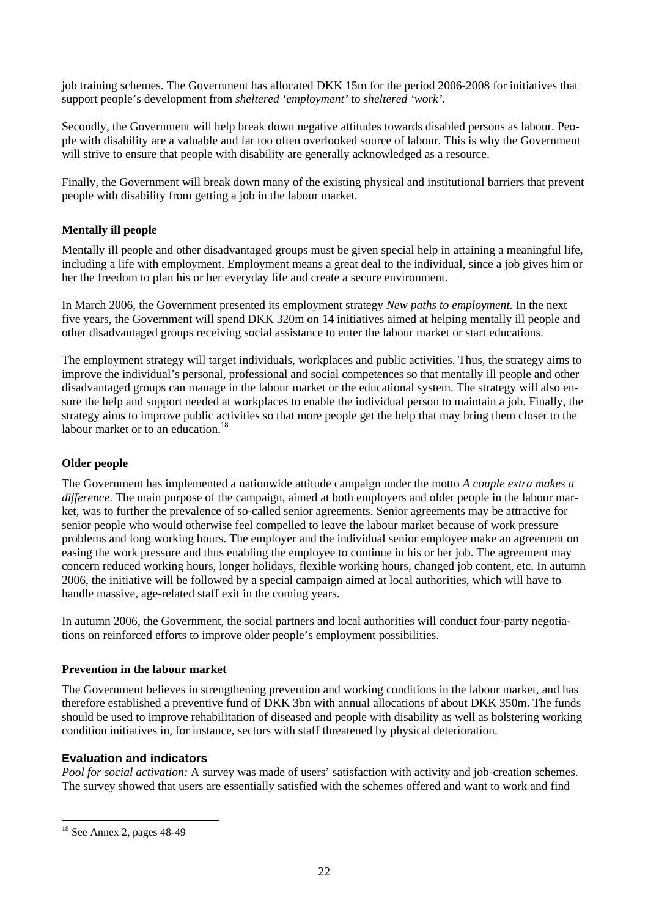job training schemes. The Government has allocated DKK 15m for the period 2006-2008 for initiatives that support people's development from *sheltered 'employment'* to *sheltered 'work'*.

Secondly, the Government will help break down negative attitudes towards disabled persons as labour. People with disability are a valuable and far too often overlooked source of labour. This is why the Government will strive to ensure that people with disability are generally acknowledged as a resource.

Finally, the Government will break down many of the existing physical and institutional barriers that prevent people with disability from getting a job in the labour market.

**Mentally ill people**

Mentally ill people and other disadvantaged groups must be given special help in attaining a meaningful life, including a life with employment. Employment means a great deal to the individual, since a job gives him or her the freedom to plan his or her everyday life and create a secure environment.

In March 2006, the Government presented its employment strategy *New paths to employment.* In the next five years, the Government will spend DKK 320m on 14 initiatives aimed at helping mentally ill people and other disadvantaged groups receiving social assistance to enter the labour market or start educations.

The employment strategy will target individuals, workplaces and public activities. Thus, the strategy aims to improve the individual's personal, professional and social competences so that mentally ill people and other disadvantaged groups can manage in the labour market or the educational system. The strategy will also ensure the help and support needed at workplaces to enable the individual person to maintain a job. Finally, the strategy aims to improve public activities so that more people get the help that may bring them closer to the labour market or to an education.[18]

**Older people**

The Government has implemented a nationwide attitude campaign under the motto *A couple extra makes a difference*. The main purpose of the campaign, aimed at both employers and older people in the labour market, was to further the prevalence of so-called senior agreements. Senior agreements may be attractive for senior people who would otherwise feel compelled to leave the labour market because of work pressure problems and long working hours. The employer and the individual senior employee make an agreement on easing the work pressure and thus enabling the employee to continue in his or her job. The agreement may concern reduced working hours, longer holidays, flexible working hours, changed job content, etc. In autumn 2006, the initiative will be followed by a special campaign aimed at local authorities, which will have to handle massive, age-related staff exit in the coming years.

In autumn 2006, the Government, the social partners and local authorities will conduct four-party negotiations on reinforced efforts to improve older people's employment possibilities.

**Prevention in the labour market**

The Government believes in strengthening prevention and working conditions in the labour market, and has therefore established a preventive fund of DKK 3bn with annual allocations of about DKK 350m. The funds should be used to improve rehabilitation of diseased and people with disability as well as bolstering working condition initiatives in, for instance, sectors with staff threatened by physical deterioration.

### Evaluation and indicators

*Pool for social activation:* A survey was made of users' satisfaction with activity and job-creation schemes. The survey showed that users are essentially satisfied with the schemes offered and want to work and find

[18] See Annex 2, pages 48-49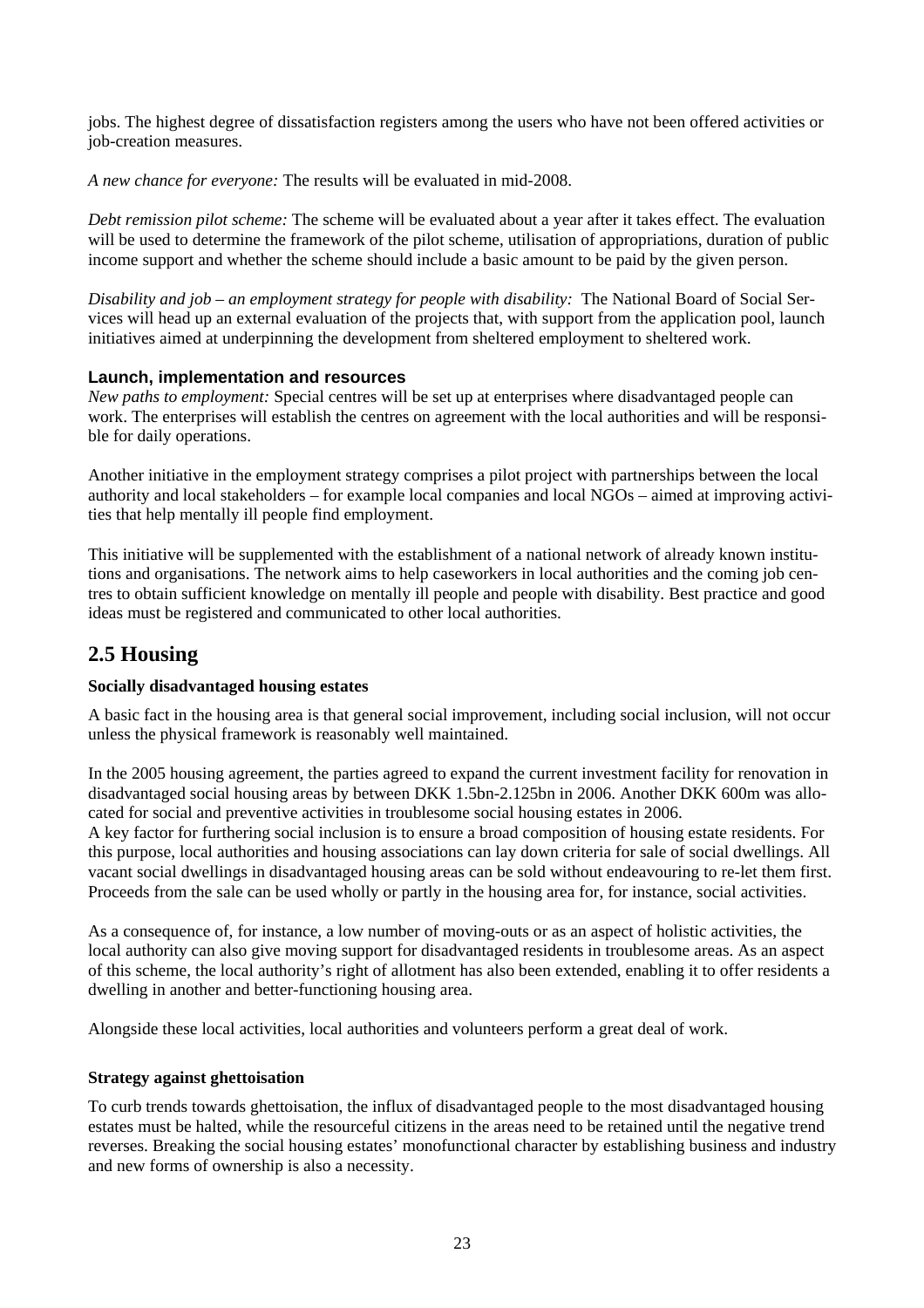jobs. The highest degree of dissatisfaction registers among the users who have not been offered activities or job-creation measures.

*A new chance for everyone:* The results will be evaluated in mid-2008.

*Debt remission pilot scheme:* The scheme will be evaluated about a year after it takes effect. The evaluation will be used to determine the framework of the pilot scheme, utilisation of appropriations, duration of public income support and whether the scheme should include a basic amount to be paid by the given person.

*Disability and job – an employment strategy for people with disability:* The National Board of Social Services will head up an external evaluation of the projects that, with support from the application pool, launch initiatives aimed at underpinning the development from sheltered employment to sheltered work.

### Launch, implementation and resources

*New paths to employment:* Special centres will be set up at enterprises where disadvantaged people can work. The enterprises will establish the centres on agreement with the local authorities and will be responsible for daily operations.

Another initiative in the employment strategy comprises a pilot project with partnerships between the local authority and local stakeholders – for example local companies and local NGOs – aimed at improving activities that help mentally ill people find employment.

This initiative will be supplemented with the establishment of a national network of already known institutions and organisations. The network aims to help caseworkers in local authorities and the coming job centres to obtain sufficient knowledge on mentally ill people and people with disability. Best practice and good ideas must be registered and communicated to other local authorities.

## 2.5 Housing

**Socially disadvantaged housing estates**

A basic fact in the housing area is that general social improvement, including social inclusion, will not occur unless the physical framework is reasonably well maintained.

In the 2005 housing agreement, the parties agreed to expand the current investment facility for renovation in disadvantaged social housing areas by between DKK 1.5bn-2.125bn in 2006. Another DKK 600m was allocated for social and preventive activities in troublesome social housing estates in 2006.
A key factor for furthering social inclusion is to ensure a broad composition of housing estate residents. For this purpose, local authorities and housing associations can lay down criteria for sale of social dwellings. All vacant social dwellings in disadvantaged housing areas can be sold without endeavouring to re-let them first. Proceeds from the sale can be used wholly or partly in the housing area for, for instance, social activities.

As a consequence of, for instance, a low number of moving-outs or as an aspect of holistic activities, the local authority can also give moving support for disadvantaged residents in troublesome areas. As an aspect of this scheme, the local authority's right of allotment has also been extended, enabling it to offer residents a dwelling in another and better-functioning housing area.

Alongside these local activities, local authorities and volunteers perform a great deal of work.

**Strategy against ghettoisation**

To curb trends towards ghettoisation, the influx of disadvantaged people to the most disadvantaged housing estates must be halted, while the resourceful citizens in the areas need to be retained until the negative trend reverses. Breaking the social housing estates' monofunctional character by establishing business and industry and new forms of ownership is also a necessity.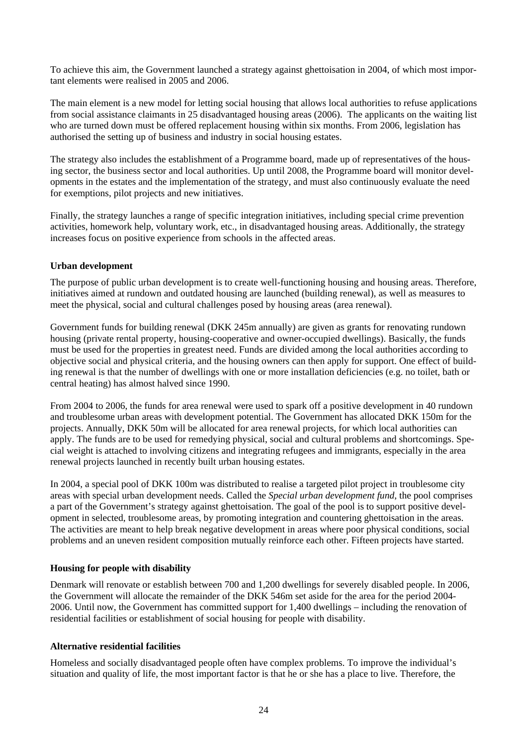To achieve this aim, the Government launched a strategy against ghettoisation in 2004, of which most important elements were realised in 2005 and 2006.

The main element is a new model for letting social housing that allows local authorities to refuse applications from social assistance claimants in 25 disadvantaged housing areas (2006). The applicants on the waiting list who are turned down must be offered replacement housing within six months. From 2006, legislation has authorised the setting up of business and industry in social housing estates.

The strategy also includes the establishment of a Programme board, made up of representatives of the housing sector, the business sector and local authorities. Up until 2008, the Programme board will monitor developments in the estates and the implementation of the strategy, and must also continuously evaluate the need for exemptions, pilot projects and new initiatives.

Finally, the strategy launches a range of specific integration initiatives, including special crime prevention activities, homework help, voluntary work, etc., in disadvantaged housing areas. Additionally, the strategy increases focus on positive experience from schools in the affected areas.

**Urban development**

The purpose of public urban development is to create well-functioning housing and housing areas. Therefore, initiatives aimed at rundown and outdated housing are launched (building renewal), as well as measures to meet the physical, social and cultural challenges posed by housing areas (area renewal).

Government funds for building renewal (DKK 245m annually) are given as grants for renovating rundown housing (private rental property, housing-cooperative and owner-occupied dwellings). Basically, the funds must be used for the properties in greatest need. Funds are divided among the local authorities according to objective social and physical criteria, and the housing owners can then apply for support. One effect of building renewal is that the number of dwellings with one or more installation deficiencies (e.g. no toilet, bath or central heating) has almost halved since 1990.

From 2004 to 2006, the funds for area renewal were used to spark off a positive development in 40 rundown and troublesome urban areas with development potential. The Government has allocated DKK 150m for the projects. Annually, DKK 50m will be allocated for area renewal projects, for which local authorities can apply. The funds are to be used for remedying physical, social and cultural problems and shortcomings. Special weight is attached to involving citizens and integrating refugees and immigrants, especially in the area renewal projects launched in recently built urban housing estates.

In 2004, a special pool of DKK 100m was distributed to realise a targeted pilot project in troublesome city areas with special urban development needs. Called the *Special urban development fund*, the pool comprises a part of the Government's strategy against ghettoisation. The goal of the pool is to support positive development in selected, troublesome areas, by promoting integration and countering ghettoisation in the areas. The activities are meant to help break negative development in areas where poor physical conditions, social problems and an uneven resident composition mutually reinforce each other. Fifteen projects have started.

**Housing for people with disability**

Denmark will renovate or establish between 700 and 1,200 dwellings for severely disabled people. In 2006, the Government will allocate the remainder of the DKK 546m set aside for the area for the period 2004-2006. Until now, the Government has committed support for 1,400 dwellings – including the renovation of residential facilities or establishment of social housing for people with disability.

**Alternative residential facilities**

Homeless and socially disadvantaged people often have complex problems. To improve the individual's situation and quality of life, the most important factor is that he or she has a place to live. Therefore, the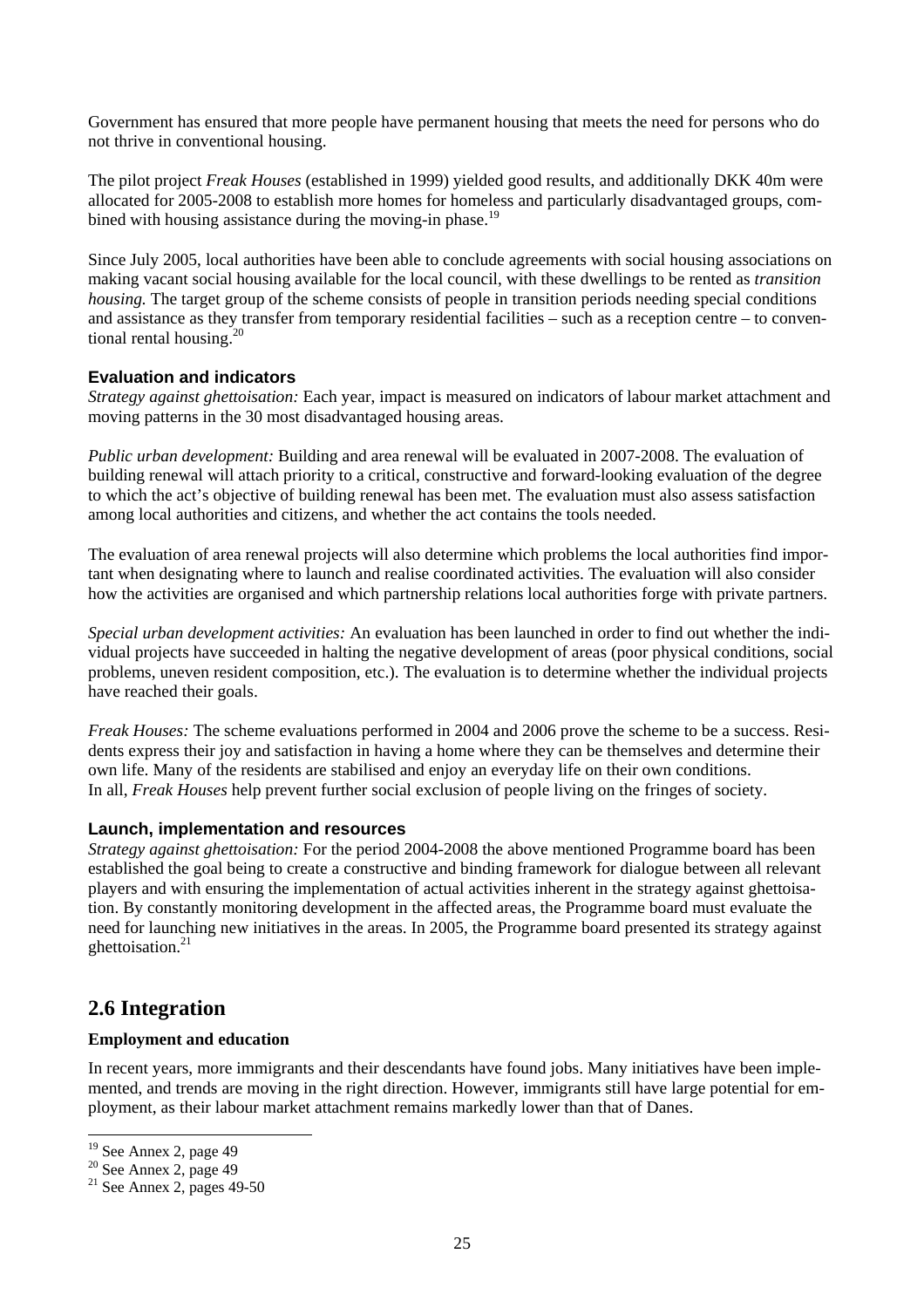Government has ensured that more people have permanent housing that meets the need for persons who do not thrive in conventional housing.

The pilot project *Freak Houses* (established in 1999) yielded good results, and additionally DKK 40m were allocated for 2005-2008 to establish more homes for homeless and particularly disadvantaged groups, combined with housing assistance during the moving-in phase.[19]

Since July 2005, local authorities have been able to conclude agreements with social housing associations on making vacant social housing available for the local council, with these dwellings to be rented as *transition housing.* The target group of the scheme consists of people in transition periods needing special conditions and assistance as they transfer from temporary residential facilities – such as a reception centre – to conventional rental housing.[20]

#### Evaluation and indicators

*Strategy against ghettoisation:* Each year, impact is measured on indicators of labour market attachment and moving patterns in the 30 most disadvantaged housing areas.

*Public urban development:* Building and area renewal will be evaluated in 2007-2008. The evaluation of building renewal will attach priority to a critical, constructive and forward-looking evaluation of the degree to which the act's objective of building renewal has been met. The evaluation must also assess satisfaction among local authorities and citizens, and whether the act contains the tools needed.

The evaluation of area renewal projects will also determine which problems the local authorities find important when designating where to launch and realise coordinated activities. The evaluation will also consider how the activities are organised and which partnership relations local authorities forge with private partners.

*Special urban development activities:* An evaluation has been launched in order to find out whether the individual projects have succeeded in halting the negative development of areas (poor physical conditions, social problems, uneven resident composition, etc.). The evaluation is to determine whether the individual projects have reached their goals.

*Freak Houses:* The scheme evaluations performed in 2004 and 2006 prove the scheme to be a success. Residents express their joy and satisfaction in having a home where they can be themselves and determine their own life. Many of the residents are stabilised and enjoy an everyday life on their own conditions.
In all, *Freak Houses* help prevent further social exclusion of people living on the fringes of society.

#### Launch, implementation and resources

*Strategy against ghettoisation:* For the period 2004-2008 the above mentioned Programme board has been established the goal being to create a constructive and binding framework for dialogue between all relevant players and with ensuring the implementation of actual activities inherent in the strategy against ghettoisation. By constantly monitoring development in the affected areas, the Programme board must evaluate the need for launching new initiatives in the areas. In 2005, the Programme board presented its strategy against ghettoisation.[21]

## 2.6 Integration

**Employment and education**

In recent years, more immigrants and their descendants have found jobs. Many initiatives have been implemented, and trends are moving in the right direction. However, immigrants still have large potential for employment, as their labour market attachment remains markedly lower than that of Danes.

---

[19] See Annex 2, page 49
[20] See Annex 2, page 49
[21] See Annex 2, pages 49-50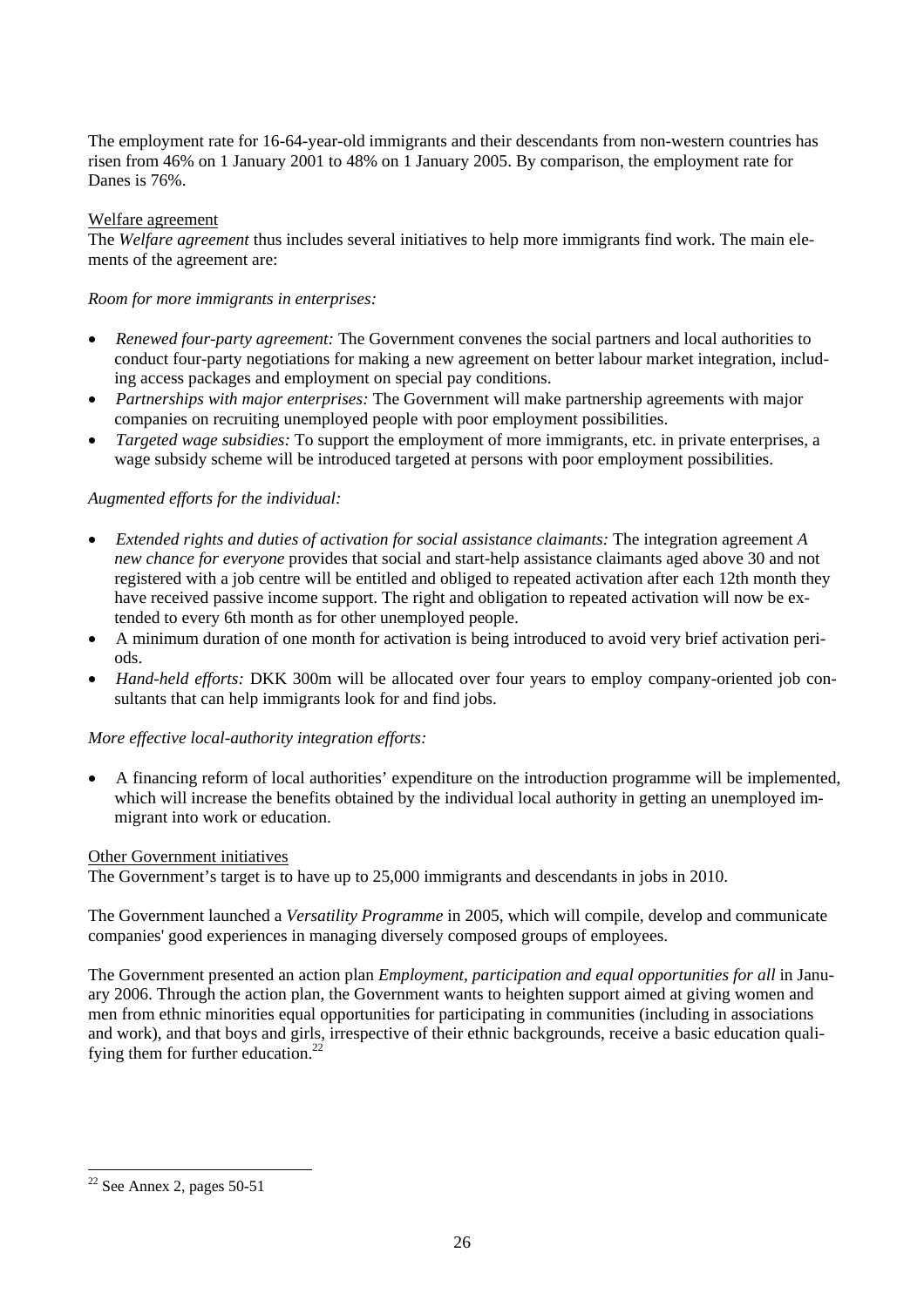The employment rate for 16-64-year-old immigrants and their descendants from non-western countries has risen from 46% on 1 January 2001 to 48% on 1 January 2005. By comparison, the employment rate for Danes is 76%.

Welfare agreement

The *Welfare agreement* thus includes several initiatives to help more immigrants find work. The main elements of the agreement are:

*Room for more immigrants in enterprises:*

- *Renewed four-party agreement:* The Government convenes the social partners and local authorities to conduct four-party negotiations for making a new agreement on better labour market integration, including access packages and employment on special pay conditions.
- *Partnerships with major enterprises:* The Government will make partnership agreements with major companies on recruiting unemployed people with poor employment possibilities.
- *Targeted wage subsidies:* To support the employment of more immigrants, etc. in private enterprises, a wage subsidy scheme will be introduced targeted at persons with poor employment possibilities.

*Augmented efforts for the individual:*

- *Extended rights and duties of activation for social assistance claimants:* The integration agreement *A new chance for everyone* provides that social and start-help assistance claimants aged above 30 and not registered with a job centre will be entitled and obliged to repeated activation after each 12th month they have received passive income support. The right and obligation to repeated activation will now be extended to every 6th month as for other unemployed people.
- A minimum duration of one month for activation is being introduced to avoid very brief activation periods.
- *Hand-held efforts:* DKK 300m will be allocated over four years to employ company-oriented job consultants that can help immigrants look for and find jobs.

*More effective local-authority integration efforts:*

- A financing reform of local authorities' expenditure on the introduction programme will be implemented, which will increase the benefits obtained by the individual local authority in getting an unemployed immigrant into work or education.

Other Government initiatives

The Government's target is to have up to 25,000 immigrants and descendants in jobs in 2010.

The Government launched a *Versatility Programme* in 2005, which will compile, develop and communicate companies' good experiences in managing diversely composed groups of employees.

The Government presented an action plan *Employment, participation and equal opportunities for all* in January 2006. Through the action plan, the Government wants to heighten support aimed at giving women and men from ethnic minorities equal opportunities for participating in communities (including in associations and work), and that boys and girls, irrespective of their ethnic backgrounds, receive a basic education qualifying them for further education.[22]

[22] See Annex 2, pages 50-51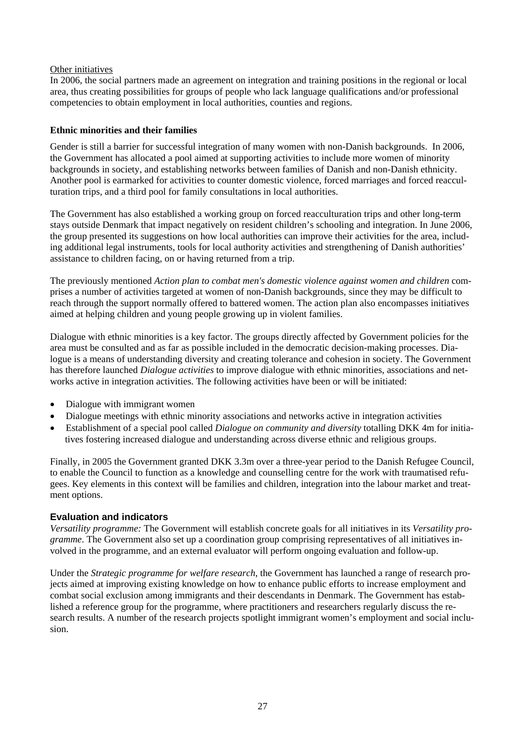Other initiatives

In 2006, the social partners made an agreement on integration and training positions in the regional or local area, thus creating possibilities for groups of people who lack language qualifications and/or professional competencies to obtain employment in local authorities, counties and regions.

**Ethnic minorities and their families**

Gender is still a barrier for successful integration of many women with non-Danish backgrounds. In 2006, the Government has allocated a pool aimed at supporting activities to include more women of minority backgrounds in society, and establishing networks between families of Danish and non-Danish ethnicity. Another pool is earmarked for activities to counter domestic violence, forced marriages and forced reacculturation trips, and a third pool for family consultations in local authorities.

The Government has also established a working group on forced reacculturation trips and other long-term stays outside Denmark that impact negatively on resident children's schooling and integration. In June 2006, the group presented its suggestions on how local authorities can improve their activities for the area, including additional legal instruments, tools for local authority activities and strengthening of Danish authorities' assistance to children facing, on or having returned from a trip.

The previously mentioned *Action plan to combat men's domestic violence against women and children* comprises a number of activities targeted at women of non-Danish backgrounds, since they may be difficult to reach through the support normally offered to battered women. The action plan also encompasses initiatives aimed at helping children and young people growing up in violent families.

Dialogue with ethnic minorities is a key factor. The groups directly affected by Government policies for the area must be consulted and as far as possible included in the democratic decision-making processes. Dialogue is a means of understanding diversity and creating tolerance and cohesion in society. The Government has therefore launched *Dialogue activities* to improve dialogue with ethnic minorities, associations and networks active in integration activities. The following activities have been or will be initiated:

- Dialogue with immigrant women
- Dialogue meetings with ethnic minority associations and networks active in integration activities
- Establishment of a special pool called *Dialogue on community and diversity* totalling DKK 4m for initiatives fostering increased dialogue and understanding across diverse ethnic and religious groups.

Finally, in 2005 the Government granted DKK 3.3m over a three-year period to the Danish Refugee Council, to enable the Council to function as a knowledge and counselling centre for the work with traumatised refugees. Key elements in this context will be families and children, integration into the labour market and treatment options.

### Evaluation and indicators

*Versatility programme:* The Government will establish concrete goals for all initiatives in its *Versatility programme*. The Government also set up a coordination group comprising representatives of all initiatives involved in the programme, and an external evaluator will perform ongoing evaluation and follow-up.

Under the *Strategic programme for welfare research*, the Government has launched a range of research projects aimed at improving existing knowledge on how to enhance public efforts to increase employment and combat social exclusion among immigrants and their descendants in Denmark. The Government has established a reference group for the programme, where practitioners and researchers regularly discuss the research results. A number of the research projects spotlight immigrant women's employment and social inclusion.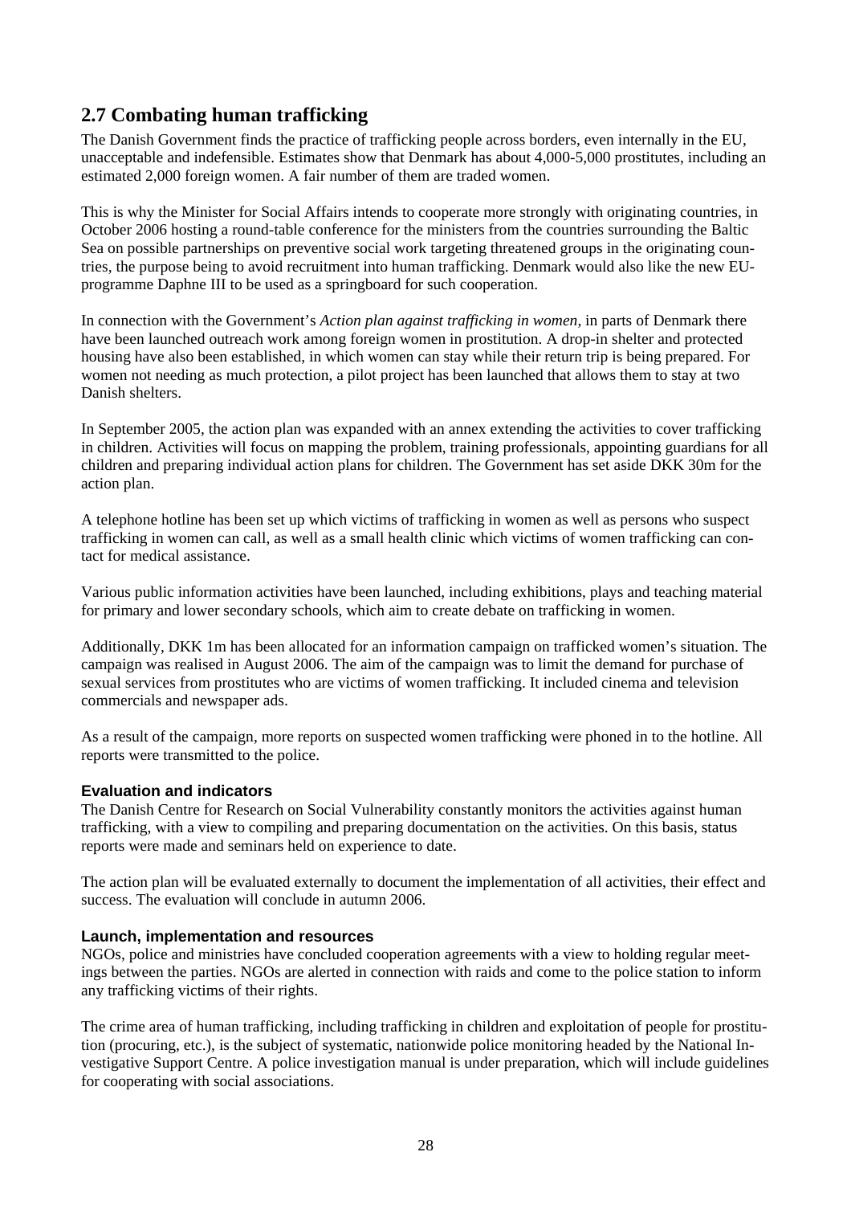## 2.7 Combating human trafficking

The Danish Government finds the practice of trafficking people across borders, even internally in the EU, unacceptable and indefensible. Estimates show that Denmark has about 4,000-5,000 prostitutes, including an estimated 2,000 foreign women. A fair number of them are traded women.

This is why the Minister for Social Affairs intends to cooperate more strongly with originating countries, in October 2006 hosting a round-table conference for the ministers from the countries surrounding the Baltic Sea on possible partnerships on preventive social work targeting threatened groups in the originating countries, the purpose being to avoid recruitment into human trafficking. Denmark would also like the new EU-programme Daphne III to be used as a springboard for such cooperation.

In connection with the Government's *Action plan against trafficking in women,* in parts of Denmark there have been launched outreach work among foreign women in prostitution. A drop-in shelter and protected housing have also been established, in which women can stay while their return trip is being prepared. For women not needing as much protection, a pilot project has been launched that allows them to stay at two Danish shelters.

In September 2005, the action plan was expanded with an annex extending the activities to cover trafficking in children. Activities will focus on mapping the problem, training professionals, appointing guardians for all children and preparing individual action plans for children. The Government has set aside DKK 30m for the action plan.

A telephone hotline has been set up which victims of trafficking in women as well as persons who suspect trafficking in women can call, as well as a small health clinic which victims of women trafficking can contact for medical assistance.

Various public information activities have been launched, including exhibitions, plays and teaching material for primary and lower secondary schools, which aim to create debate on trafficking in women.

Additionally, DKK 1m has been allocated for an information campaign on trafficked women's situation. The campaign was realised in August 2006. The aim of the campaign was to limit the demand for purchase of sexual services from prostitutes who are victims of women trafficking. It included cinema and television commercials and newspaper ads.

As a result of the campaign, more reports on suspected women trafficking were phoned in to the hotline. All reports were transmitted to the police.

#### Evaluation and indicators

The Danish Centre for Research on Social Vulnerability constantly monitors the activities against human trafficking, with a view to compiling and preparing documentation on the activities. On this basis, status reports were made and seminars held on experience to date.

The action plan will be evaluated externally to document the implementation of all activities, their effect and success. The evaluation will conclude in autumn 2006.

#### Launch, implementation and resources

NGOs, police and ministries have concluded cooperation agreements with a view to holding regular meetings between the parties. NGOs are alerted in connection with raids and come to the police station to inform any trafficking victims of their rights.

The crime area of human trafficking, including trafficking in children and exploitation of people for prostitution (procuring, etc.), is the subject of systematic, nationwide police monitoring headed by the National Investigative Support Centre. A police investigation manual is under preparation, which will include guidelines for cooperating with social associations.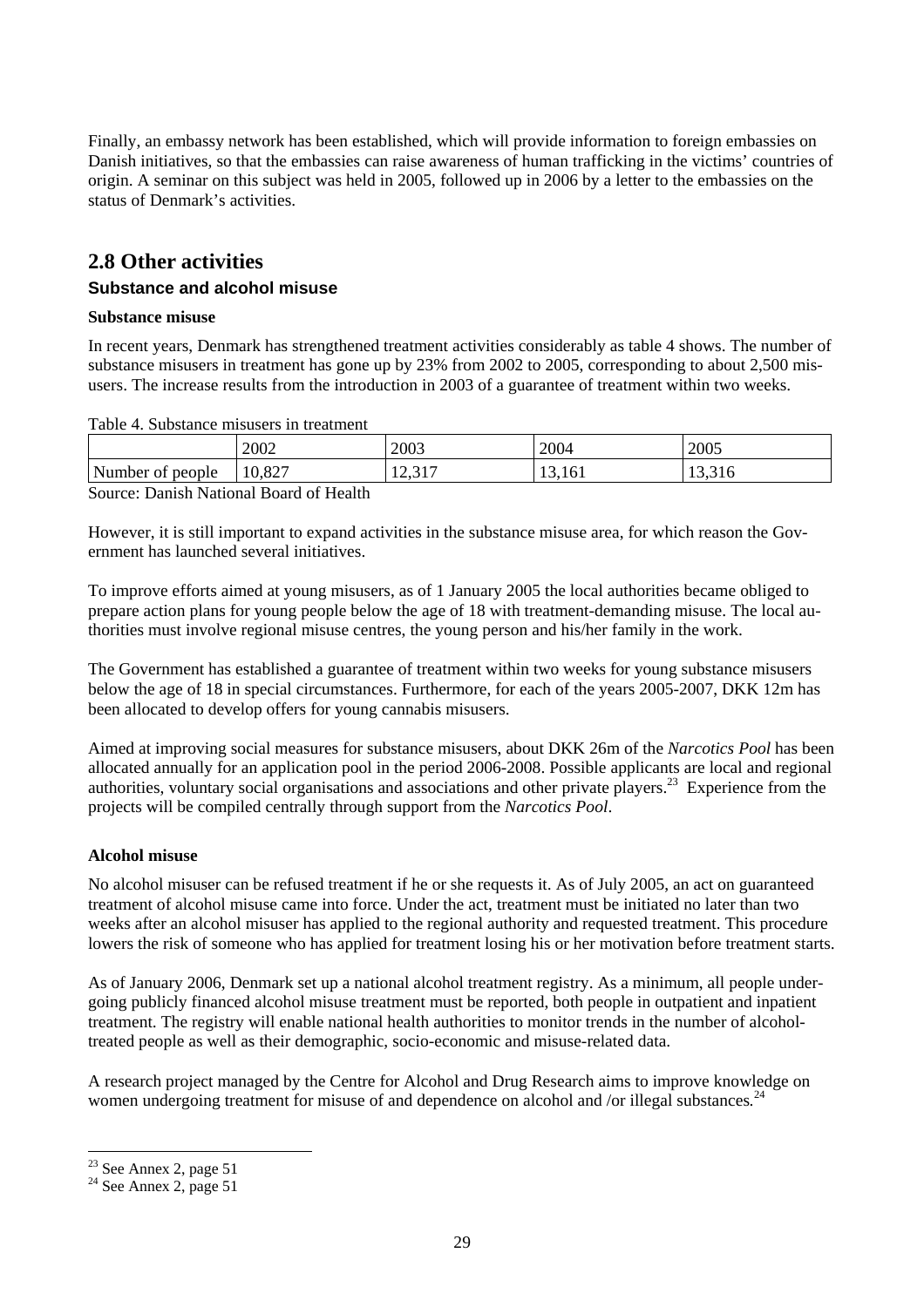Finally, an embassy network has been established, which will provide information to foreign embassies on Danish initiatives, so that the embassies can raise awareness of human trafficking in the victims' countries of origin. A seminar on this subject was held in 2005, followed up in 2006 by a letter to the embassies on the status of Denmark's activities.

## 2.8 Other activities

### Substance and alcohol misuse

**Substance misuse**

In recent years, Denmark has strengthened treatment activities considerably as table 4 shows. The number of substance misusers in treatment has gone up by 23% from 2002 to 2005, corresponding to about 2,500 misusers. The increase results from the introduction in 2003 of a guarantee of treatment within two weeks.

Table 4. Substance misusers in treatment

| | 2002 | 2003 | 2004 | 2005 |
|---|---|---|---|---|
| Number of people | 10,827 | 12,317 | 13,161 | 13,316 |

Source: Danish National Board of Health

However, it is still important to expand activities in the substance misuse area, for which reason the Government has launched several initiatives.

To improve efforts aimed at young misusers, as of 1 January 2005 the local authorities became obliged to prepare action plans for young people below the age of 18 with treatment-demanding misuse. The local authorities must involve regional misuse centres, the young person and his/her family in the work.

The Government has established a guarantee of treatment within two weeks for young substance misusers below the age of 18 in special circumstances. Furthermore, for each of the years 2005-2007, DKK 12m has been allocated to develop offers for young cannabis misusers.

Aimed at improving social measures for substance misusers, about DKK 26m of the *Narcotics Pool* has been allocated annually for an application pool in the period 2006-2008. Possible applicants are local and regional authorities, voluntary social organisations and associations and other private players.[23] Experience from the projects will be compiled centrally through support from the *Narcotics Pool*.

**Alcohol misuse**

No alcohol misuser can be refused treatment if he or she requests it. As of July 2005, an act on guaranteed treatment of alcohol misuse came into force. Under the act, treatment must be initiated no later than two weeks after an alcohol misuser has applied to the regional authority and requested treatment. This procedure lowers the risk of someone who has applied for treatment losing his or her motivation before treatment starts.

As of January 2006, Denmark set up a national alcohol treatment registry. As a minimum, all people undergoing publicly financed alcohol misuse treatment must be reported, both people in outpatient and inpatient treatment. The registry will enable national health authorities to monitor trends in the number of alcohol-treated people as well as their demographic, socio-economic and misuse-related data.

A research project managed by the Centre for Alcohol and Drug Research aims to improve knowledge on women undergoing treatment for misuse of and dependence on alcohol and /or illegal substances.[24]

[23] See Annex 2, page 51
[24] See Annex 2, page 51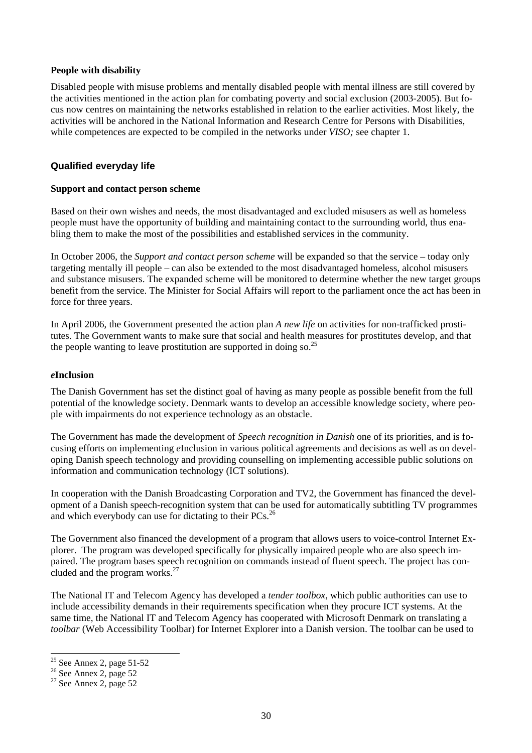**People with disability**

Disabled people with misuse problems and mentally disabled people with mental illness are still covered by the activities mentioned in the action plan for combating poverty and social exclusion (2003-2005). But focus now centres on maintaining the networks established in relation to the earlier activities. Most likely, the activities will be anchored in the National Information and Research Centre for Persons with Disabilities, while competences are expected to be compiled in the networks under *VISO;* see chapter 1.

## Qualified everyday life

**Support and contact person scheme**

Based on their own wishes and needs, the most disadvantaged and excluded misusers as well as homeless people must have the opportunity of building and maintaining contact to the surrounding world, thus enabling them to make the most of the possibilities and established services in the community.

In October 2006, the *Support and contact person scheme* will be expanded so that the service – today only targeting mentally ill people – can also be extended to the most disadvantaged homeless, alcohol misusers and substance misusers. The expanded scheme will be monitored to determine whether the new target groups benefit from the service. The Minister for Social Affairs will report to the parliament once the act has been in force for three years.

In April 2006, the Government presented the action plan *A new life* on activities for non-trafficked prostitutes. The Government wants to make sure that social and health measures for prostitutes develop, and that the people wanting to leave prostitution are supported in doing so.[25]

***e*Inclusion**

The Danish Government has set the distinct goal of having as many people as possible benefit from the full potential of the knowledge society. Denmark wants to develop an accessible knowledge society, where people with impairments do not experience technology as an obstacle.

The Government has made the development of *Speech recognition in Danish* one of its priorities, and is focusing efforts on implementing *e*Inclusion in various political agreements and decisions as well as on developing Danish speech technology and providing counselling on implementing accessible public solutions on information and communication technology (ICT solutions).

In cooperation with the Danish Broadcasting Corporation and TV2, the Government has financed the development of a Danish speech-recognition system that can be used for automatically subtitling TV programmes and which everybody can use for dictating to their PCs.[26]

The Government also financed the development of a program that allows users to voice-control Internet Explorer. The program was developed specifically for physically impaired people who are also speech impaired. The program bases speech recognition on commands instead of fluent speech. The project has concluded and the program works.[27]

The National IT and Telecom Agency has developed a *tender toolbox*, which public authorities can use to include accessibility demands in their requirements specification when they procure ICT systems. At the same time, the National IT and Telecom Agency has cooperated with Microsoft Denmark on translating a *toolbar* (Web Accessibility Toolbar) for Internet Explorer into a Danish version. The toolbar can be used to

[25] See Annex 2, page 51-52

[26] See Annex 2, page 52

[27] See Annex 2, page 52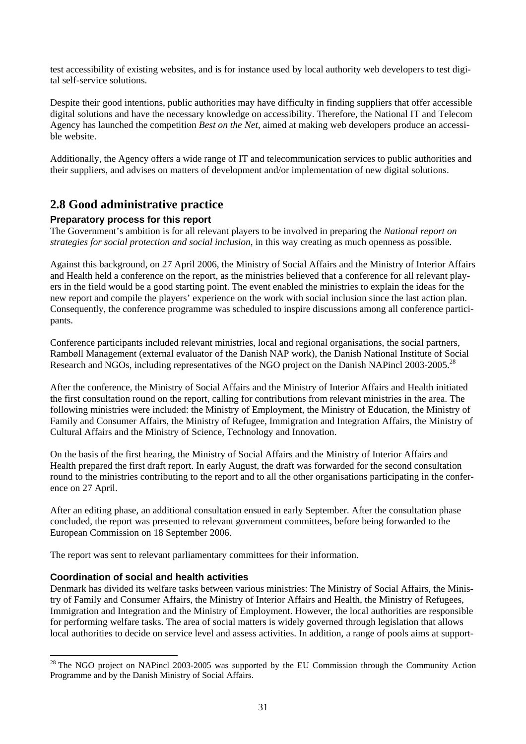test accessibility of existing websites, and is for instance used by local authority web developers to test digital self-service solutions.

Despite their good intentions, public authorities may have difficulty in finding suppliers that offer accessible digital solutions and have the necessary knowledge on accessibility. Therefore, the National IT and Telecom Agency has launched the competition *Best on the Net*, aimed at making web developers produce an accessible website.

Additionally, the Agency offers a wide range of IT and telecommunication services to public authorities and their suppliers, and advises on matters of development and/or implementation of new digital solutions.

## 2.8 Good administrative practice

### Preparatory process for this report

The Government's ambition is for all relevant players to be involved in preparing the *National report on strategies for social protection and social inclusion*, in this way creating as much openness as possible.

Against this background, on 27 April 2006, the Ministry of Social Affairs and the Ministry of Interior Affairs and Health held a conference on the report, as the ministries believed that a conference for all relevant players in the field would be a good starting point. The event enabled the ministries to explain the ideas for the new report and compile the players' experience on the work with social inclusion since the last action plan. Consequently, the conference programme was scheduled to inspire discussions among all conference participants.

Conference participants included relevant ministries, local and regional organisations, the social partners, Rambøll Management (external evaluator of the Danish NAP work), the Danish National Institute of Social Research and NGOs, including representatives of the NGO project on the Danish NAPincl 2003-2005.[28]

After the conference, the Ministry of Social Affairs and the Ministry of Interior Affairs and Health initiated the first consultation round on the report, calling for contributions from relevant ministries in the area. The following ministries were included: the Ministry of Employment, the Ministry of Education, the Ministry of Family and Consumer Affairs, the Ministry of Refugee, Immigration and Integration Affairs, the Ministry of Cultural Affairs and the Ministry of Science, Technology and Innovation.

On the basis of the first hearing, the Ministry of Social Affairs and the Ministry of Interior Affairs and Health prepared the first draft report. In early August, the draft was forwarded for the second consultation round to the ministries contributing to the report and to all the other organisations participating in the conference on 27 April.

After an editing phase, an additional consultation ensued in early September. After the consultation phase concluded, the report was presented to relevant government committees, before being forwarded to the European Commission on 18 September 2006.

The report was sent to relevant parliamentary committees for their information.

### Coordination of social and health activities

Denmark has divided its welfare tasks between various ministries: The Ministry of Social Affairs, the Ministry of Family and Consumer Affairs, the Ministry of Interior Affairs and Health, the Ministry of Refugees, Immigration and Integration and the Ministry of Employment. However, the local authorities are responsible for performing welfare tasks. The area of social matters is widely governed through legislation that allows local authorities to decide on service level and assess activities. In addition, a range of pools aims at support-

[28] The NGO project on NAPincl 2003-2005 was supported by the EU Commission through the Community Action Programme and by the Danish Ministry of Social Affairs.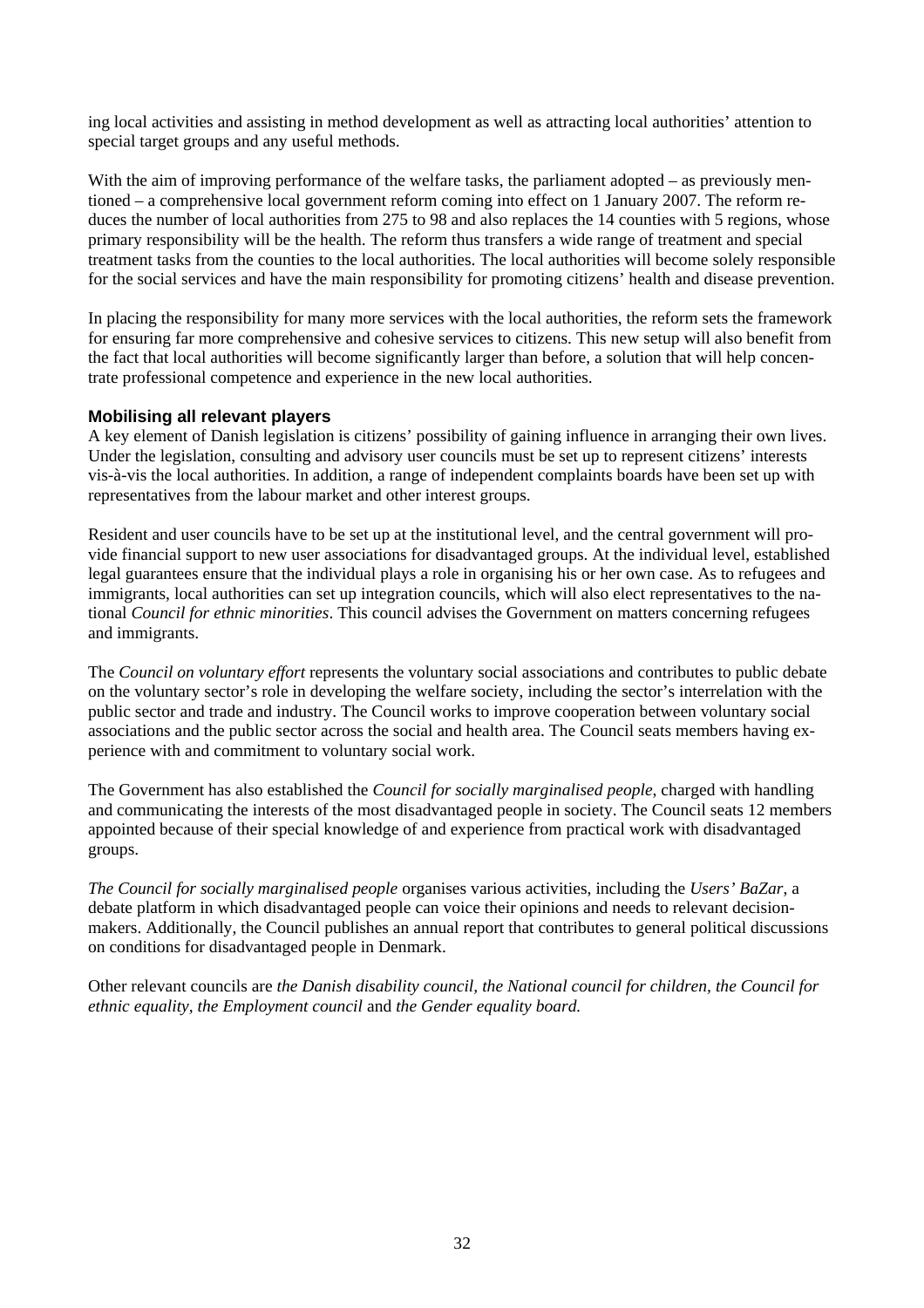ing local activities and assisting in method development as well as attracting local authorities' attention to special target groups and any useful methods.

With the aim of improving performance of the welfare tasks, the parliament adopted – as previously mentioned – a comprehensive local government reform coming into effect on 1 January 2007. The reform reduces the number of local authorities from 275 to 98 and also replaces the 14 counties with 5 regions, whose primary responsibility will be the health. The reform thus transfers a wide range of treatment and special treatment tasks from the counties to the local authorities. The local authorities will become solely responsible for the social services and have the main responsibility for promoting citizens' health and disease prevention.

In placing the responsibility for many more services with the local authorities, the reform sets the framework for ensuring far more comprehensive and cohesive services to citizens. This new setup will also benefit from the fact that local authorities will become significantly larger than before, a solution that will help concentrate professional competence and experience in the new local authorities.

### Mobilising all relevant players

A key element of Danish legislation is citizens' possibility of gaining influence in arranging their own lives. Under the legislation, consulting and advisory user councils must be set up to represent citizens' interests vis-à-vis the local authorities. In addition, a range of independent complaints boards have been set up with representatives from the labour market and other interest groups.

Resident and user councils have to be set up at the institutional level, and the central government will provide financial support to new user associations for disadvantaged groups. At the individual level, established legal guarantees ensure that the individual plays a role in organising his or her own case. As to refugees and immigrants, local authorities can set up integration councils, which will also elect representatives to the national *Council for ethnic minorities*. This council advises the Government on matters concerning refugees and immigrants.

The *Council on voluntary effort* represents the voluntary social associations and contributes to public debate on the voluntary sector's role in developing the welfare society, including the sector's interrelation with the public sector and trade and industry. The Council works to improve cooperation between voluntary social associations and the public sector across the social and health area. The Council seats members having experience with and commitment to voluntary social work.

The Government has also established the *Council for socially marginalised people,* charged with handling and communicating the interests of the most disadvantaged people in society. The Council seats 12 members appointed because of their special knowledge of and experience from practical work with disadvantaged groups.

*The Council for socially marginalised people* organises various activities, including the *Users' BaZar*, a debate platform in which disadvantaged people can voice their opinions and needs to relevant decision-makers. Additionally, the Council publishes an annual report that contributes to general political discussions on conditions for disadvantaged people in Denmark.

Other relevant councils are *the Danish disability council*, *the National council for children, the Council for ethnic equality, the Employment council* and *the Gender equality board.*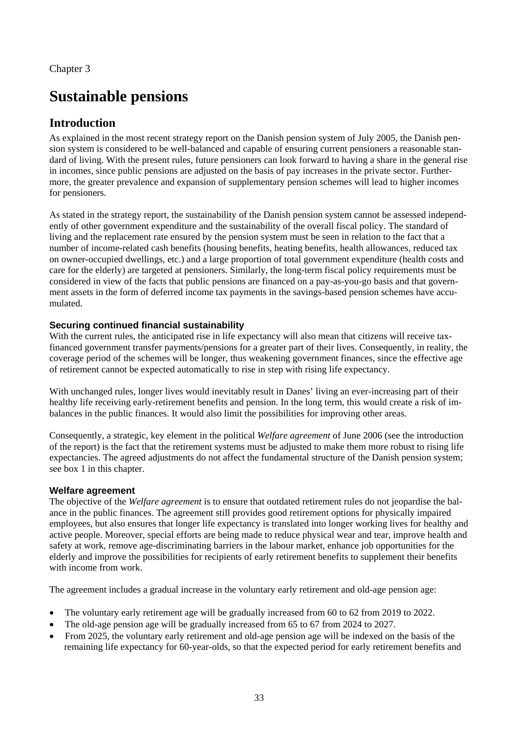Chapter 3

# Sustainable pensions

## Introduction

As explained in the most recent strategy report on the Danish pension system of July 2005, the Danish pension system is considered to be well-balanced and capable of ensuring current pensioners a reasonable standard of living. With the present rules, future pensioners can look forward to having a share in the general rise in incomes, since public pensions are adjusted on the basis of pay increases in the private sector. Furthermore, the greater prevalence and expansion of supplementary pension schemes will lead to higher incomes for pensioners.

As stated in the strategy report, the sustainability of the Danish pension system cannot be assessed independently of other government expenditure and the sustainability of the overall fiscal policy. The standard of living and the replacement rate ensured by the pension system must be seen in relation to the fact that a number of income-related cash benefits (housing benefits, heating benefits, health allowances, reduced tax on owner-occupied dwellings, etc.) and a large proportion of total government expenditure (health costs and care for the elderly) are targeted at pensioners. Similarly, the long-term fiscal policy requirements must be considered in view of the facts that public pensions are financed on a pay-as-you-go basis and that government assets in the form of deferred income tax payments in the savings-based pension schemes have accumulated.

### Securing continued financial sustainability

With the current rules, the anticipated rise in life expectancy will also mean that citizens will receive tax-financed government transfer payments/pensions for a greater part of their lives. Consequently, in reality, the coverage period of the schemes will be longer, thus weakening government finances, since the effective age of retirement cannot be expected automatically to rise in step with rising life expectancy.

With unchanged rules, longer lives would inevitably result in Danes' living an ever-increasing part of their healthy life receiving early-retirement benefits and pension. In the long term, this would create a risk of imbalances in the public finances. It would also limit the possibilities for improving other areas.

Consequently, a strategic, key element in the political *Welfare agreement* of June 2006 (see the introduction of the report) is the fact that the retirement systems must be adjusted to make them more robust to rising life expectancies. The agreed adjustments do not affect the fundamental structure of the Danish pension system; see box 1 in this chapter.

### Welfare agreement

The objective of the *Welfare agreement* is to ensure that outdated retirement rules do not jeopardise the balance in the public finances. The agreement still provides good retirement options for physically impaired employees, but also ensures that longer life expectancy is translated into longer working lives for healthy and active people. Moreover, special efforts are being made to reduce physical wear and tear, improve health and safety at work, remove age-discriminating barriers in the labour market, enhance job opportunities for the elderly and improve the possibilities for recipients of early retirement benefits to supplement their benefits with income from work.

The agreement includes a gradual increase in the voluntary early retirement and old-age pension age:

- The voluntary early retirement age will be gradually increased from 60 to 62 from 2019 to 2022.
- The old-age pension age will be gradually increased from 65 to 67 from 2024 to 2027.
- From 2025, the voluntary early retirement and old-age pension age will be indexed on the basis of the remaining life expectancy for 60-year-olds, so that the expected period for early retirement benefits and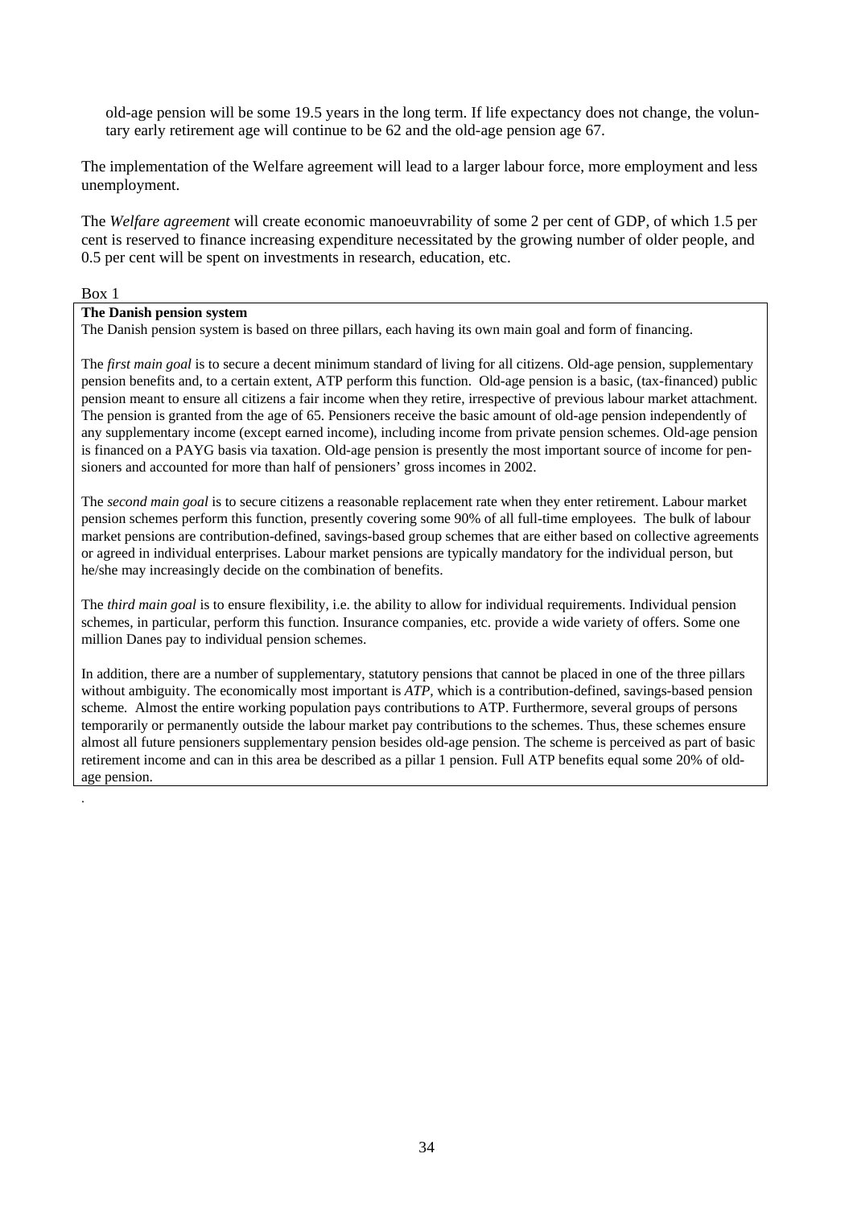old-age pension will be some 19.5 years in the long term. If life expectancy does not change, the voluntary early retirement age will continue to be 62 and the old-age pension age 67.

The implementation of the Welfare agreement will lead to a larger labour force, more employment and less unemployment.

The *Welfare agreement* will create economic manoeuvrability of some 2 per cent of GDP, of which 1.5 per cent is reserved to finance increasing expenditure necessitated by the growing number of older people, and 0.5 per cent will be spent on investments in research, education, etc.

Box 1

**The Danish pension system**

The Danish pension system is based on three pillars, each having its own main goal and form of financing.

The *first main goal* is to secure a decent minimum standard of living for all citizens. Old-age pension, supplementary pension benefits and, to a certain extent, ATP perform this function. Old-age pension is a basic, (tax-financed) public pension meant to ensure all citizens a fair income when they retire, irrespective of previous labour market attachment. The pension is granted from the age of 65. Pensioners receive the basic amount of old-age pension independently of any supplementary income (except earned income), including income from private pension schemes. Old-age pension is financed on a PAYG basis via taxation. Old-age pension is presently the most important source of income for pensioners and accounted for more than half of pensioners' gross incomes in 2002.

The *second main goal* is to secure citizens a reasonable replacement rate when they enter retirement. Labour market pension schemes perform this function, presently covering some 90% of all full-time employees. The bulk of labour market pensions are contribution-defined, savings-based group schemes that are either based on collective agreements or agreed in individual enterprises. Labour market pensions are typically mandatory for the individual person, but he/she may increasingly decide on the combination of benefits.

The *third main goal* is to ensure flexibility, i.e. the ability to allow for individual requirements. Individual pension schemes, in particular, perform this function. Insurance companies, etc. provide a wide variety of offers. Some one million Danes pay to individual pension schemes.

In addition, there are a number of supplementary, statutory pensions that cannot be placed in one of the three pillars without ambiguity. The economically most important is *ATP*, which is a contribution-defined, savings-based pension scheme. Almost the entire working population pays contributions to ATP. Furthermore, several groups of persons temporarily or permanently outside the labour market pay contributions to the schemes. Thus, these schemes ensure almost all future pensioners supplementary pension besides old-age pension. The scheme is perceived as part of basic retirement income and can in this area be described as a pillar 1 pension. Full ATP benefits equal some 20% of old-age pension.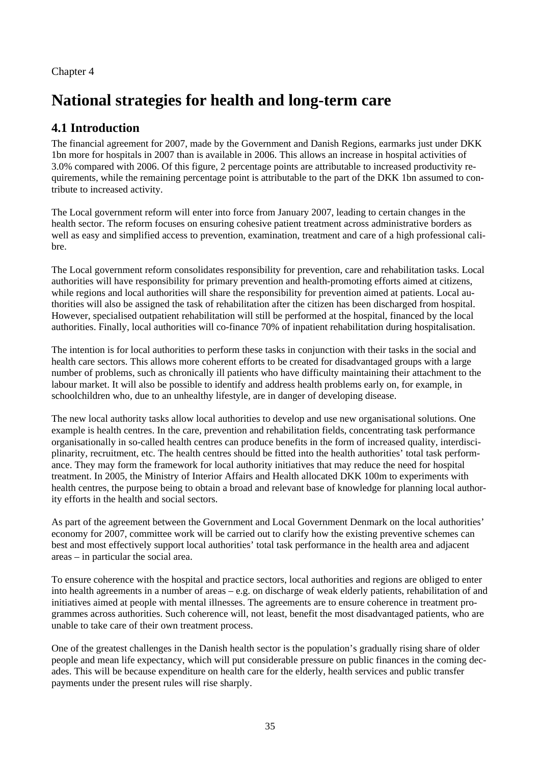Chapter 4

# National strategies for health and long-term care

## 4.1 Introduction

The financial agreement for 2007, made by the Government and Danish Regions, earmarks just under DKK 1bn more for hospitals in 2007 than is available in 2006. This allows an increase in hospital activities of 3.0% compared with 2006. Of this figure, 2 percentage points are attributable to increased productivity requirements, while the remaining percentage point is attributable to the part of the DKK 1bn assumed to contribute to increased activity.

The Local government reform will enter into force from January 2007, leading to certain changes in the health sector. The reform focuses on ensuring cohesive patient treatment across administrative borders as well as easy and simplified access to prevention, examination, treatment and care of a high professional calibre.

The Local government reform consolidates responsibility for prevention, care and rehabilitation tasks. Local authorities will have responsibility for primary prevention and health-promoting efforts aimed at citizens, while regions and local authorities will share the responsibility for prevention aimed at patients. Local authorities will also be assigned the task of rehabilitation after the citizen has been discharged from hospital. However, specialised outpatient rehabilitation will still be performed at the hospital, financed by the local authorities. Finally, local authorities will co-finance 70% of inpatient rehabilitation during hospitalisation.

The intention is for local authorities to perform these tasks in conjunction with their tasks in the social and health care sectors. This allows more coherent efforts to be created for disadvantaged groups with a large number of problems, such as chronically ill patients who have difficulty maintaining their attachment to the labour market. It will also be possible to identify and address health problems early on, for example, in schoolchildren who, due to an unhealthy lifestyle, are in danger of developing disease.

The new local authority tasks allow local authorities to develop and use new organisational solutions. One example is health centres. In the care, prevention and rehabilitation fields, concentrating task performance organisationally in so-called health centres can produce benefits in the form of increased quality, interdisciplinarity, recruitment, etc. The health centres should be fitted into the health authorities' total task performance. They may form the framework for local authority initiatives that may reduce the need for hospital treatment. In 2005, the Ministry of Interior Affairs and Health allocated DKK 100m to experiments with health centres, the purpose being to obtain a broad and relevant base of knowledge for planning local authority efforts in the health and social sectors.

As part of the agreement between the Government and Local Government Denmark on the local authorities' economy for 2007, committee work will be carried out to clarify how the existing preventive schemes can best and most effectively support local authorities' total task performance in the health area and adjacent areas – in particular the social area.

To ensure coherence with the hospital and practice sectors, local authorities and regions are obliged to enter into health agreements in a number of areas – e.g. on discharge of weak elderly patients, rehabilitation of and initiatives aimed at people with mental illnesses. The agreements are to ensure coherence in treatment programmes across authorities. Such coherence will, not least, benefit the most disadvantaged patients, who are unable to take care of their own treatment process.

One of the greatest challenges in the Danish health sector is the population's gradually rising share of older people and mean life expectancy, which will put considerable pressure on public finances in the coming decades. This will be because expenditure on health care for the elderly, health services and public transfer payments under the present rules will rise sharply.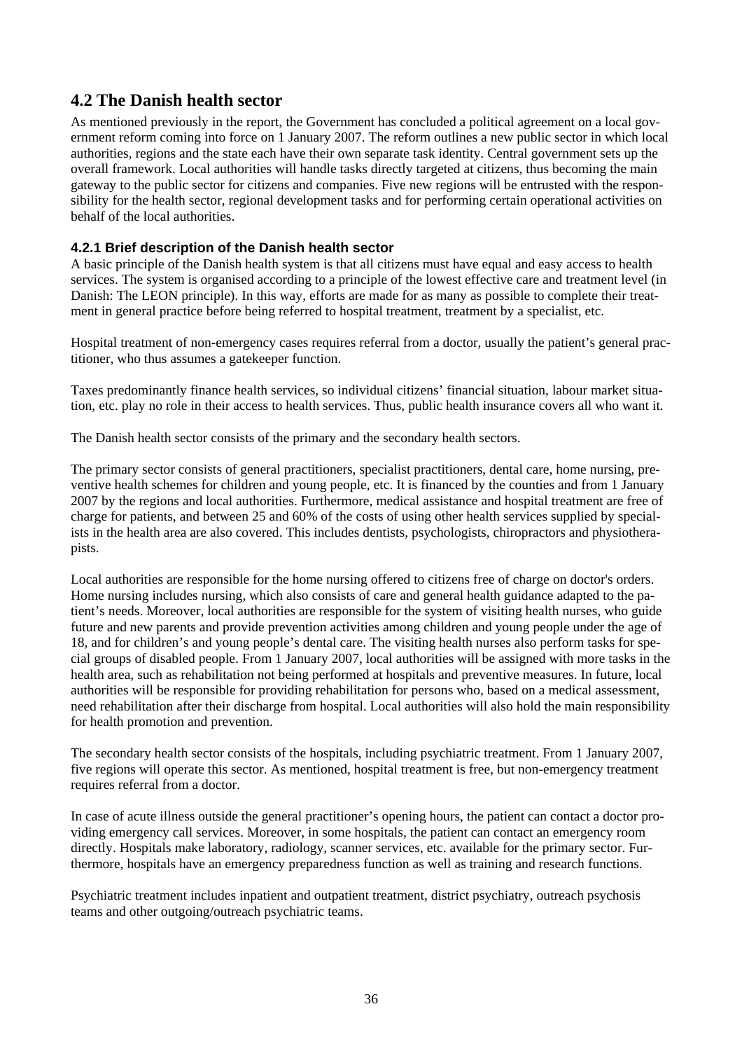## 4.2 The Danish health sector

As mentioned previously in the report, the Government has concluded a political agreement on a local government reform coming into force on 1 January 2007. The reform outlines a new public sector in which local authorities, regions and the state each have their own separate task identity. Central government sets up the overall framework. Local authorities will handle tasks directly targeted at citizens, thus becoming the main gateway to the public sector for citizens and companies. Five new regions will be entrusted with the responsibility for the health sector, regional development tasks and for performing certain operational activities on behalf of the local authorities.

### 4.2.1 Brief description of the Danish health sector

A basic principle of the Danish health system is that all citizens must have equal and easy access to health services. The system is organised according to a principle of the lowest effective care and treatment level (in Danish: The LEON principle). In this way, efforts are made for as many as possible to complete their treatment in general practice before being referred to hospital treatment, treatment by a specialist, etc.

Hospital treatment of non-emergency cases requires referral from a doctor, usually the patient's general practitioner, who thus assumes a gatekeeper function.

Taxes predominantly finance health services, so individual citizens' financial situation, labour market situation, etc. play no role in their access to health services. Thus, public health insurance covers all who want it.

The Danish health sector consists of the primary and the secondary health sectors.

The primary sector consists of general practitioners, specialist practitioners, dental care, home nursing, preventive health schemes for children and young people, etc. It is financed by the counties and from 1 January 2007 by the regions and local authorities. Furthermore, medical assistance and hospital treatment are free of charge for patients, and between 25 and 60% of the costs of using other health services supplied by specialists in the health area are also covered. This includes dentists, psychologists, chiropractors and physiotherapists.

Local authorities are responsible for the home nursing offered to citizens free of charge on doctor's orders. Home nursing includes nursing, which also consists of care and general health guidance adapted to the patient's needs. Moreover, local authorities are responsible for the system of visiting health nurses, who guide future and new parents and provide prevention activities among children and young people under the age of 18, and for children's and young people's dental care. The visiting health nurses also perform tasks for special groups of disabled people. From 1 January 2007, local authorities will be assigned with more tasks in the health area, such as rehabilitation not being performed at hospitals and preventive measures. In future, local authorities will be responsible for providing rehabilitation for persons who, based on a medical assessment, need rehabilitation after their discharge from hospital. Local authorities will also hold the main responsibility for health promotion and prevention.

The secondary health sector consists of the hospitals, including psychiatric treatment. From 1 January 2007, five regions will operate this sector. As mentioned, hospital treatment is free, but non-emergency treatment requires referral from a doctor.

In case of acute illness outside the general practitioner's opening hours, the patient can contact a doctor providing emergency call services. Moreover, in some hospitals, the patient can contact an emergency room directly. Hospitals make laboratory, radiology, scanner services, etc. available for the primary sector. Furthermore, hospitals have an emergency preparedness function as well as training and research functions.

Psychiatric treatment includes inpatient and outpatient treatment, district psychiatry, outreach psychosis teams and other outgoing/outreach psychiatric teams.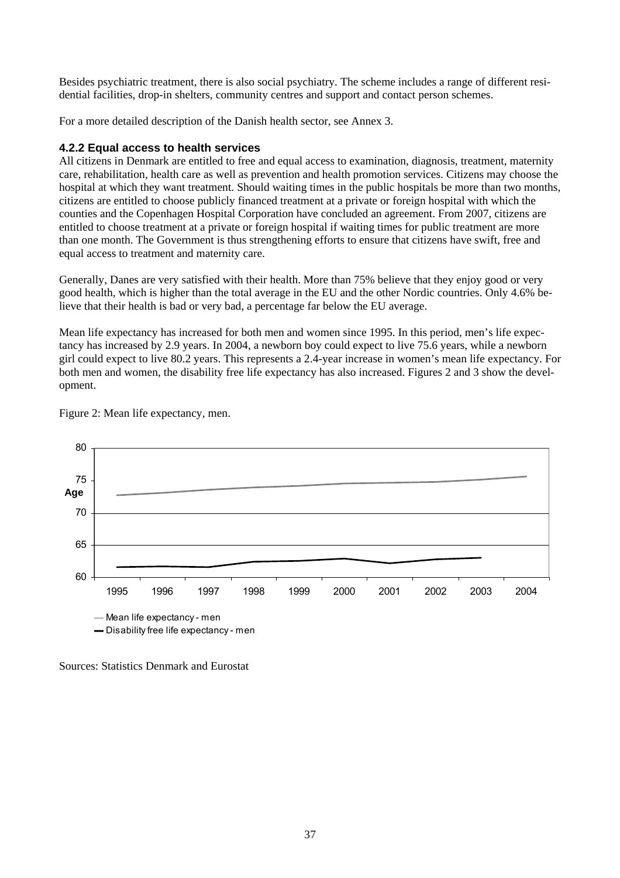Besides psychiatric treatment, there is also social psychiatry. The scheme includes a range of different residential facilities, drop-in shelters, community centres and support and contact person schemes.

For a more detailed description of the Danish health sector, see Annex 3.

#### 4.2.2 Equal access to health services

All citizens in Denmark are entitled to free and equal access to examination, diagnosis, treatment, maternity care, rehabilitation, health care as well as prevention and health promotion services. Citizens may choose the hospital at which they want treatment. Should waiting times in the public hospitals be more than two months, citizens are entitled to choose publicly financed treatment at a private or foreign hospital with which the counties and the Copenhagen Hospital Corporation have concluded an agreement. From 2007, citizens are entitled to choose treatment at a private or foreign hospital if waiting times for public treatment are more than one month. The Government is thus strengthening efforts to ensure that citizens have swift, free and equal access to treatment and maternity care.

Generally, Danes are very satisfied with their health. More than 75% believe that they enjoy good or very good health, which is higher than the total average in the EU and the other Nordic countries. Only 4.6% believe that their health is bad or very bad, a percentage far below the EU average.

Mean life expectancy has increased for both men and women since 1995. In this period, men's life expectancy has increased by 2.9 years. In 2004, a newborn boy could expect to live 75.6 years, while a newborn girl could expect to live 80.2 years. This represents a 2.4-year increase in women's mean life expectancy. For both men and women, the disability free life expectancy has also increased. Figures 2 and 3 show the development.

Figure 2: Mean life expectancy, men.

Sources: Statistics Denmark and Eurostat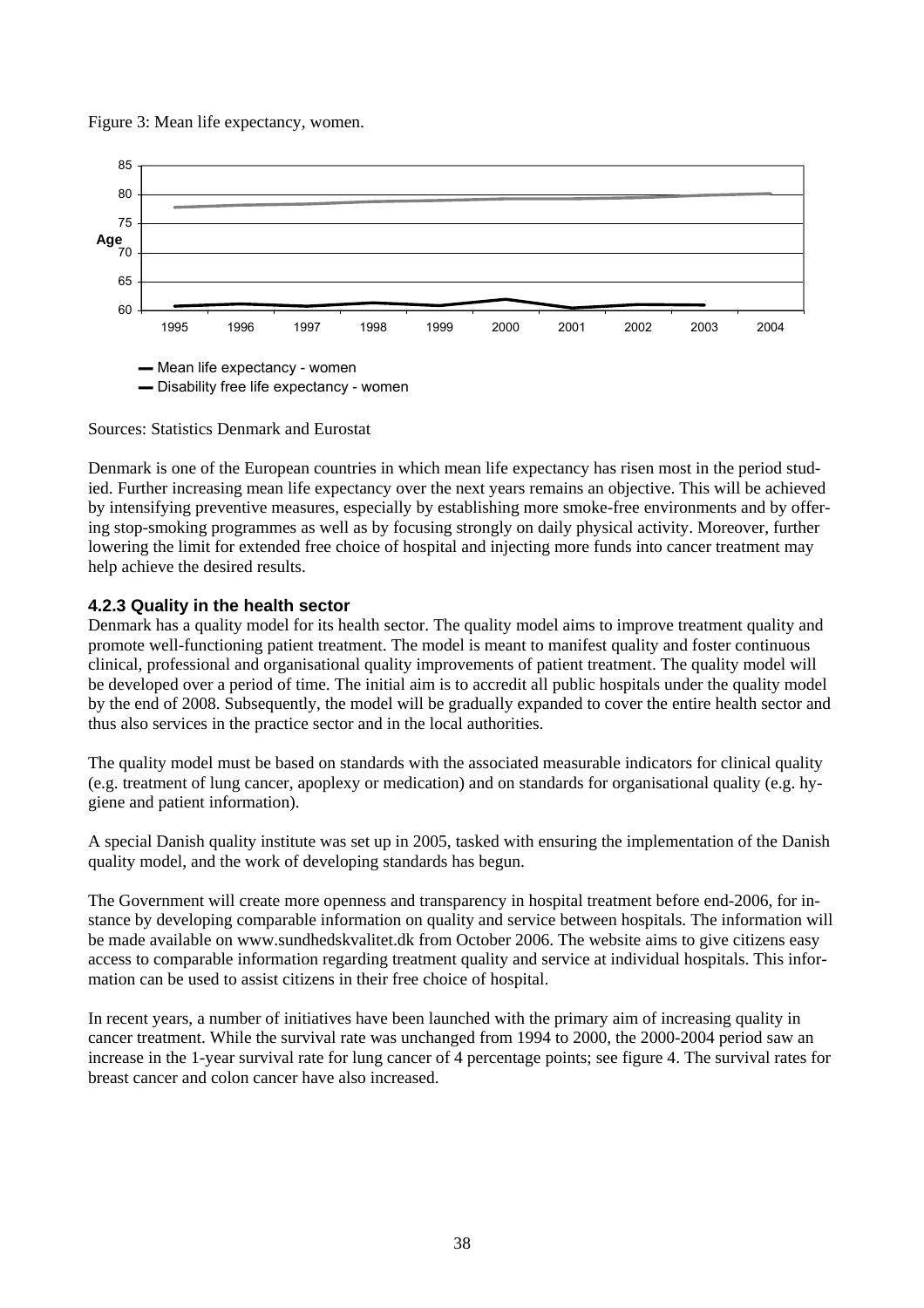Figure 3: Mean life expectancy, women.

Sources: Statistics Denmark and Eurostat

Denmark is one of the European countries in which mean life expectancy has risen most in the period studied. Further increasing mean life expectancy over the next years remains an objective. This will be achieved by intensifying preventive measures, especially by establishing more smoke-free environments and by offering stop-smoking programmes as well as by focusing strongly on daily physical activity. Moreover, further lowering the limit for extended free choice of hospital and injecting more funds into cancer treatment may help achieve the desired results.

### 4.2.3 Quality in the health sector

Denmark has a quality model for its health sector. The quality model aims to improve treatment quality and promote well-functioning patient treatment. The model is meant to manifest quality and foster continuous clinical, professional and organisational quality improvements of patient treatment. The quality model will be developed over a period of time. The initial aim is to accredit all public hospitals under the quality model by the end of 2008. Subsequently, the model will be gradually expanded to cover the entire health sector and thus also services in the practice sector and in the local authorities.

The quality model must be based on standards with the associated measurable indicators for clinical quality (e.g. treatment of lung cancer, apoplexy or medication) and on standards for organisational quality (e.g. hygiene and patient information).

A special Danish quality institute was set up in 2005, tasked with ensuring the implementation of the Danish quality model, and the work of developing standards has begun.

The Government will create more openness and transparency in hospital treatment before end-2006, for instance by developing comparable information on quality and service between hospitals. The information will be made available on www.sundhedskvalitet.dk from October 2006. The website aims to give citizens easy access to comparable information regarding treatment quality and service at individual hospitals. This information can be used to assist citizens in their free choice of hospital.

In recent years, a number of initiatives have been launched with the primary aim of increasing quality in cancer treatment. While the survival rate was unchanged from 1994 to 2000, the 2000-2004 period saw an increase in the 1-year survival rate for lung cancer of 4 percentage points; see figure 4. The survival rates for breast cancer and colon cancer have also increased.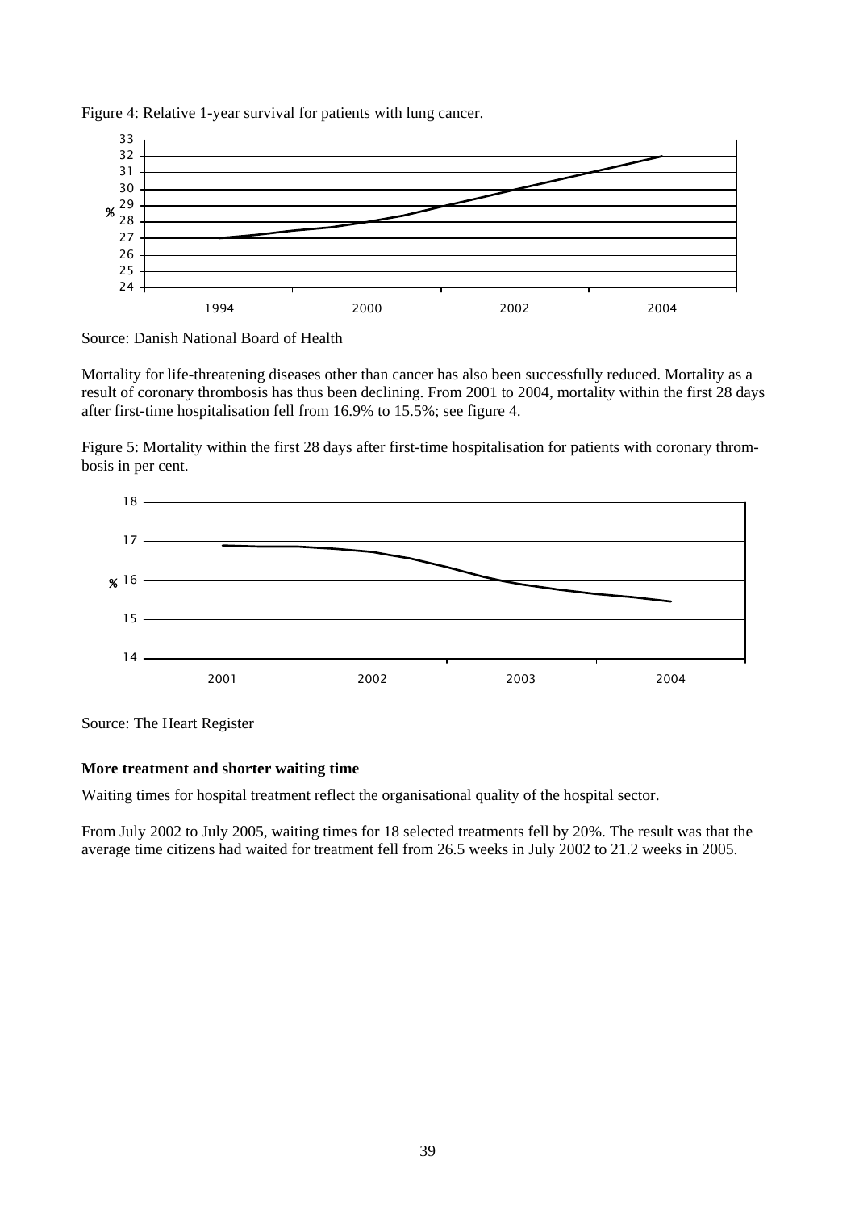Figure 4: Relative 1-year survival for patients with lung cancer.

Source: Danish National Board of Health

Mortality for life-threatening diseases other than cancer has also been successfully reduced. Mortality as a result of coronary thrombosis has thus been declining. From 2001 to 2004, mortality within the first 28 days after first-time hospitalisation fell from 16.9% to 15.5%; see figure 4.

Figure 5: Mortality within the first 28 days after first-time hospitalisation for patients with coronary thrombosis in per cent.

Source: The Heart Register

**More treatment and shorter waiting time**

Waiting times for hospital treatment reflect the organisational quality of the hospital sector.

From July 2002 to July 2005, waiting times for 18 selected treatments fell by 20%. The result was that the average time citizens had waited for treatment fell from 26.5 weeks in July 2002 to 21.2 weeks in 2005.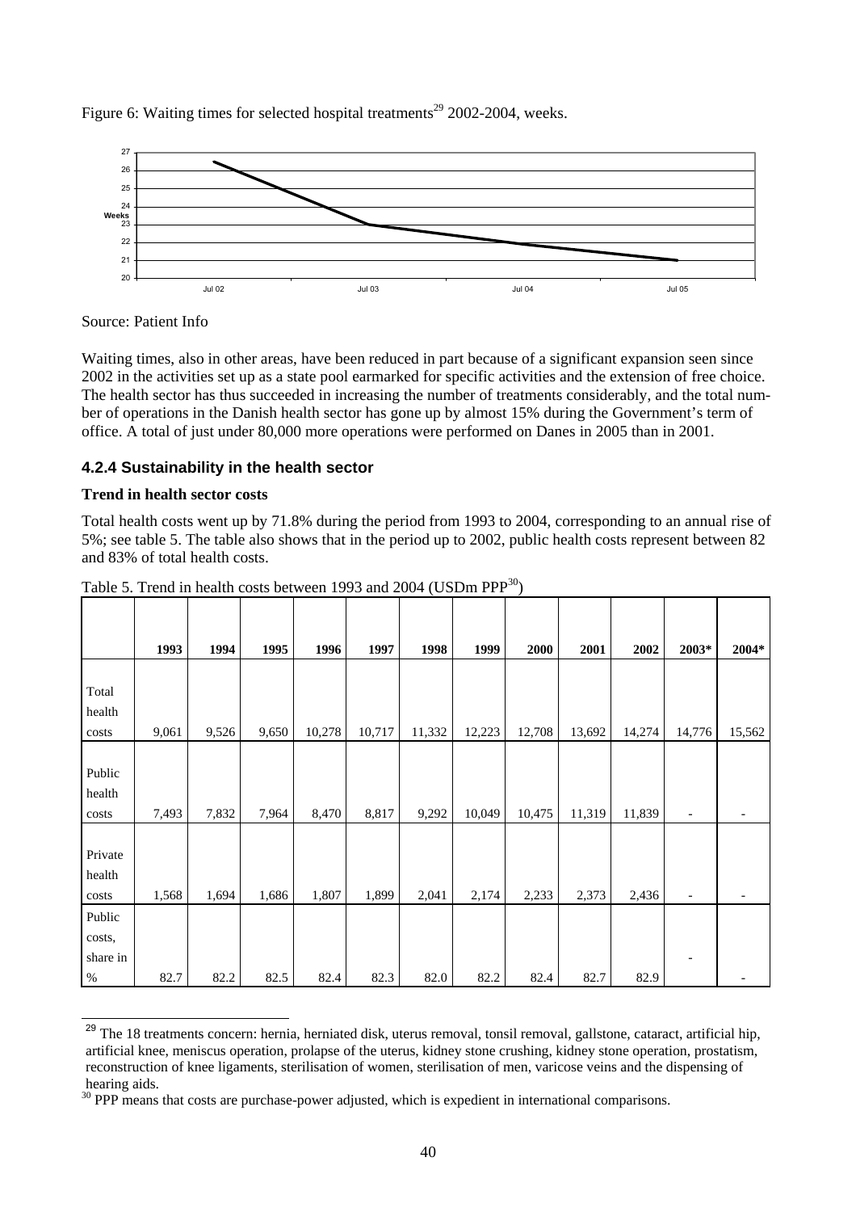Figure 6: Waiting times for selected hospital treatments[29] 2002-2004, weeks.

Source: Patient Info

Waiting times, also in other areas, have been reduced in part because of a significant expansion seen since 2002 in the activities set up as a state pool earmarked for specific activities and the extension of free choice. The health sector has thus succeeded in increasing the number of treatments considerably, and the total number of operations in the Danish health sector has gone up by almost 15% during the Government's term of office. A total of just under 80,000 more operations were performed on Danes in 2005 than in 2001.

### 4.2.4 Sustainability in the health sector

**Trend in health sector costs**

Total health costs went up by 71.8% during the period from 1993 to 2004, corresponding to an annual rise of 5%; see table 5. The table also shows that in the period up to 2002, public health costs represent between 82 and 83% of total health costs.

Table 5. Trend in health costs between 1993 and 2004 (USDm PPP[30])

| | 1993 | 1994 | 1995 | 1996 | 1997 | 1998 | 1999 | 2000 | 2001 | 2002 | 2003* | 2004* |
|---|---|---|---|---|---|---|---|---|---|---|---|---|
| Total health costs | 9,061 | 9,526 | 9,650 | 10,278 | 10,717 | 11,332 | 12,223 | 12,708 | 13,692 | 14,274 | 14,776 | 15,562 |
| Public health costs | 7,493 | 7,832 | 7,964 | 8,470 | 8,817 | 9,292 | 10,049 | 10,475 | 11,319 | 11,839 | - | - |
| Private health costs | 1,568 | 1,694 | 1,686 | 1,807 | 1,899 | 2,041 | 2,174 | 2,233 | 2,373 | 2,436 | - | - |
| Public costs, share in % | 82.7 | 82.2 | 82.5 | 82.4 | 82.3 | 82.0 | 82.2 | 82.4 | 82.7 | 82.9 | - | - |

[29] The 18 treatments concern: hernia, herniated disk, uterus removal, tonsil removal, gallstone, cataract, artificial hip, artificial knee, meniscus operation, prolapse of the uterus, kidney stone crushing, kidney stone operation, prostatism, reconstruction of knee ligaments, sterilisation of women, sterilisation of men, varicose veins and the dispensing of hearing aids.

[30] PPP means that costs are purchase-power adjusted, which is expedient in international comparisons.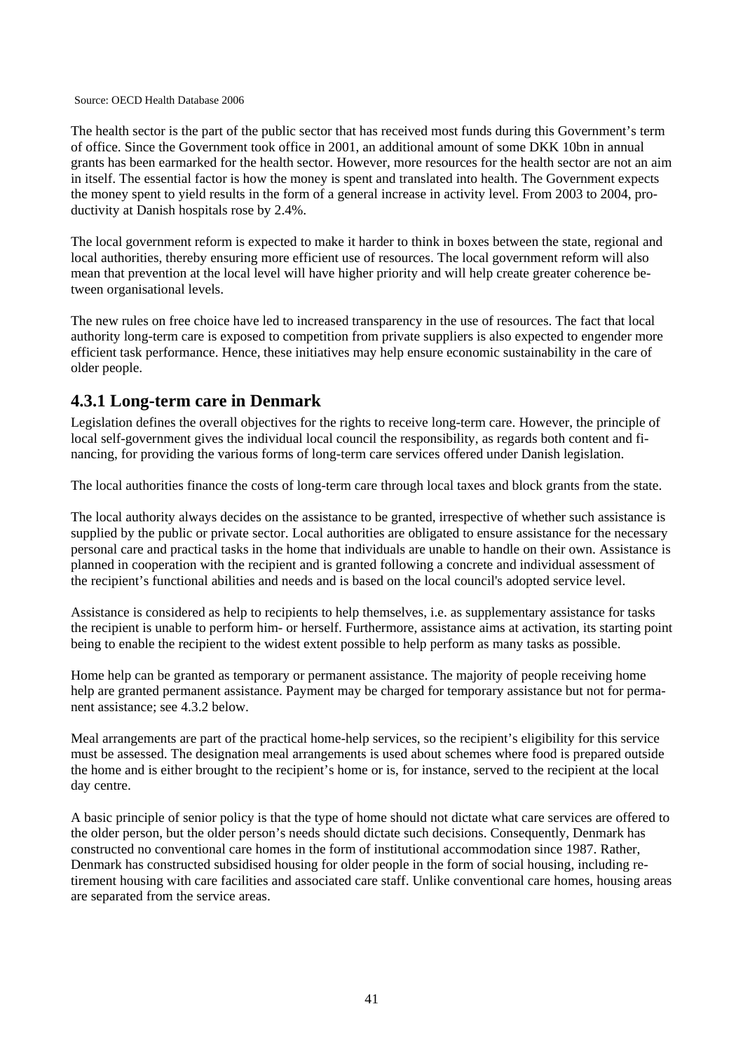Source: OECD Health Database 2006

The health sector is the part of the public sector that has received most funds during this Government's term of office. Since the Government took office in 2001, an additional amount of some DKK 10bn in annual grants has been earmarked for the health sector. However, more resources for the health sector are not an aim in itself. The essential factor is how the money is spent and translated into health. The Government expects the money spent to yield results in the form of a general increase in activity level. From 2003 to 2004, productivity at Danish hospitals rose by 2.4%.

The local government reform is expected to make it harder to think in boxes between the state, regional and local authorities, thereby ensuring more efficient use of resources. The local government reform will also mean that prevention at the local level will have higher priority and will help create greater coherence between organisational levels.

The new rules on free choice have led to increased transparency in the use of resources. The fact that local authority long-term care is exposed to competition from private suppliers is also expected to engender more efficient task performance. Hence, these initiatives may help ensure economic sustainability in the care of older people.

### 4.3.1 Long-term care in Denmark

Legislation defines the overall objectives for the rights to receive long-term care. However, the principle of local self-government gives the individual local council the responsibility, as regards both content and financing, for providing the various forms of long-term care services offered under Danish legislation.

The local authorities finance the costs of long-term care through local taxes and block grants from the state.

The local authority always decides on the assistance to be granted, irrespective of whether such assistance is supplied by the public or private sector. Local authorities are obligated to ensure assistance for the necessary personal care and practical tasks in the home that individuals are unable to handle on their own. Assistance is planned in cooperation with the recipient and is granted following a concrete and individual assessment of the recipient's functional abilities and needs and is based on the local council's adopted service level.

Assistance is considered as help to recipients to help themselves, i.e. as supplementary assistance for tasks the recipient is unable to perform him- or herself. Furthermore, assistance aims at activation, its starting point being to enable the recipient to the widest extent possible to help perform as many tasks as possible.

Home help can be granted as temporary or permanent assistance. The majority of people receiving home help are granted permanent assistance. Payment may be charged for temporary assistance but not for permanent assistance; see 4.3.2 below.

Meal arrangements are part of the practical home-help services, so the recipient's eligibility for this service must be assessed. The designation meal arrangements is used about schemes where food is prepared outside the home and is either brought to the recipient's home or is, for instance, served to the recipient at the local day centre.

A basic principle of senior policy is that the type of home should not dictate what care services are offered to the older person, but the older person's needs should dictate such decisions. Consequently, Denmark has constructed no conventional care homes in the form of institutional accommodation since 1987. Rather, Denmark has constructed subsidised housing for older people in the form of social housing, including retirement housing with care facilities and associated care staff. Unlike conventional care homes, housing areas are separated from the service areas.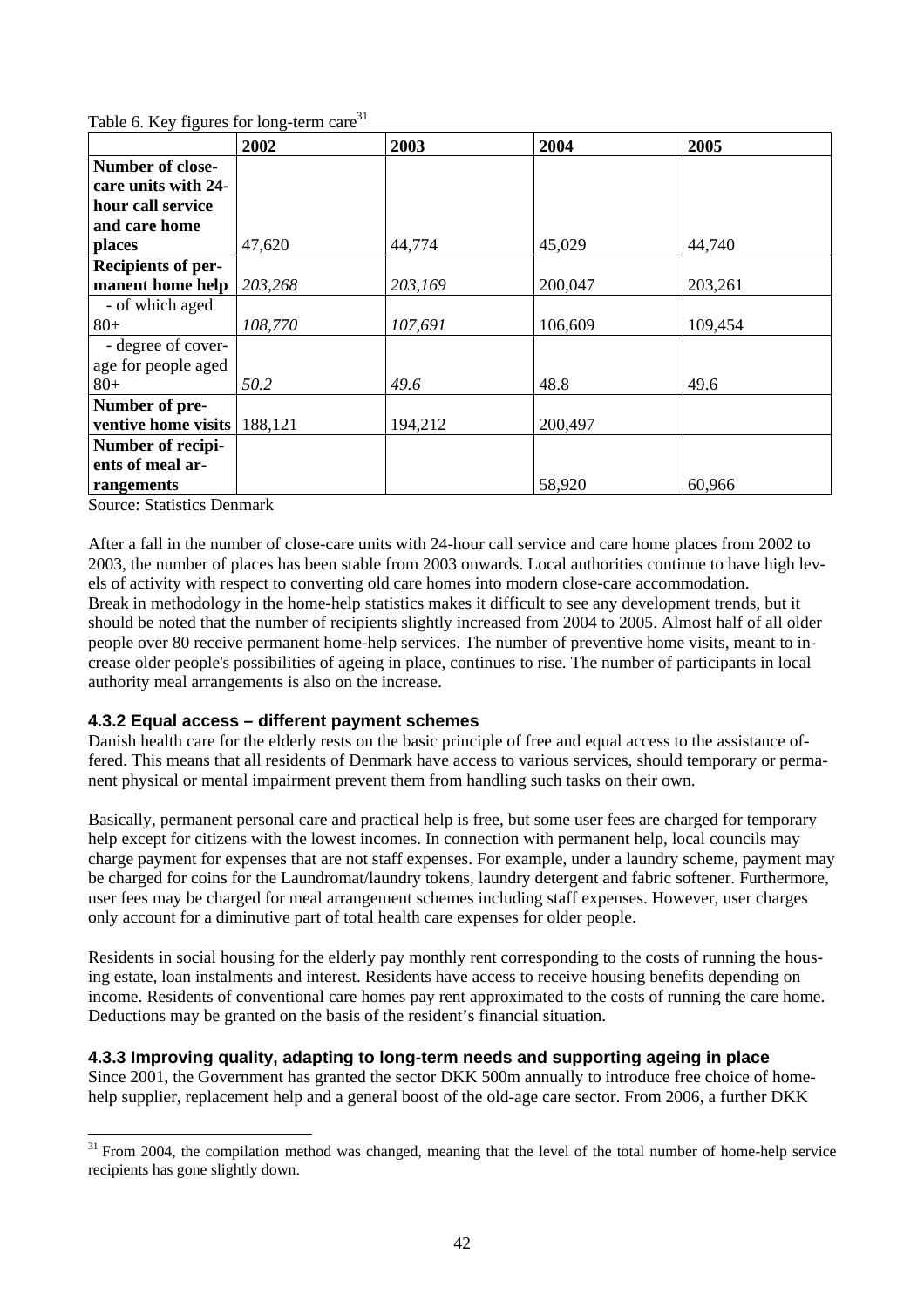Table 6. Key figures for long-term care[31]

| | 2002 | 2003 | 2004 | 2005 |
|---|---|---|---|---|
| **Number of close-care units with 24-hour call service and care home places** | 47,620 | 44,774 | 45,029 | 44,740 |
| **Recipients of permanent home help** | *203,268* | *203,169* | 200,047 | 203,261 |
| - of which aged 80+ | *108,770* | *107,691* | 106,609 | 109,454 |
| - degree of coverage for people aged 80+ | *50.2* | *49.6* | 48.8 | 49.6 |
| **Number of preventive home visits** | 188,121 | 194,212 | 200,497 | |
| **Number of recipients of meal arrangements** | | | 58,920 | 60,966 |

Source: Statistics Denmark

After a fall in the number of close-care units with 24-hour call service and care home places from 2002 to 2003, the number of places has been stable from 2003 onwards. Local authorities continue to have high levels of activity with respect to converting old care homes into modern close-care accommodation. Break in methodology in the home-help statistics makes it difficult to see any development trends, but it should be noted that the number of recipients slightly increased from 2004 to 2005. Almost half of all older people over 80 receive permanent home-help services. The number of preventive home visits, meant to increase older people's possibilities of ageing in place, continues to rise. The number of participants in local authority meal arrangements is also on the increase.

### 4.3.2 Equal access – different payment schemes

Danish health care for the elderly rests on the basic principle of free and equal access to the assistance offered. This means that all residents of Denmark have access to various services, should temporary or permanent physical or mental impairment prevent them from handling such tasks on their own.

Basically, permanent personal care and practical help is free, but some user fees are charged for temporary help except for citizens with the lowest incomes. In connection with permanent help, local councils may charge payment for expenses that are not staff expenses. For example, under a laundry scheme, payment may be charged for coins for the Laundromat/laundry tokens, laundry detergent and fabric softener. Furthermore, user fees may be charged for meal arrangement schemes including staff expenses. However, user charges only account for a diminutive part of total health care expenses for older people.

Residents in social housing for the elderly pay monthly rent corresponding to the costs of running the housing estate, loan instalments and interest. Residents have access to receive housing benefits depending on income. Residents of conventional care homes pay rent approximated to the costs of running the care home. Deductions may be granted on the basis of the resident's financial situation.

### 4.3.3 Improving quality, adapting to long-term needs and supporting ageing in place

Since 2001, the Government has granted the sector DKK 500m annually to introduce free choice of home-help supplier, replacement help and a general boost of the old-age care sector. From 2006, a further DKK

[31] From 2004, the compilation method was changed, meaning that the level of the total number of home-help service recipients has gone slightly down.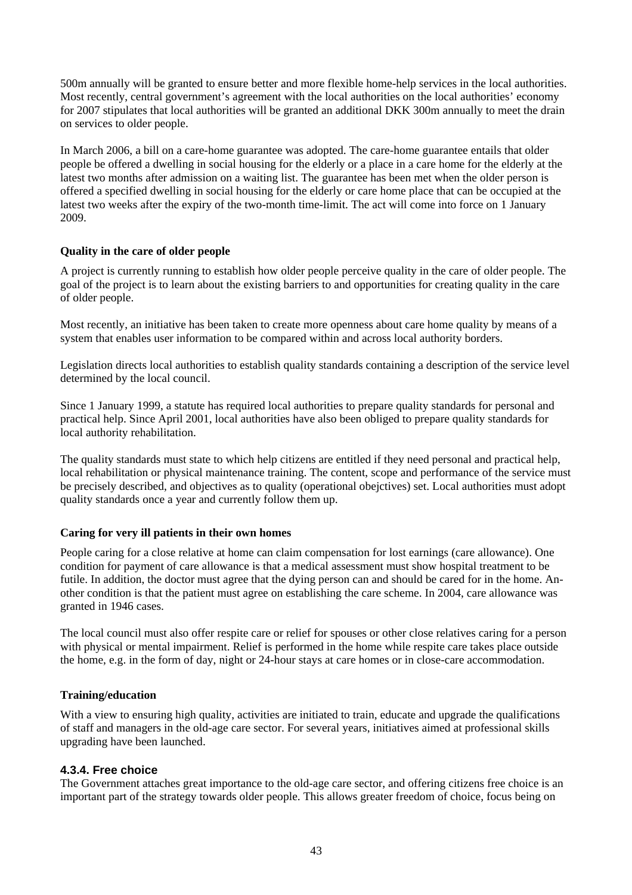500m annually will be granted to ensure better and more flexible home-help services in the local authorities. Most recently, central government's agreement with the local authorities on the local authorities' economy for 2007 stipulates that local authorities will be granted an additional DKK 300m annually to meet the drain on services to older people.

In March 2006, a bill on a care-home guarantee was adopted. The care-home guarantee entails that older people be offered a dwelling in social housing for the elderly or a place in a care home for the elderly at the latest two months after admission on a waiting list. The guarantee has been met when the older person is offered a specified dwelling in social housing for the elderly or care home place that can be occupied at the latest two weeks after the expiry of the two-month time-limit. The act will come into force on 1 January 2009.

**Quality in the care of older people**

A project is currently running to establish how older people perceive quality in the care of older people. The goal of the project is to learn about the existing barriers to and opportunities for creating quality in the care of older people.

Most recently, an initiative has been taken to create more openness about care home quality by means of a system that enables user information to be compared within and across local authority borders.

Legislation directs local authorities to establish quality standards containing a description of the service level determined by the local council.

Since 1 January 1999, a statute has required local authorities to prepare quality standards for personal and practical help. Since April 2001, local authorities have also been obliged to prepare quality standards for local authority rehabilitation.

The quality standards must state to which help citizens are entitled if they need personal and practical help, local rehabilitation or physical maintenance training. The content, scope and performance of the service must be precisely described, and objectives as to quality (operational obejctives) set. Local authorities must adopt quality standards once a year and currently follow them up.

**Caring for very ill patients in their own homes**

People caring for a close relative at home can claim compensation for lost earnings (care allowance). One condition for payment of care allowance is that a medical assessment must show hospital treatment to be futile. In addition, the doctor must agree that the dying person can and should be cared for in the home. Another condition is that the patient must agree on establishing the care scheme. In 2004, care allowance was granted in 1946 cases.

The local council must also offer respite care or relief for spouses or other close relatives caring for a person with physical or mental impairment. Relief is performed in the home while respite care takes place outside the home, e.g. in the form of day, night or 24-hour stays at care homes or in close-care accommodation.

**Training/education**

With a view to ensuring high quality, activities are initiated to train, educate and upgrade the qualifications of staff and managers in the old-age care sector. For several years, initiatives aimed at professional skills upgrading have been launched.

#### 4.3.4. Free choice

The Government attaches great importance to the old-age care sector, and offering citizens free choice is an important part of the strategy towards older people. This allows greater freedom of choice, focus being on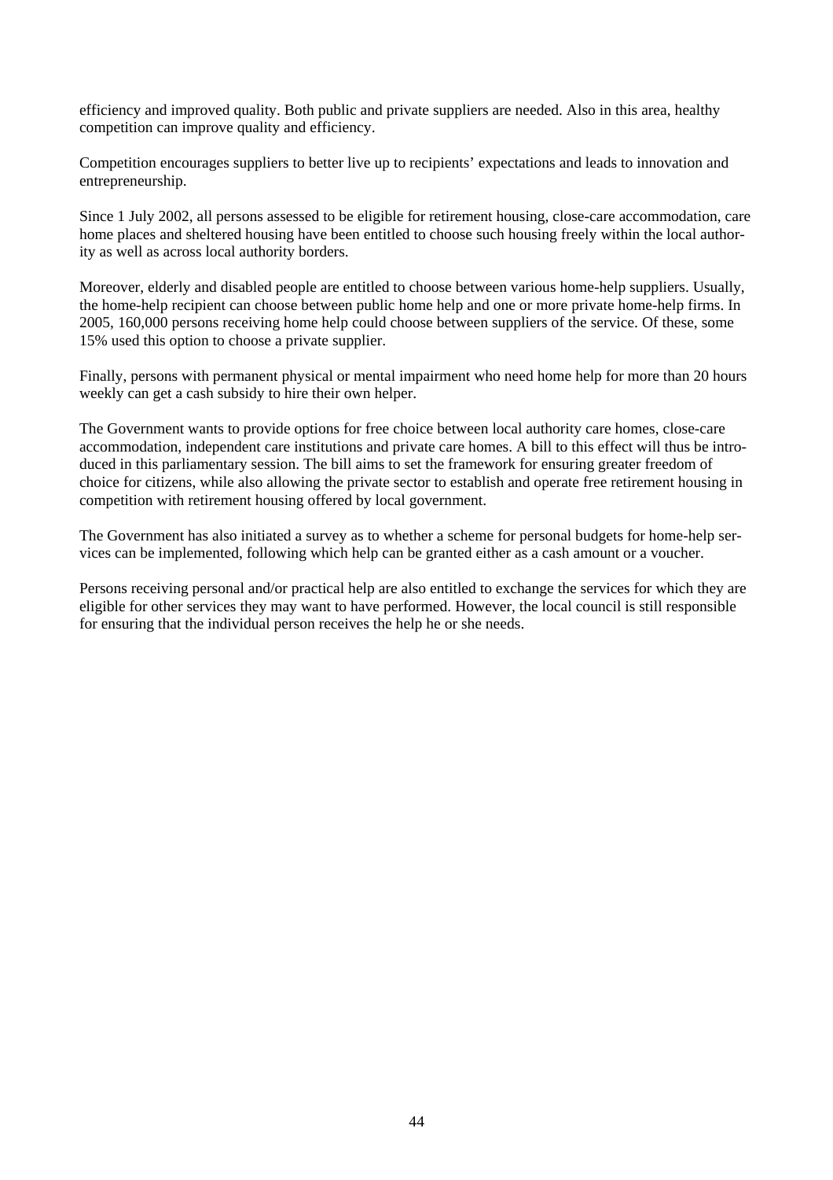efficiency and improved quality. Both public and private suppliers are needed. Also in this area, healthy competition can improve quality and efficiency.

Competition encourages suppliers to better live up to recipients' expectations and leads to innovation and entrepreneurship.

Since 1 July 2002, all persons assessed to be eligible for retirement housing, close-care accommodation, care home places and sheltered housing have been entitled to choose such housing freely within the local authority as well as across local authority borders.

Moreover, elderly and disabled people are entitled to choose between various home-help suppliers. Usually, the home-help recipient can choose between public home help and one or more private home-help firms. In 2005, 160,000 persons receiving home help could choose between suppliers of the service. Of these, some 15% used this option to choose a private supplier.

Finally, persons with permanent physical or mental impairment who need home help for more than 20 hours weekly can get a cash subsidy to hire their own helper.

The Government wants to provide options for free choice between local authority care homes, close-care accommodation, independent care institutions and private care homes. A bill to this effect will thus be introduced in this parliamentary session. The bill aims to set the framework for ensuring greater freedom of choice for citizens, while also allowing the private sector to establish and operate free retirement housing in competition with retirement housing offered by local government.

The Government has also initiated a survey as to whether a scheme for personal budgets for home-help services can be implemented, following which help can be granted either as a cash amount or a voucher.

Persons receiving personal and/or practical help are also entitled to exchange the services for which they are eligible for other services they may want to have performed. However, the local council is still responsible for ensuring that the individual person receives the help he or she needs.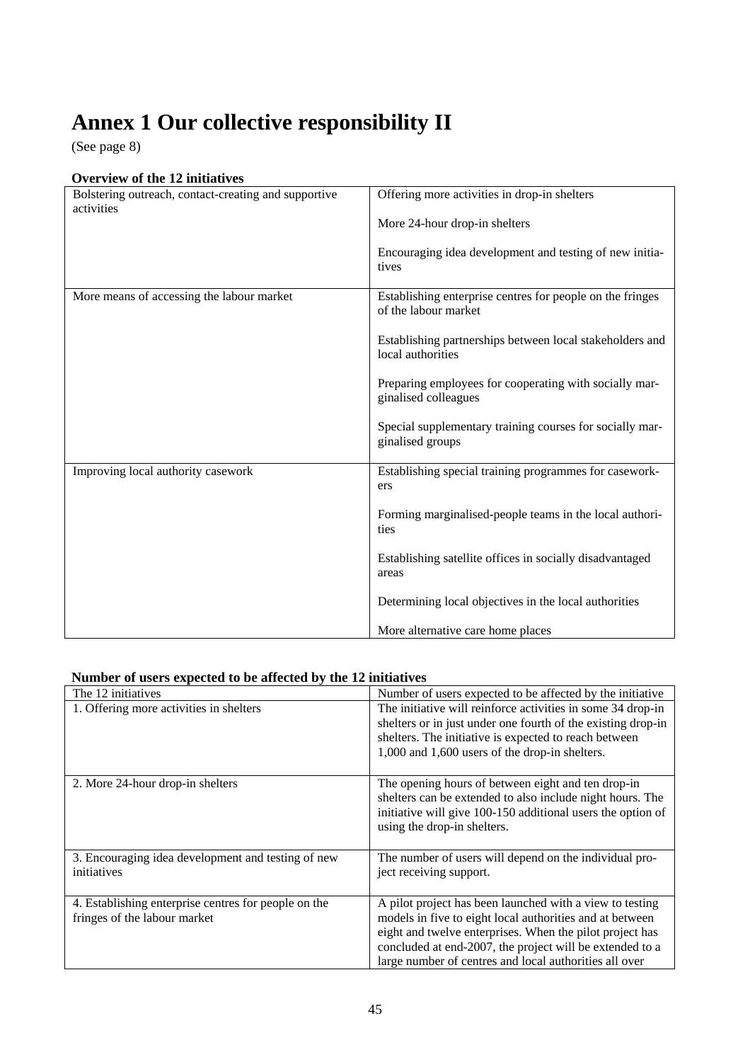# Annex 1 Our collective responsibility II

(See page 8)

**Overview of the 12 initiatives**

| | |
|---|---|
| Bolstering outreach, contact-creating and supportive activities | Offering more activities in drop-in shelters<br><br>More 24-hour drop-in shelters<br><br>Encouraging idea development and testing of new initiatives |
| More means of accessing the labour market | Establishing enterprise centres for people on the fringes of the labour market<br><br>Establishing partnerships between local stakeholders and local authorities<br><br>Preparing employees for cooperating with socially marginalised colleagues<br><br>Special supplementary training courses for socially marginalised groups |
| Improving local authority casework | Establishing special training programmes for caseworkers<br><br>Forming marginalised-people teams in the local authorities<br><br>Establishing satellite offices in socially disadvantaged areas<br><br>Determining local objectives in the local authorities<br><br>More alternative care home places |

**Number of users expected to be affected by the 12 initiatives**

| The 12 initiatives | Number of users expected to be affected by the initiative |
|---|---|
| 1. Offering more activities in shelters | The initiative will reinforce activities in some 34 drop-in shelters or in just under one fourth of the existing drop-in shelters. The initiative is expected to reach between 1,000 and 1,600 users of the drop-in shelters. |
| 2. More 24-hour drop-in shelters | The opening hours of between eight and ten drop-in shelters can be extended to also include night hours. The initiative will give 100-150 additional users the option of using the drop-in shelters. |
| 3. Encouraging idea development and testing of new initiatives | The number of users will depend on the individual project receiving support. |
| 4. Establishing enterprise centres for people on the fringes of the labour market | A pilot project has been launched with a view to testing models in five to eight local authorities and at between eight and twelve enterprises. When the pilot project has concluded at end-2007, the project will be extended to a large number of centres and local authorities all over |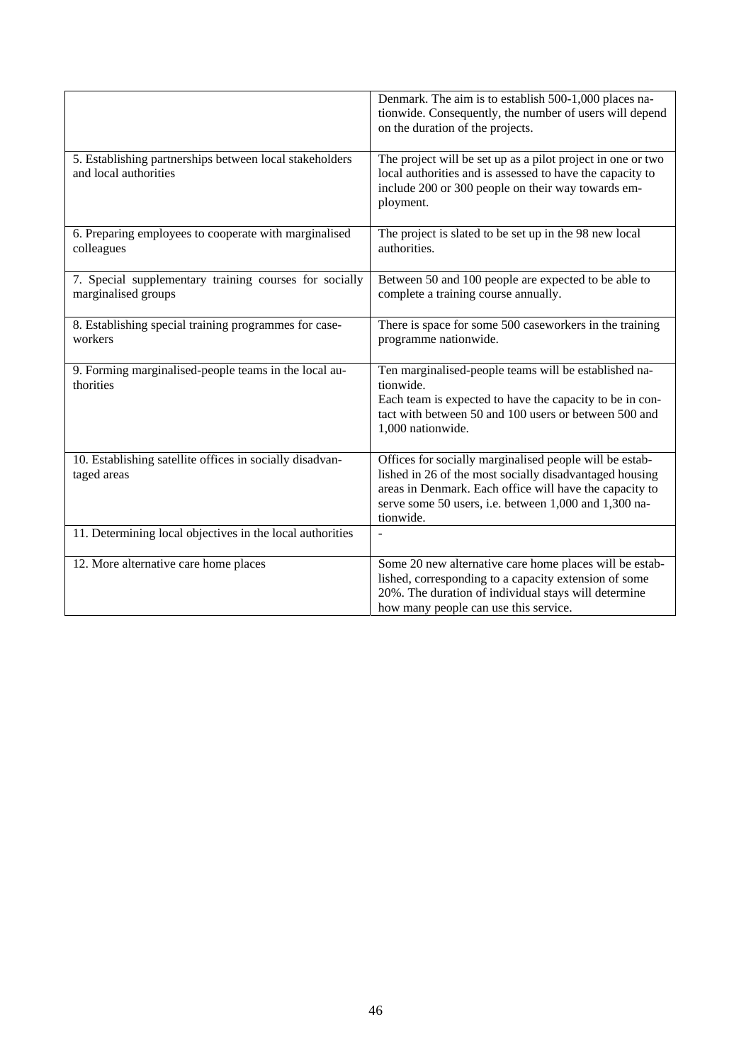|  |  |
|---|---|
|  | Denmark. The aim is to establish 500-1,000 places nationwide. Consequently, the number of users will depend on the duration of the projects. |
| 5. Establishing partnerships between local stakeholders and local authorities | The project will be set up as a pilot project in one or two local authorities and is assessed to have the capacity to include 200 or 300 people on their way towards employment. |
| 6. Preparing employees to cooperate with marginalised colleagues | The project is slated to be set up in the 98 new local authorities. |
| 7. Special supplementary training courses for socially marginalised groups | Between 50 and 100 people are expected to be able to complete a training course annually. |
| 8. Establishing special training programmes for caseworkers | There is space for some 500 caseworkers in the training programme nationwide. |
| 9. Forming marginalised-people teams in the local authorities | Ten marginalised-people teams will be established nationwide.<br>Each team is expected to have the capacity to be in contact with between 50 and 100 users or between 500 and 1,000 nationwide. |
| 10. Establishing satellite offices in socially disadvantaged areas | Offices for socially marginalised people will be established in 26 of the most socially disadvantaged housing areas in Denmark. Each office will have the capacity to serve some 50 users, i.e. between 1,000 and 1,300 nationwide. |
| 11. Determining local objectives in the local authorities | - |
| 12. More alternative care home places | Some 20 new alternative care home places will be established, corresponding to a capacity extension of some 20%. The duration of individual stays will determine how many people can use this service. |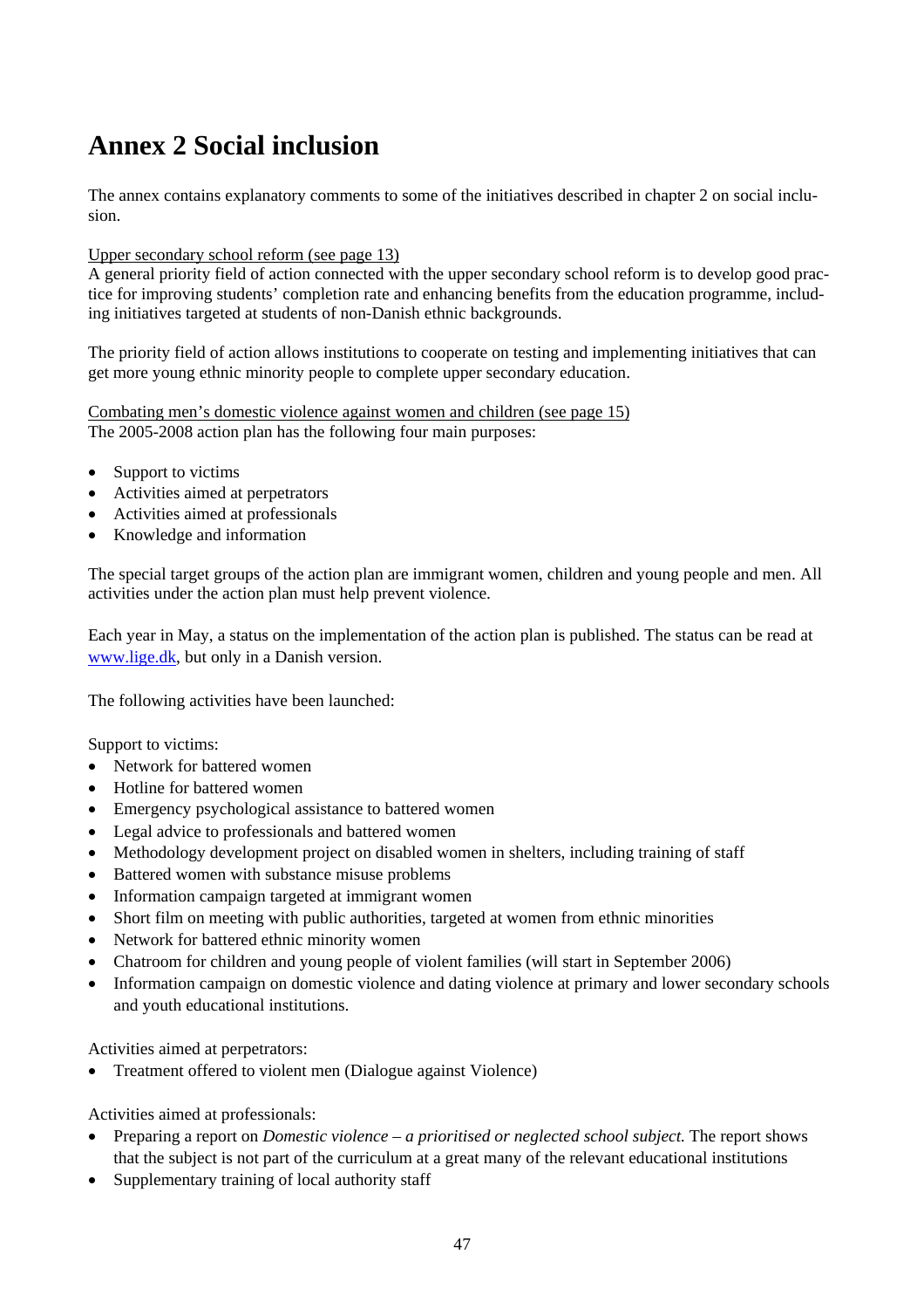# Annex 2 Social inclusion

The annex contains explanatory comments to some of the initiatives described in chapter 2 on social inclusion.

<u>Upper secondary school reform (see page 13)</u>
A general priority field of action connected with the upper secondary school reform is to develop good practice for improving students' completion rate and enhancing benefits from the education programme, including initiatives targeted at students of non-Danish ethnic backgrounds.

The priority field of action allows institutions to cooperate on testing and implementing initiatives that can get more young ethnic minority people to complete upper secondary education.

<u>Combating men's domestic violence against women and children (see page 15)</u>
The 2005-2008 action plan has the following four main purposes:

- Support to victims
- Activities aimed at perpetrators
- Activities aimed at professionals
- Knowledge and information

The special target groups of the action plan are immigrant women, children and young people and men. All activities under the action plan must help prevent violence.

Each year in May, a status on the implementation of the action plan is published. The status can be read at www.lige.dk, but only in a Danish version.

The following activities have been launched:

Support to victims:

- Network for battered women
- Hotline for battered women
- Emergency psychological assistance to battered women
- Legal advice to professionals and battered women
- Methodology development project on disabled women in shelters, including training of staff
- Battered women with substance misuse problems
- Information campaign targeted at immigrant women
- Short film on meeting with public authorities, targeted at women from ethnic minorities
- Network for battered ethnic minority women
- Chatroom for children and young people of violent families (will start in September 2006)
- Information campaign on domestic violence and dating violence at primary and lower secondary schools and youth educational institutions.

Activities aimed at perpetrators:

- Treatment offered to violent men (Dialogue against Violence)

Activities aimed at professionals:

- Preparing a report on *Domestic violence – a prioritised or neglected school subject.* The report shows that the subject is not part of the curriculum at a great many of the relevant educational institutions
- Supplementary training of local authority staff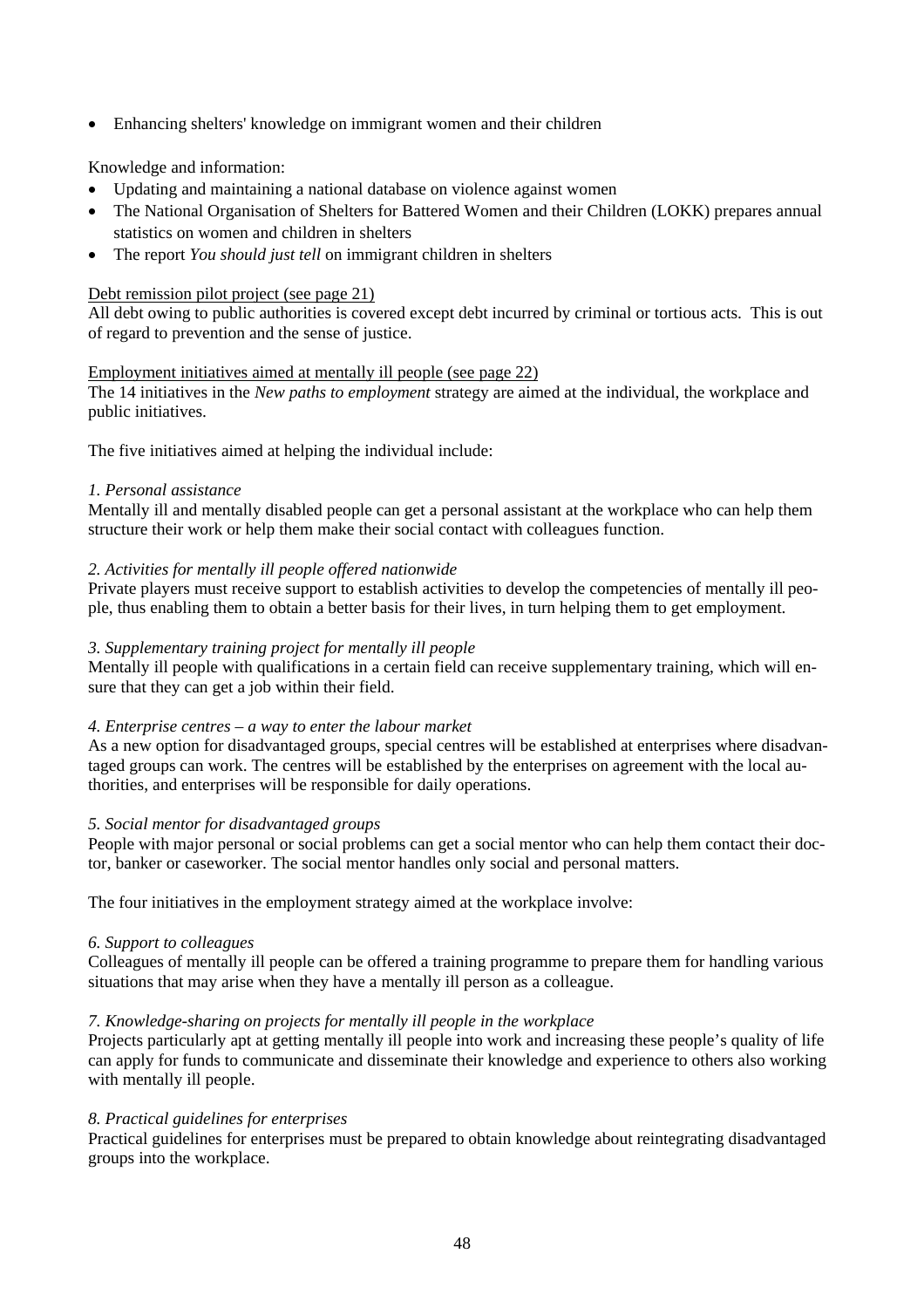- Enhancing shelters' knowledge on immigrant women and their children

Knowledge and information:

- Updating and maintaining a national database on violence against women
- The National Organisation of Shelters for Battered Women and their Children (LOKK) prepares annual statistics on women and children in shelters
- The report *You should just tell* on immigrant children in shelters

Debt remission pilot project (see page 21)

All debt owing to public authorities is covered except debt incurred by criminal or tortious acts. This is out of regard to prevention and the sense of justice.

Employment initiatives aimed at mentally ill people (see page 22)

The 14 initiatives in the *New paths to employment* strategy are aimed at the individual, the workplace and public initiatives.

The five initiatives aimed at helping the individual include:

*1. Personal assistance*

Mentally ill and mentally disabled people can get a personal assistant at the workplace who can help them structure their work or help them make their social contact with colleagues function.

*2. Activities for mentally ill people offered nationwide*

Private players must receive support to establish activities to develop the competencies of mentally ill people, thus enabling them to obtain a better basis for their lives, in turn helping them to get employment.

*3. Supplementary training project for mentally ill people*

Mentally ill people with qualifications in a certain field can receive supplementary training, which will ensure that they can get a job within their field.

*4. Enterprise centres – a way to enter the labour market*

As a new option for disadvantaged groups, special centres will be established at enterprises where disadvantaged groups can work. The centres will be established by the enterprises on agreement with the local authorities, and enterprises will be responsible for daily operations.

*5. Social mentor for disadvantaged groups*

People with major personal or social problems can get a social mentor who can help them contact their doctor, banker or caseworker. The social mentor handles only social and personal matters.

The four initiatives in the employment strategy aimed at the workplace involve:

*6. Support to colleagues*

Colleagues of mentally ill people can be offered a training programme to prepare them for handling various situations that may arise when they have a mentally ill person as a colleague.

*7. Knowledge-sharing on projects for mentally ill people in the workplace*

Projects particularly apt at getting mentally ill people into work and increasing these people's quality of life can apply for funds to communicate and disseminate their knowledge and experience to others also working with mentally ill people.

*8. Practical guidelines for enterprises*

Practical guidelines for enterprises must be prepared to obtain knowledge about reintegrating disadvantaged groups into the workplace.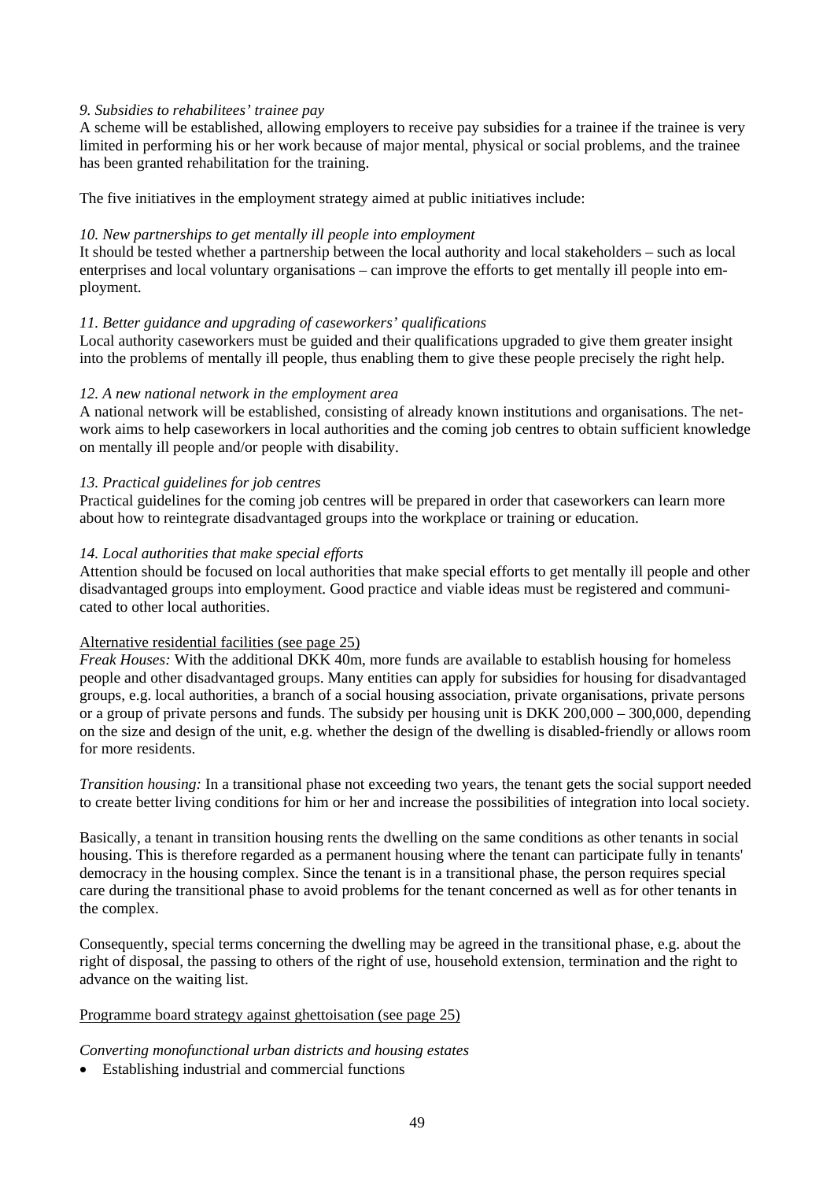*9. Subsidies to rehabilitees' trainee pay*
A scheme will be established, allowing employers to receive pay subsidies for a trainee if the trainee is very limited in performing his or her work because of major mental, physical or social problems, and the trainee has been granted rehabilitation for the training.

The five initiatives in the employment strategy aimed at public initiatives include:

*10. New partnerships to get mentally ill people into employment*
It should be tested whether a partnership between the local authority and local stakeholders – such as local enterprises and local voluntary organisations – can improve the efforts to get mentally ill people into employment.

*11. Better guidance and upgrading of caseworkers' qualifications*
Local authority caseworkers must be guided and their qualifications upgraded to give them greater insight into the problems of mentally ill people, thus enabling them to give these people precisely the right help.

*12. A new national network in the employment area*
A national network will be established, consisting of already known institutions and organisations. The network aims to help caseworkers in local authorities and the coming job centres to obtain sufficient knowledge on mentally ill people and/or people with disability.

*13. Practical guidelines for job centres*
Practical guidelines for the coming job centres will be prepared in order that caseworkers can learn more about how to reintegrate disadvantaged groups into the workplace or training or education.

*14. Local authorities that make special efforts*
Attention should be focused on local authorities that make special efforts to get mentally ill people and other disadvantaged groups into employment. Good practice and viable ideas must be registered and communicated to other local authorities.

<u>Alternative residential facilities (see page 25)</u>
*Freak Houses:* With the additional DKK 40m, more funds are available to establish housing for homeless people and other disadvantaged groups. Many entities can apply for subsidies for housing for disadvantaged groups, e.g. local authorities, a branch of a social housing association, private organisations, private persons or a group of private persons and funds. The subsidy per housing unit is DKK 200,000 – 300,000, depending on the size and design of the unit, e.g. whether the design of the dwelling is disabled-friendly or allows room for more residents.

*Transition housing:* In a transitional phase not exceeding two years, the tenant gets the social support needed to create better living conditions for him or her and increase the possibilities of integration into local society.

Basically, a tenant in transition housing rents the dwelling on the same conditions as other tenants in social housing. This is therefore regarded as a permanent housing where the tenant can participate fully in tenants' democracy in the housing complex. Since the tenant is in a transitional phase, the person requires special care during the transitional phase to avoid problems for the tenant concerned as well as for other tenants in the complex.

Consequently, special terms concerning the dwelling may be agreed in the transitional phase, e.g. about the right of disposal, the passing to others of the right of use, household extension, termination and the right to advance on the waiting list.

<u>Programme board strategy against ghettoisation (see page 25)</u>

*Converting monofunctional urban districts and housing estates*

- Establishing industrial and commercial functions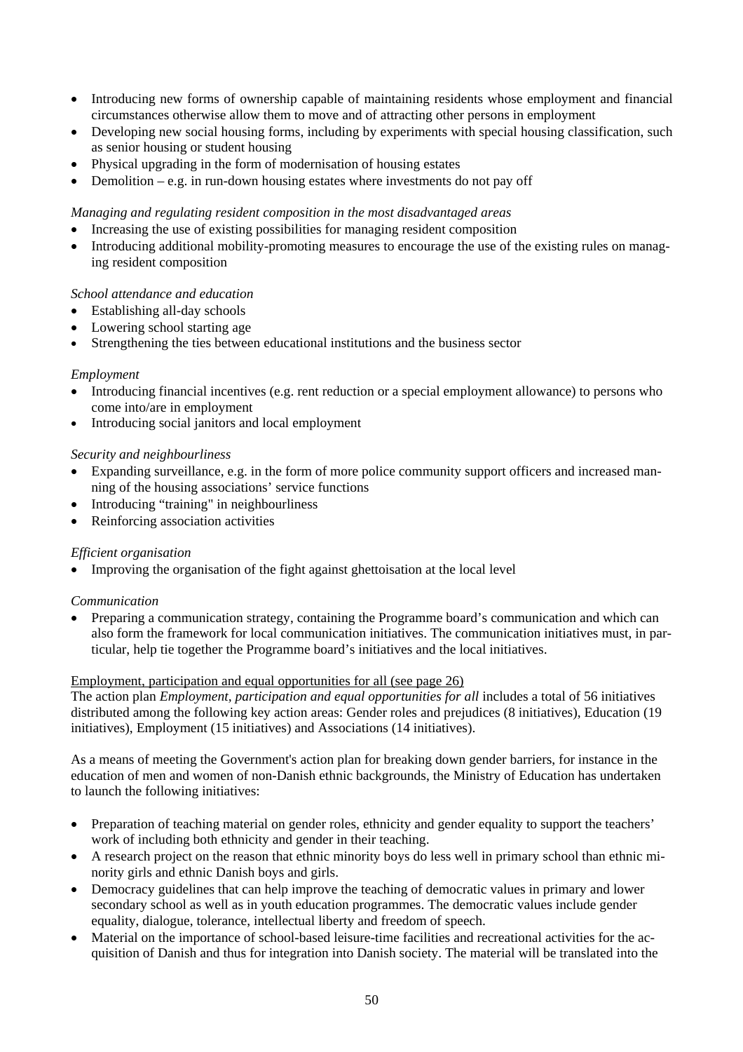- Introducing new forms of ownership capable of maintaining residents whose employment and financial circumstances otherwise allow them to move and of attracting other persons in employment
- Developing new social housing forms, including by experiments with special housing classification, such as senior housing or student housing
- Physical upgrading in the form of modernisation of housing estates
- Demolition – e.g. in run-down housing estates where investments do not pay off

*Managing and regulating resident composition in the most disadvantaged areas*

- Increasing the use of existing possibilities for managing resident composition
- Introducing additional mobility-promoting measures to encourage the use of the existing rules on managing resident composition

*School attendance and education*

- Establishing all-day schools
- Lowering school starting age
- Strengthening the ties between educational institutions and the business sector

*Employment*

- Introducing financial incentives (e.g. rent reduction or a special employment allowance) to persons who come into/are in employment
- Introducing social janitors and local employment

*Security and neighbourliness*

- Expanding surveillance, e.g. in the form of more police community support officers and increased manning of the housing associations' service functions
- Introducing "training" in neighbourliness
- Reinforcing association activities

*Efficient organisation*

- Improving the organisation of the fight against ghettoisation at the local level

*Communication*

- Preparing a communication strategy, containing the Programme board's communication and which can also form the framework for local communication initiatives. The communication initiatives must, in particular, help tie together the Programme board's initiatives and the local initiatives.

Employment, participation and equal opportunities for all (see page 26)

The action plan *Employment, participation and equal opportunities for all* includes a total of 56 initiatives distributed among the following key action areas: Gender roles and prejudices (8 initiatives), Education (19 initiatives), Employment (15 initiatives) and Associations (14 initiatives).

As a means of meeting the Government's action plan for breaking down gender barriers, for instance in the education of men and women of non-Danish ethnic backgrounds, the Ministry of Education has undertaken to launch the following initiatives:

- Preparation of teaching material on gender roles, ethnicity and gender equality to support the teachers' work of including both ethnicity and gender in their teaching.
- A research project on the reason that ethnic minority boys do less well in primary school than ethnic minority girls and ethnic Danish boys and girls.
- Democracy guidelines that can help improve the teaching of democratic values in primary and lower secondary school as well as in youth education programmes. The democratic values include gender equality, dialogue, tolerance, intellectual liberty and freedom of speech.
- Material on the importance of school-based leisure-time facilities and recreational activities for the acquisition of Danish and thus for integration into Danish society. The material will be translated into the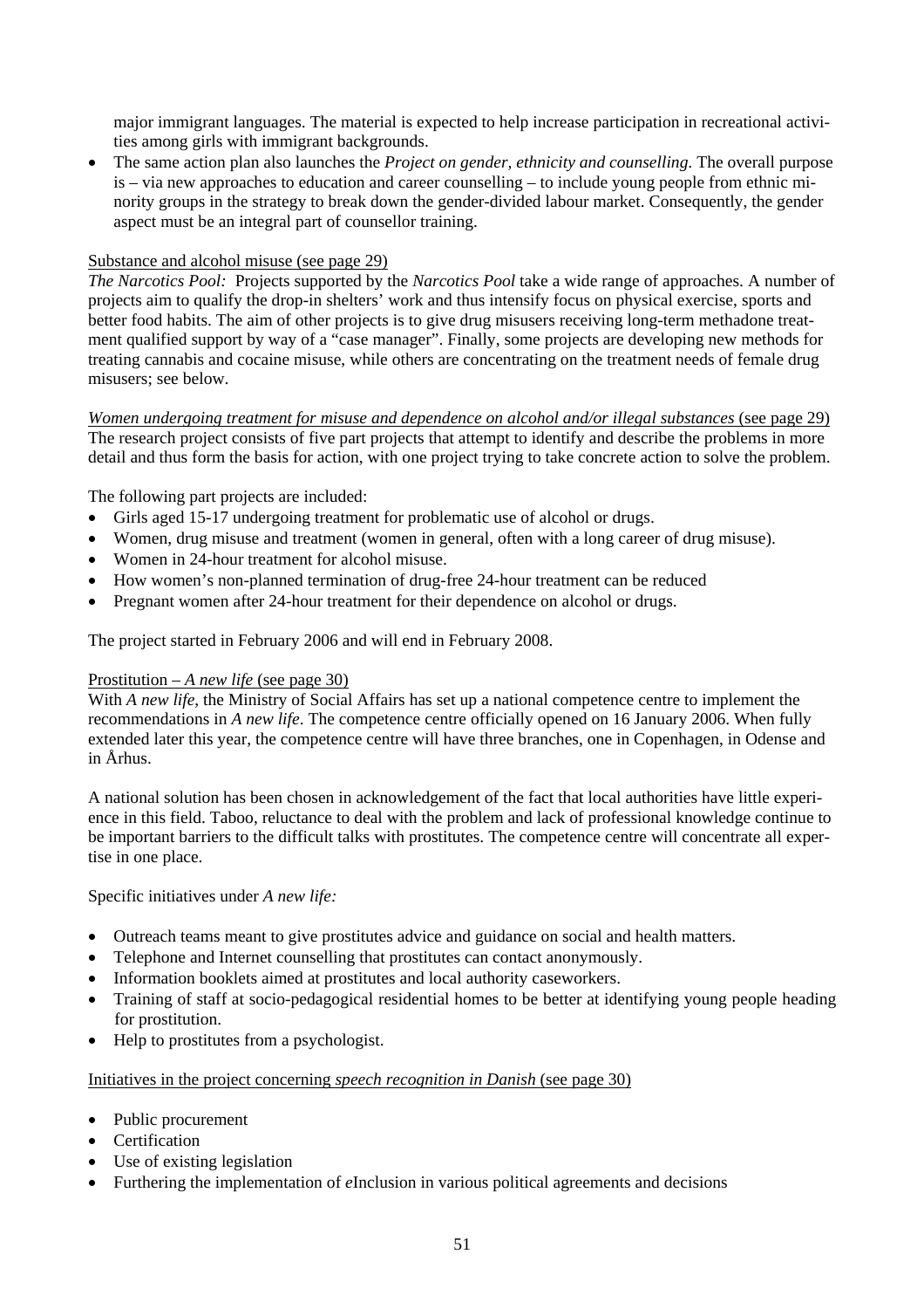major immigrant languages. The material is expected to help increase participation in recreational activities among girls with immigrant backgrounds.

- The same action plan also launches the *Project on gender, ethnicity and counselling.* The overall purpose is – via new approaches to education and career counselling – to include young people from ethnic minority groups in the strategy to break down the gender-divided labour market. Consequently, the gender aspect must be an integral part of counsellor training.

<u>Substance and alcohol misuse (see page 29)</u>
*The Narcotics Pool:* Projects supported by the *Narcotics Pool* take a wide range of approaches. A number of projects aim to qualify the drop-in shelters' work and thus intensify focus on physical exercise, sports and better food habits. The aim of other projects is to give drug misusers receiving long-term methadone treatment qualified support by way of a "case manager". Finally, some projects are developing new methods for treating cannabis and cocaine misuse, while others are concentrating on the treatment needs of female drug misusers; see below.

<u>*Women undergoing treatment for misuse and dependence on alcohol and/or illegal substances* (see page 29)</u>
The research project consists of five part projects that attempt to identify and describe the problems in more detail and thus form the basis for action, with one project trying to take concrete action to solve the problem.

The following part projects are included:

- Girls aged 15-17 undergoing treatment for problematic use of alcohol or drugs.
- Women, drug misuse and treatment (women in general, often with a long career of drug misuse).
- Women in 24-hour treatment for alcohol misuse.
- How women's non-planned termination of drug-free 24-hour treatment can be reduced
- Pregnant women after 24-hour treatment for their dependence on alcohol or drugs.

The project started in February 2006 and will end in February 2008.

<u>Prostitution – *A new life* (see page 30)</u>
With *A new life*, the Ministry of Social Affairs has set up a national competence centre to implement the recommendations in *A new life*. The competence centre officially opened on 16 January 2006. When fully extended later this year, the competence centre will have three branches, one in Copenhagen, in Odense and in Århus.

A national solution has been chosen in acknowledgement of the fact that local authorities have little experience in this field. Taboo, reluctance to deal with the problem and lack of professional knowledge continue to be important barriers to the difficult talks with prostitutes. The competence centre will concentrate all expertise in one place.

Specific initiatives under *A new life:*

- Outreach teams meant to give prostitutes advice and guidance on social and health matters.
- Telephone and Internet counselling that prostitutes can contact anonymously.
- Information booklets aimed at prostitutes and local authority caseworkers.
- Training of staff at socio-pedagogical residential homes to be better at identifying young people heading for prostitution.
- Help to prostitutes from a psychologist.

<u>Initiatives in the project concerning *speech recognition in Danish* (see page 30)</u>

- Public procurement
- Certification
- Use of existing legislation
- Furthering the implementation of *e*Inclusion in various political agreements and decisions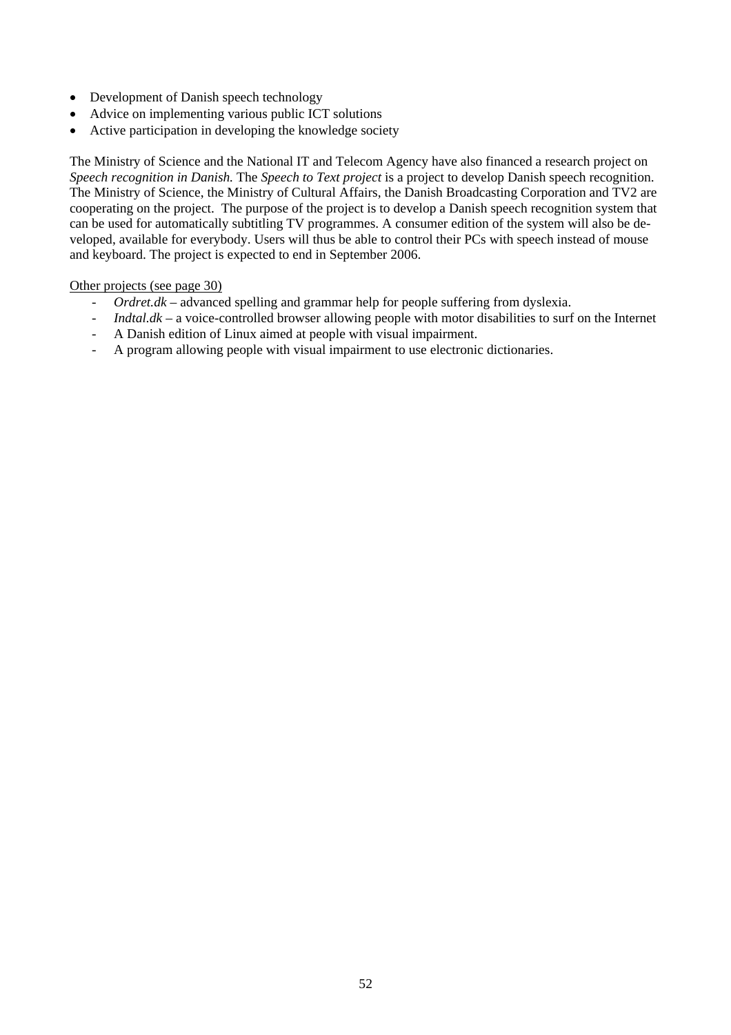- Development of Danish speech technology
- Advice on implementing various public ICT solutions
- Active participation in developing the knowledge society

The Ministry of Science and the National IT and Telecom Agency have also financed a research project on *Speech recognition in Danish.* The *Speech to Text project* is a project to develop Danish speech recognition. The Ministry of Science, the Ministry of Cultural Affairs, the Danish Broadcasting Corporation and TV2 are cooperating on the project. The purpose of the project is to develop a Danish speech recognition system that can be used for automatically subtitling TV programmes. A consumer edition of the system will also be developed, available for everybody. Users will thus be able to control their PCs with speech instead of mouse and keyboard. The project is expected to end in September 2006.

<u>Other projects (see page 30)</u>

- *Ordret.dk* – advanced spelling and grammar help for people suffering from dyslexia.
- *Indtal.dk* – a voice-controlled browser allowing people with motor disabilities to surf on the Internet
- A Danish edition of Linux aimed at people with visual impairment.
- A program allowing people with visual impairment to use electronic dictionaries.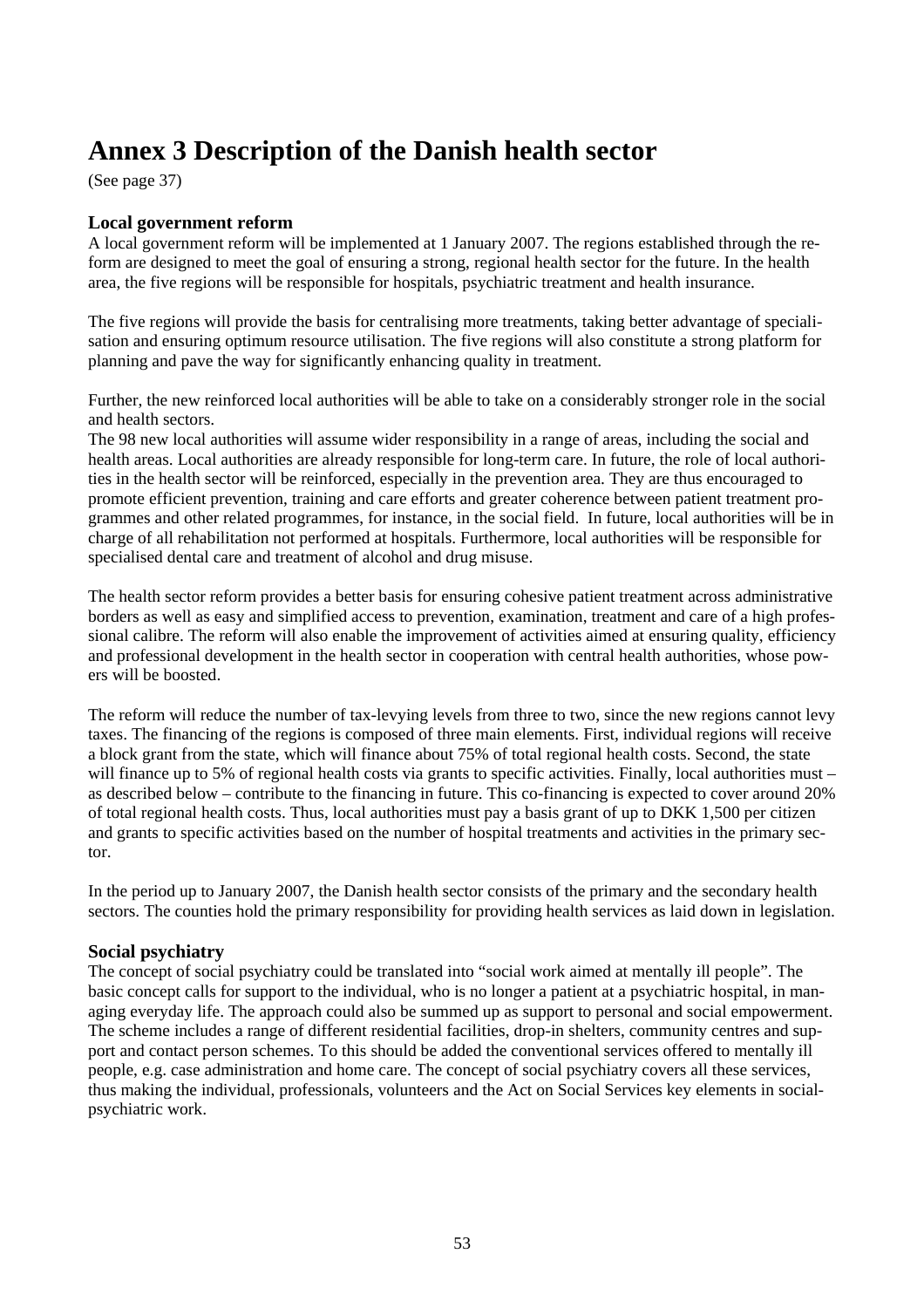# Annex 3 Description of the Danish health sector

(See page 37)

### Local government reform

A local government reform will be implemented at 1 January 2007. The regions established through the reform are designed to meet the goal of ensuring a strong, regional health sector for the future. In the health area, the five regions will be responsible for hospitals, psychiatric treatment and health insurance.

The five regions will provide the basis for centralising more treatments, taking better advantage of specialisation and ensuring optimum resource utilisation. The five regions will also constitute a strong platform for planning and pave the way for significantly enhancing quality in treatment.

Further, the new reinforced local authorities will be able to take on a considerably stronger role in the social and health sectors.

The 98 new local authorities will assume wider responsibility in a range of areas, including the social and health areas. Local authorities are already responsible for long-term care. In future, the role of local authorities in the health sector will be reinforced, especially in the prevention area. They are thus encouraged to promote efficient prevention, training and care efforts and greater coherence between patient treatment programmes and other related programmes, for instance, in the social field. In future, local authorities will be in charge of all rehabilitation not performed at hospitals. Furthermore, local authorities will be responsible for specialised dental care and treatment of alcohol and drug misuse.

The health sector reform provides a better basis for ensuring cohesive patient treatment across administrative borders as well as easy and simplified access to prevention, examination, treatment and care of a high professional calibre. The reform will also enable the improvement of activities aimed at ensuring quality, efficiency and professional development in the health sector in cooperation with central health authorities, whose powers will be boosted.

The reform will reduce the number of tax-levying levels from three to two, since the new regions cannot levy taxes. The financing of the regions is composed of three main elements. First, individual regions will receive a block grant from the state, which will finance about 75% of total regional health costs. Second, the state will finance up to 5% of regional health costs via grants to specific activities. Finally, local authorities must – as described below – contribute to the financing in future. This co-financing is expected to cover around 20% of total regional health costs. Thus, local authorities must pay a basis grant of up to DKK 1,500 per citizen and grants to specific activities based on the number of hospital treatments and activities in the primary sector.

In the period up to January 2007, the Danish health sector consists of the primary and the secondary health sectors. The counties hold the primary responsibility for providing health services as laid down in legislation.

### Social psychiatry

The concept of social psychiatry could be translated into "social work aimed at mentally ill people". The basic concept calls for support to the individual, who is no longer a patient at a psychiatric hospital, in managing everyday life. The approach could also be summed up as support to personal and social empowerment. The scheme includes a range of different residential facilities, drop-in shelters, community centres and support and contact person schemes. To this should be added the conventional services offered to mentally ill people, e.g. case administration and home care. The concept of social psychiatry covers all these services, thus making the individual, professionals, volunteers and the Act on Social Services key elements in social-psychiatric work.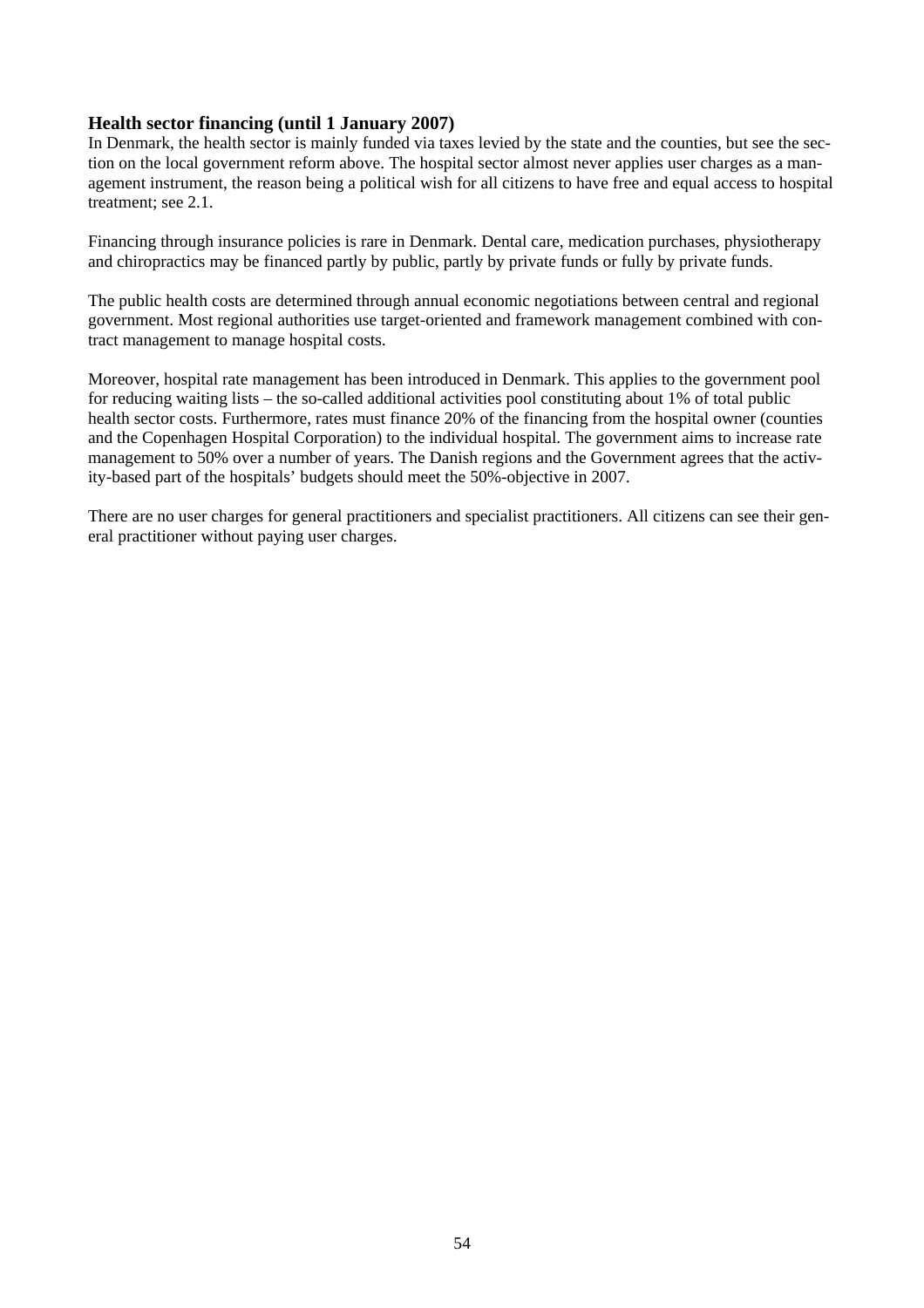### Health sector financing (until 1 January 2007)

In Denmark, the health sector is mainly funded via taxes levied by the state and the counties, but see the section on the local government reform above. The hospital sector almost never applies user charges as a management instrument, the reason being a political wish for all citizens to have free and equal access to hospital treatment; see 2.1.

Financing through insurance policies is rare in Denmark. Dental care, medication purchases, physiotherapy and chiropractics may be financed partly by public, partly by private funds or fully by private funds.

The public health costs are determined through annual economic negotiations between central and regional government. Most regional authorities use target-oriented and framework management combined with contract management to manage hospital costs.

Moreover, hospital rate management has been introduced in Denmark. This applies to the government pool for reducing waiting lists – the so-called additional activities pool constituting about 1% of total public health sector costs. Furthermore, rates must finance 20% of the financing from the hospital owner (counties and the Copenhagen Hospital Corporation) to the individual hospital. The government aims to increase rate management to 50% over a number of years. The Danish regions and the Government agrees that the activity-based part of the hospitals' budgets should meet the 50%-objective in 2007.

There are no user charges for general practitioners and specialist practitioners. All citizens can see their general practitioner without paying user charges.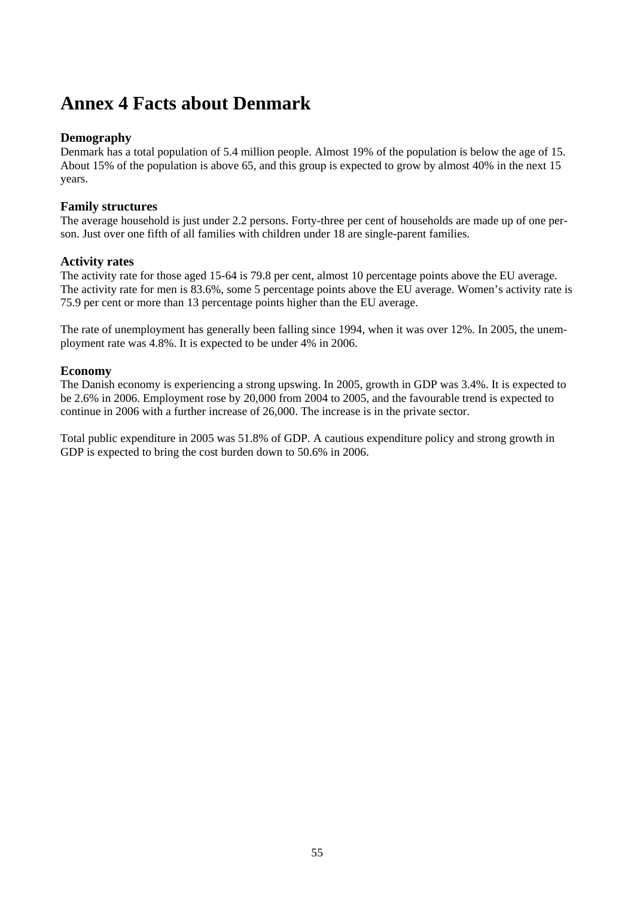# Annex 4 Facts about Denmark

### Demography

Denmark has a total population of 5.4 million people. Almost 19% of the population is below the age of 15. About 15% of the population is above 65, and this group is expected to grow by almost 40% in the next 15 years.

### Family structures

The average household is just under 2.2 persons. Forty-three per cent of households are made up of one person. Just over one fifth of all families with children under 18 are single-parent families.

### Activity rates

The activity rate for those aged 15-64 is 79.8 per cent, almost 10 percentage points above the EU average. The activity rate for men is 83.6%, some 5 percentage points above the EU average. Women's activity rate is 75.9 per cent or more than 13 percentage points higher than the EU average.

The rate of unemployment has generally been falling since 1994, when it was over 12%. In 2005, the unemployment rate was 4.8%. It is expected to be under 4% in 2006.

### Economy

The Danish economy is experiencing a strong upswing. In 2005, growth in GDP was 3.4%. It is expected to be 2.6% in 2006. Employment rose by 20,000 from 2004 to 2005, and the favourable trend is expected to continue in 2006 with a further increase of 26,000. The increase is in the private sector.

Total public expenditure in 2005 was 51.8% of GDP. A cautious expenditure policy and strong growth in GDP is expected to bring the cost burden down to 50.6% in 2006.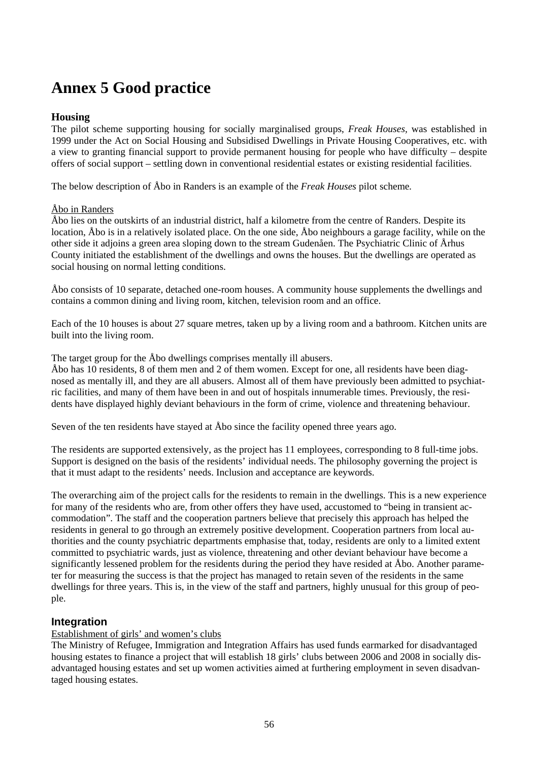# Annex 5 Good practice

### Housing

The pilot scheme supporting housing for socially marginalised groups, *Freak Houses*, was established in 1999 under the Act on Social Housing and Subsidised Dwellings in Private Housing Cooperatives, etc. with a view to granting financial support to provide permanent housing for people who have difficulty – despite offers of social support – settling down in conventional residential estates or existing residential facilities.

The below description of Åbo in Randers is an example of the *Freak Houses* pilot scheme.

Åbo in Randers

Åbo lies on the outskirts of an industrial district, half a kilometre from the centre of Randers. Despite its location, Åbo is in a relatively isolated place. On the one side, Åbo neighbours a garage facility, while on the other side it adjoins a green area sloping down to the stream Gudenåen. The Psychiatric Clinic of Århus County initiated the establishment of the dwellings and owns the houses. But the dwellings are operated as social housing on normal letting conditions.

Åbo consists of 10 separate, detached one-room houses. A community house supplements the dwellings and contains a common dining and living room, kitchen, television room and an office.

Each of the 10 houses is about 27 square metres, taken up by a living room and a bathroom. Kitchen units are built into the living room.

The target group for the Åbo dwellings comprises mentally ill abusers.
Åbo has 10 residents, 8 of them men and 2 of them women. Except for one, all residents have been diagnosed as mentally ill, and they are all abusers. Almost all of them have previously been admitted to psychiatric facilities, and many of them have been in and out of hospitals innumerable times. Previously, the residents have displayed highly deviant behaviours in the form of crime, violence and threatening behaviour.

Seven of the ten residents have stayed at Åbo since the facility opened three years ago.

The residents are supported extensively, as the project has 11 employees, corresponding to 8 full-time jobs. Support is designed on the basis of the residents' individual needs. The philosophy governing the project is that it must adapt to the residents' needs. Inclusion and acceptance are keywords.

The overarching aim of the project calls for the residents to remain in the dwellings. This is a new experience for many of the residents who are, from other offers they have used, accustomed to "being in transient accommodation". The staff and the cooperation partners believe that precisely this approach has helped the residents in general to go through an extremely positive development. Cooperation partners from local authorities and the county psychiatric departments emphasise that, today, residents are only to a limited extent committed to psychiatric wards, just as violence, threatening and other deviant behaviour have become a significantly lessened problem for the residents during the period they have resided at Åbo. Another parameter for measuring the success is that the project has managed to retain seven of the residents in the same dwellings for three years. This is, in the view of the staff and partners, highly unusual for this group of people.

### Integration

Establishment of girls' and women's clubs

The Ministry of Refugee, Immigration and Integration Affairs has used funds earmarked for disadvantaged housing estates to finance a project that will establish 18 girls' clubs between 2006 and 2008 in socially disadvantaged housing estates and set up women activities aimed at furthering employment in seven disadvantaged housing estates.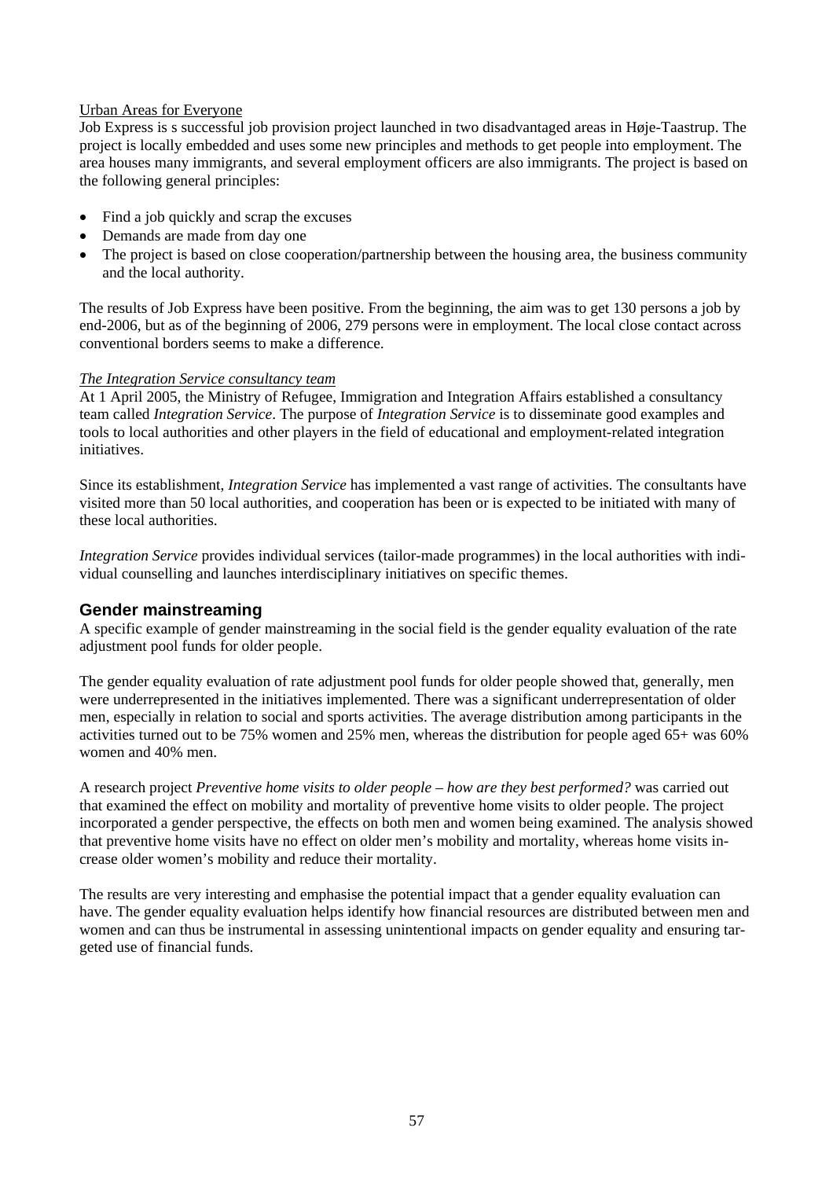Urban Areas for Everyone

Job Express is s successful job provision project launched in two disadvantaged areas in Høje-Taastrup. The project is locally embedded and uses some new principles and methods to get people into employment. The area houses many immigrants, and several employment officers are also immigrants. The project is based on the following general principles:

- Find a job quickly and scrap the excuses
- Demands are made from day one
- The project is based on close cooperation/partnership between the housing area, the business community and the local authority.

The results of Job Express have been positive. From the beginning, the aim was to get 130 persons a job by end-2006, but as of the beginning of 2006, 279 persons were in employment. The local close contact across conventional borders seems to make a difference.

*The Integration Service consultancy team*

At 1 April 2005, the Ministry of Refugee, Immigration and Integration Affairs established a consultancy team called *Integration Service*. The purpose of *Integration Service* is to disseminate good examples and tools to local authorities and other players in the field of educational and employment-related integration initiatives.

Since its establishment, *Integration Service* has implemented a vast range of activities. The consultants have visited more than 50 local authorities, and cooperation has been or is expected to be initiated with many of these local authorities.

*Integration Service* provides individual services (tailor-made programmes) in the local authorities with individual counselling and launches interdisciplinary initiatives on specific themes.

## Gender mainstreaming

A specific example of gender mainstreaming in the social field is the gender equality evaluation of the rate adjustment pool funds for older people.

The gender equality evaluation of rate adjustment pool funds for older people showed that, generally, men were underrepresented in the initiatives implemented. There was a significant underrepresentation of older men, especially in relation to social and sports activities. The average distribution among participants in the activities turned out to be 75% women and 25% men, whereas the distribution for people aged 65+ was 60% women and 40% men.

A research project *Preventive home visits to older people – how are they best performed?* was carried out that examined the effect on mobility and mortality of preventive home visits to older people. The project incorporated a gender perspective, the effects on both men and women being examined. The analysis showed that preventive home visits have no effect on older men's mobility and mortality, whereas home visits increase older women's mobility and reduce their mortality.

The results are very interesting and emphasise the potential impact that a gender equality evaluation can have. The gender equality evaluation helps identify how financial resources are distributed between men and women and can thus be instrumental in assessing unintentional impacts on gender equality and ensuring targeted use of financial funds.